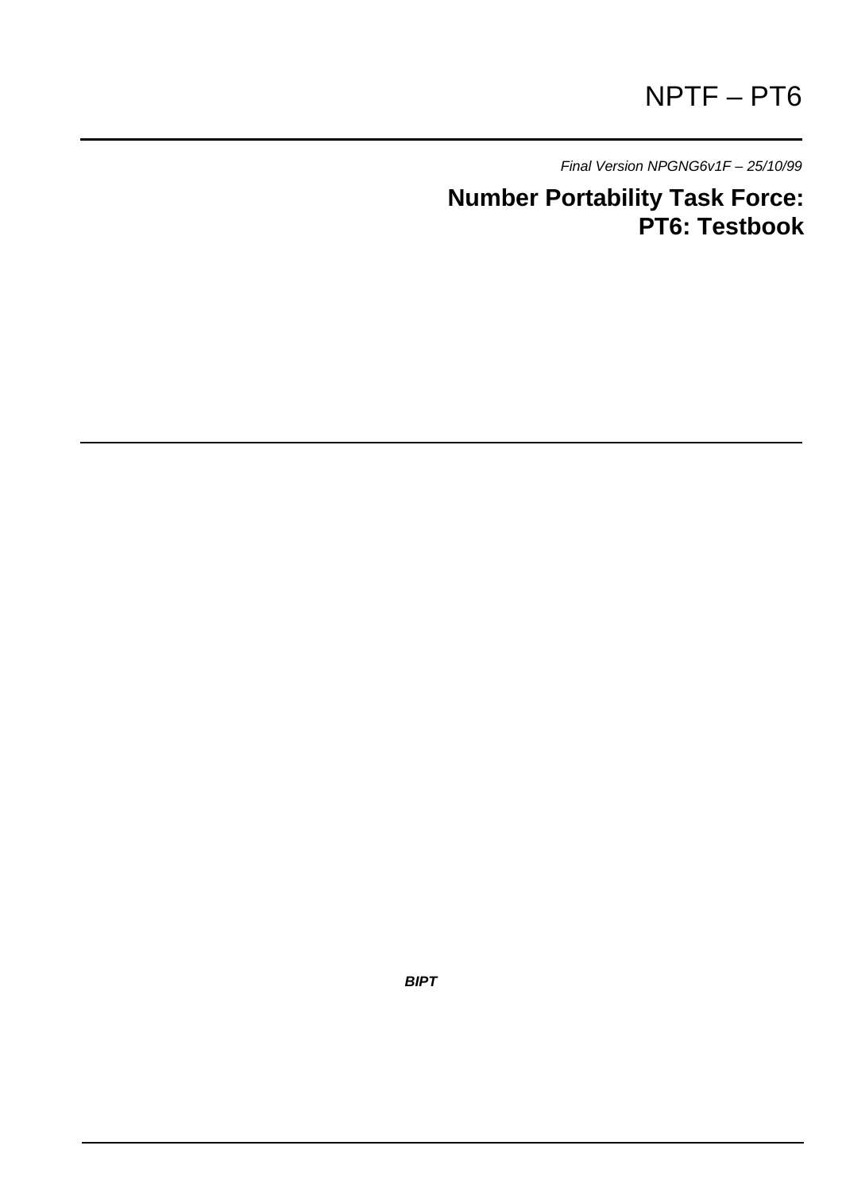NPTF – PT6

*Final Version NPGNG6v1F – 25/10/99*

# Number Portability Task Force: PT6: Testbook

***BIPT***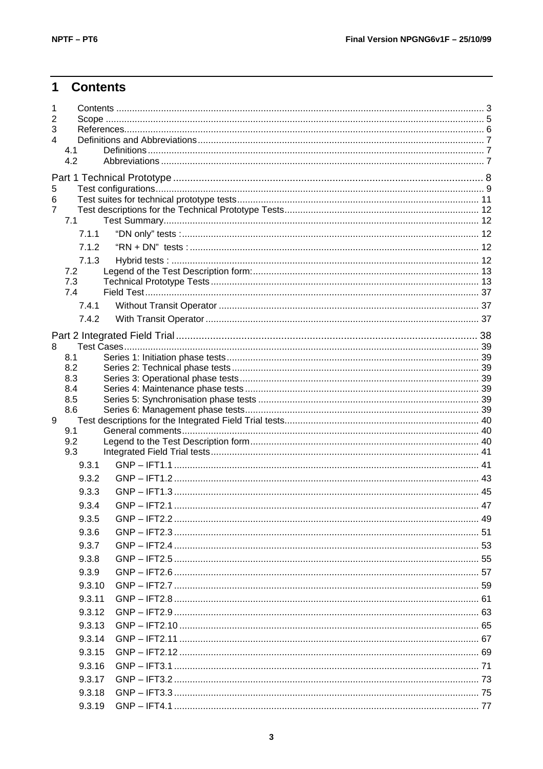# 1 Contents

1 Contents ........................................................................................................................................ 3
2 Scope ............................................................................................................................................. 5
3 References...................................................................................................................................... 6
4 Definitions and Abbreviations ........................................................................................................... 7
  4.1 Definitions ............................................................................................................................... 7
  4.2 Abbreviations ........................................................................................................................... 7

Part 1 Technical Prototype ........................................................................................................... 8
5 Test configurations............................................................................................................................ 9
6 Test suites for technical prototype tests........................................................................................... 11
7 Test descriptions for the Technical Prototype Tests........................................................................ 12
  7.1 Test Summary....................................................................................................................... 12
    7.1.1 "DN only" tests :................................................................................................................ 12
    7.1.2 "RN + DN" tests :............................................................................................................. 12
    7.1.3 Hybrid tests : .................................................................................................................... 12
  7.2 Legend of the Test Description form:..................................................................................... 13
  7.3 Technical Prototype Tests ..................................................................................................... 13
  7.4 Field Test.............................................................................................................................. 37
    7.4.1 Without Transit Operator .................................................................................................. 37
    7.4.2 With Transit Operator ....................................................................................................... 37

Part 2 Integrated Field Trial ......................................................................................................... 38
8 Test Cases..................................................................................................................................... 39
  8.1 Series 1: Initiation phase tests ............................................................................................... 39
  8.2 Series 2: Technical phase tests ............................................................................................. 39
  8.3 Series 3: Operational phase tests .......................................................................................... 39
  8.4 Series 4: Maintenance phase tests ........................................................................................ 39
  8.5 Series 5: Synchronisation phase tests ................................................................................... 39
  8.6 Series 6: Management phase tests ........................................................................................ 39
9 Test descriptions for the Integrated Field Trial tests......................................................................... 40
  9.1 General comments ................................................................................................................ 40
  9.2 Legend to the Test Description form...................................................................................... 40
  9.3 Integrated Field Trial tests ..................................................................................................... 41
    9.3.1 GNP – IFT1.1 ................................................................................................................... 41
    9.3.2 GNP – IFT1.2 ................................................................................................................... 43
    9.3.3 GNP – IFT1.3 ................................................................................................................... 45
    9.3.4 GNP – IFT2.1 ................................................................................................................... 47
    9.3.5 GNP – IFT2.2 ................................................................................................................... 49
    9.3.6 GNP – IFT2.3 ................................................................................................................... 51
    9.3.7 GNP – IFT2.4 ................................................................................................................... 53
    9.3.8 GNP – IFT2.5 ................................................................................................................... 55
    9.3.9 GNP – IFT2.6 ................................................................................................................... 57
    9.3.10 GNP – IFT2.7 ................................................................................................................. 59
    9.3.11 GNP – IFT2.8 ................................................................................................................. 61
    9.3.12 GNP – IFT2.9 ................................................................................................................. 63
    9.3.13 GNP – IFT2.10 ............................................................................................................... 65
    9.3.14 GNP – IFT2.11 ............................................................................................................... 67
    9.3.15 GNP – IFT2.12 ............................................................................................................... 69
    9.3.16 GNP – IFT3.1 ................................................................................................................. 71
    9.3.17 GNP – IFT3.2 ................................................................................................................. 73
    9.3.18 GNP – IFT3.3 ................................................................................................................. 75
    9.3.19 GNP – IFT4.1 ................................................................................................................. 77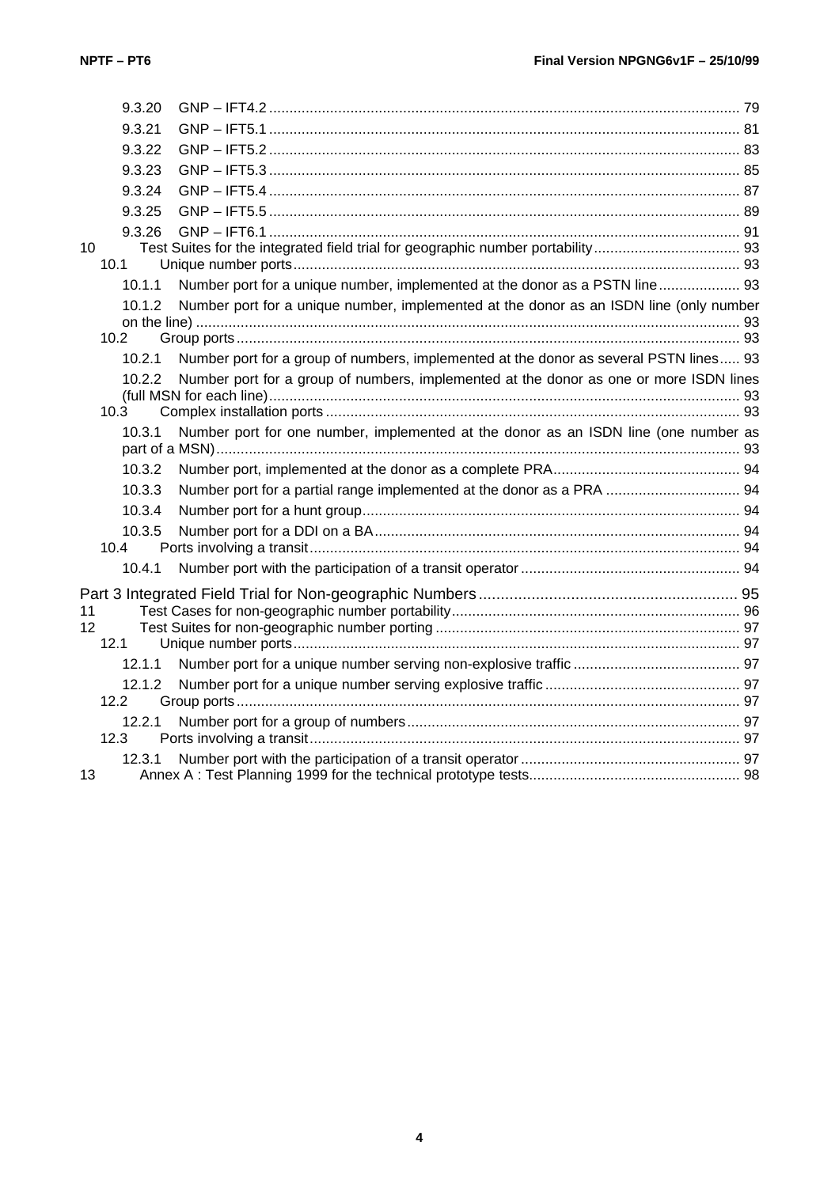9.3.20 GNP – IFT4.2 .................................................................................................................. 79

9.3.21 GNP – IFT5.1 .................................................................................................................. 81

9.3.22 GNP – IFT5.2 .................................................................................................................. 83

9.3.23 GNP – IFT5.3 .................................................................................................................. 85

9.3.24 GNP – IFT5.4 .................................................................................................................. 87

9.3.25 GNP – IFT5.5 .................................................................................................................. 89

9.3.26 GNP – IFT6.1 .................................................................................................................. 91

10 Test Suites for the integrated field trial for geographic number portability .................................... 93

10.1 Unique number ports ............................................................................................................ 93

10.1.1 Number port for a unique number, implemented at the donor as a PSTN line .................... 93

10.1.2 Number port for a unique number, implemented at the donor as an ISDN line (only number on the line) .................................................................................................................... 93

10.2 Group ports .......................................................................................................................... 93

10.2.1 Number port for a group of numbers, implemented at the donor as several PSTN lines ..... 93

10.2.2 Number port for a group of numbers, implemented at the donor as one or more ISDN lines (full MSN for each line) .................................................................................................. 93

10.3 Complex installation ports ..................................................................................................... 93

10.3.1 Number port for one number, implemented at the donor as an ISDN line (one number as part of a MSN) ............................................................................................................... 93

10.3.2 Number port, implemented at the donor as a complete PRA .............................................. 94

10.3.3 Number port for a partial range implemented at the donor as a PRA ................................. 94

10.3.4 Number port for a hunt group ............................................................................................ 94

10.3.5 Number port for a DDI on a BA ......................................................................................... 94

10.4 Ports involving a transit ......................................................................................................... 94

10.4.1 Number port with the participation of a transit operator ...................................................... 94

Part 3 Integrated Field Trial for Non-geographic Numbers ............................................................ 95

11 Test Cases for non-geographic number portability ...................................................................... 96

12 Test Suites for non-geographic number porting .......................................................................... 97

12.1 Unique number ports ............................................................................................................ 97

12.1.1 Number port for a unique number serving non-explosive traffic ......................................... 97

12.1.2 Number port for a unique number serving explosive traffic ............................................... 97

12.2 Group ports .......................................................................................................................... 97

12.2.1 Number port for a group of numbers ................................................................................. 97

12.3 Ports involving a transit ......................................................................................................... 97

12.3.1 Number port with the participation of a transit operator ...................................................... 97

13 Annex A : Test Planning 1999 for the technical prototype tests ................................................... 98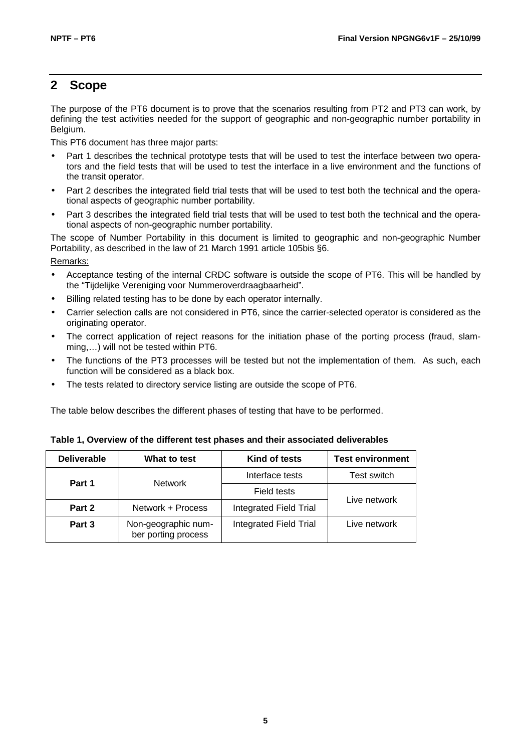## 2 Scope

The purpose of the PT6 document is to prove that the scenarios resulting from PT2 and PT3 can work, by defining the test activities needed for the support of geographic and non-geographic number portability in Belgium.

This PT6 document has three major parts:

- Part 1 describes the technical prototype tests that will be used to test the interface between two operators and the field tests that will be used to test the interface in a live environment and the functions of the transit operator.
- Part 2 describes the integrated field trial tests that will be used to test both the technical and the operational aspects of geographic number portability.
- Part 3 describes the integrated field trial tests that will be used to test both the technical and the operational aspects of non-geographic number portability.

The scope of Number Portability in this document is limited to geographic and non-geographic Number Portability, as described in the law of 21 March 1991 article 105bis §6.

Remarks:

- Acceptance testing of the internal CRDC software is outside the scope of PT6. This will be handled by the "Tijdelijke Vereniging voor Nummeroverdraagbaarheid".
- Billing related testing has to be done by each operator internally.
- Carrier selection calls are not considered in PT6, since the carrier-selected operator is considered as the originating operator.
- The correct application of reject reasons for the initiation phase of the porting process (fraud, slamming,…) will not be tested within PT6.
- The functions of the PT3 processes will be tested but not the implementation of them. As such, each function will be considered as a black box.
- The tests related to directory service listing are outside the scope of PT6.

The table below describes the different phases of testing that have to be performed.

**Table 1, Overview of the different test phases and their associated deliverables**

| Deliverable | What to test | Kind of tests | Test environment |
|---|---|---|---|
| **Part 1** | Network | Interface tests | Test switch |
| | | Field tests | Live network |
| **Part 2** | Network + Process | Integrated Field Trial | |
| **Part 3** | Non-geographic number porting process | Integrated Field Trial | Live network |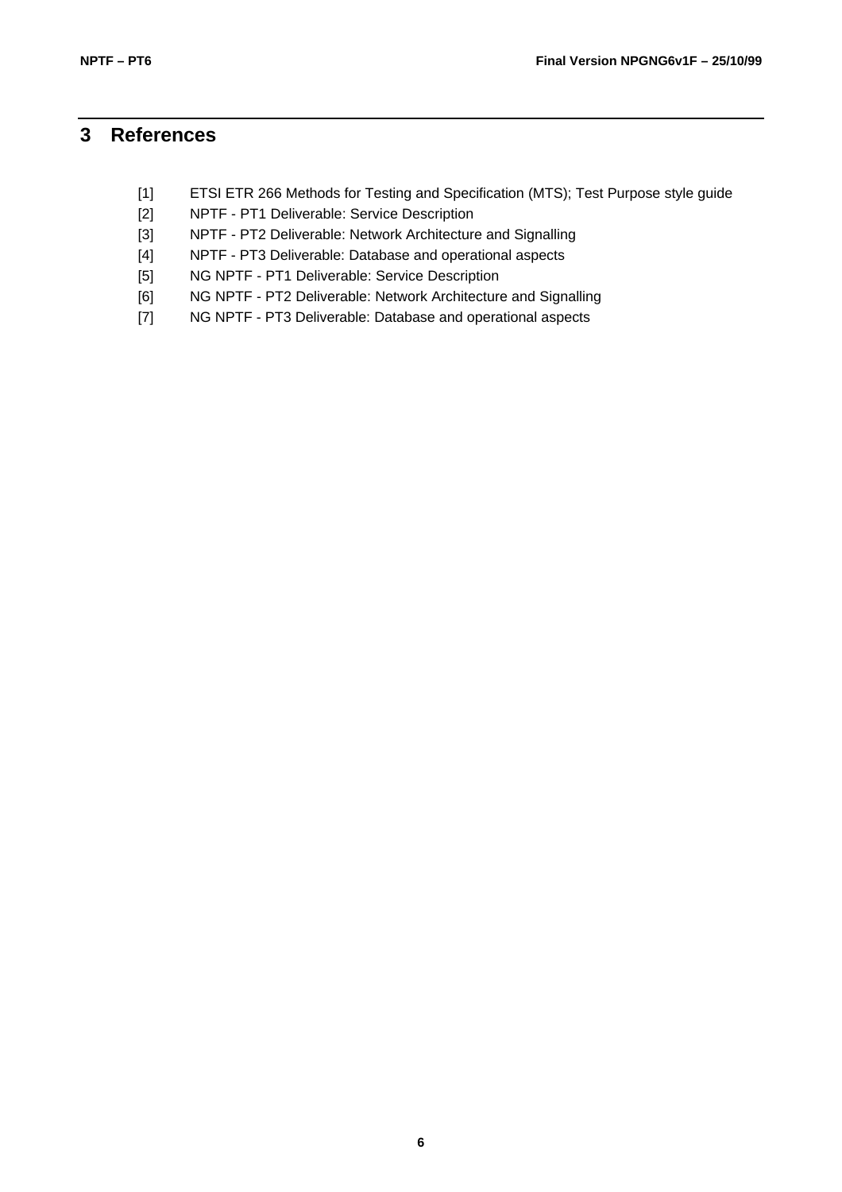# 3 References

[1] ETSI ETR 266 Methods for Testing and Specification (MTS); Test Purpose style guide

[2] NPTF - PT1 Deliverable: Service Description

[3] NPTF - PT2 Deliverable: Network Architecture and Signalling

[4] NPTF - PT3 Deliverable: Database and operational aspects

[5] NG NPTF - PT1 Deliverable: Service Description

[6] NG NPTF - PT2 Deliverable: Network Architecture and Signalling

[7] NG NPTF - PT3 Deliverable: Database and operational aspects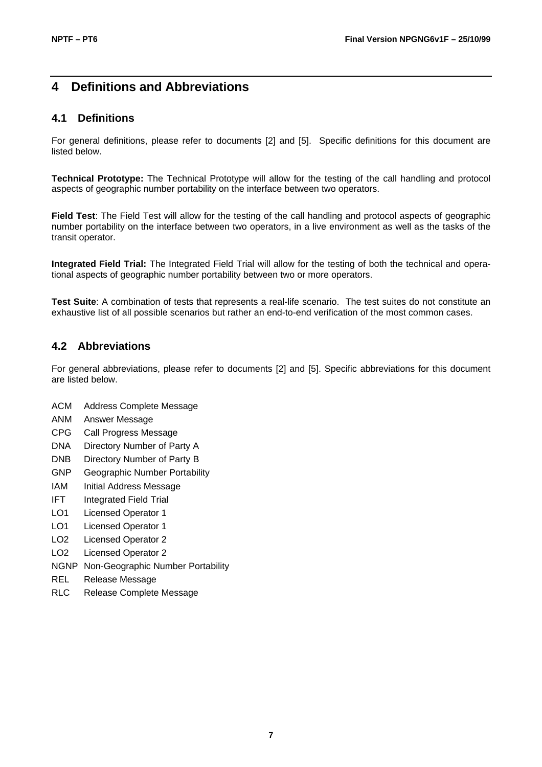# 4 Definitions and Abbreviations

## 4.1 Definitions

For general definitions, please refer to documents [2] and [5]. Specific definitions for this document are listed below.

**Technical Prototype:** The Technical Prototype will allow for the testing of the call handling and protocol aspects of geographic number portability on the interface between two operators.

**Field Test**: The Field Test will allow for the testing of the call handling and protocol aspects of geographic number portability on the interface between two operators, in a live environment as well as the tasks of the transit operator.

**Integrated Field Trial:** The Integrated Field Trial will allow for the testing of both the technical and operational aspects of geographic number portability between two or more operators.

**Test Suite**: A combination of tests that represents a real-life scenario. The test suites do not constitute an exhaustive list of all possible scenarios but rather an end-to-end verification of the most common cases.

## 4.2 Abbreviations

For general abbreviations, please refer to documents [2] and [5]. Specific abbreviations for this document are listed below.

ACM Address Complete Message
ANM Answer Message
CPG Call Progress Message
DNA Directory Number of Party A
DNB Directory Number of Party B
GNP Geographic Number Portability
IAM Initial Address Message
IFT Integrated Field Trial
LO1 Licensed Operator 1
LO1 Licensed Operator 1
LO2 Licensed Operator 2
LO2 Licensed Operator 2
NGNP Non-Geographic Number Portability
REL Release Message
RLC Release Complete Message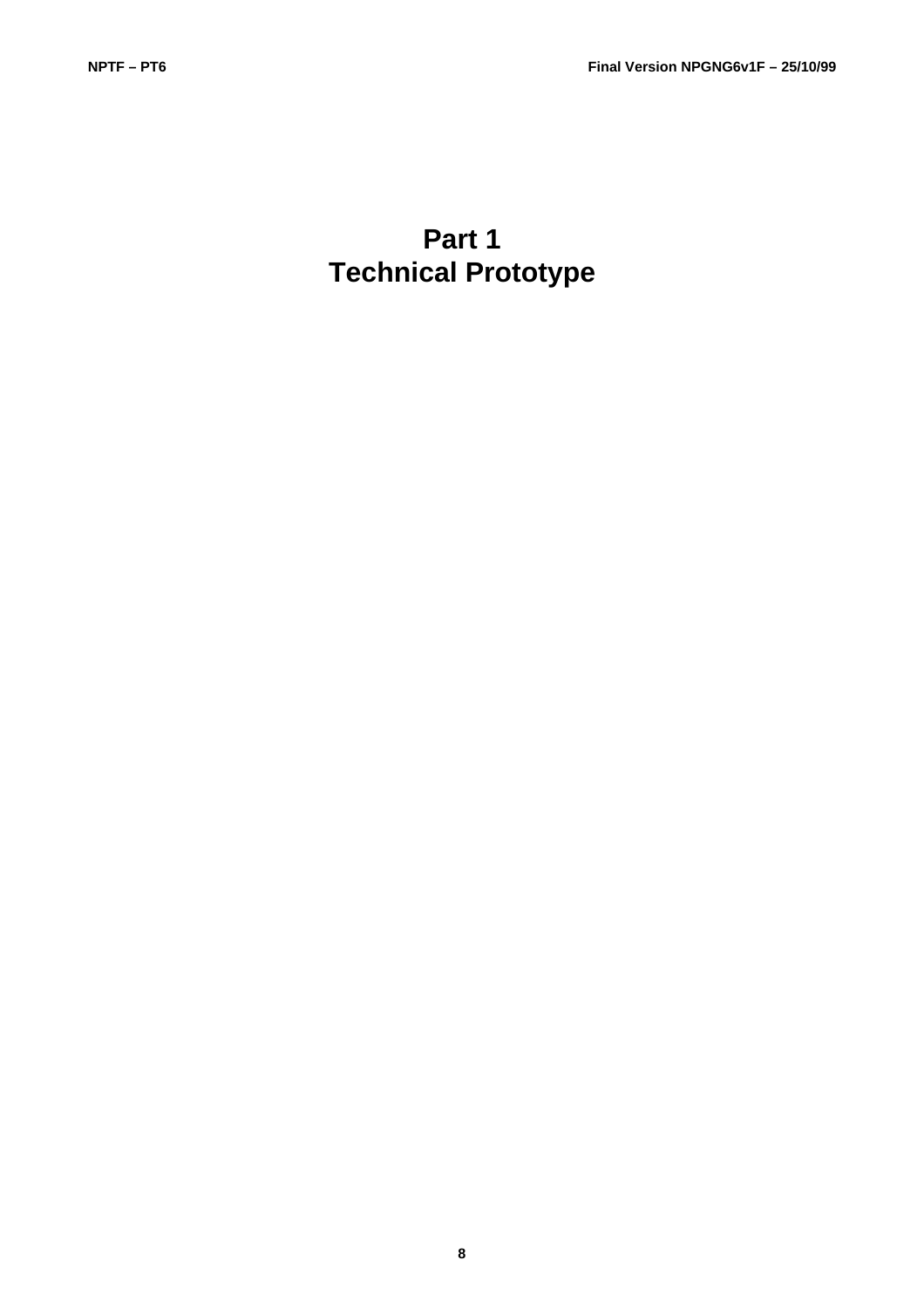# Part 1
# Technical Prototype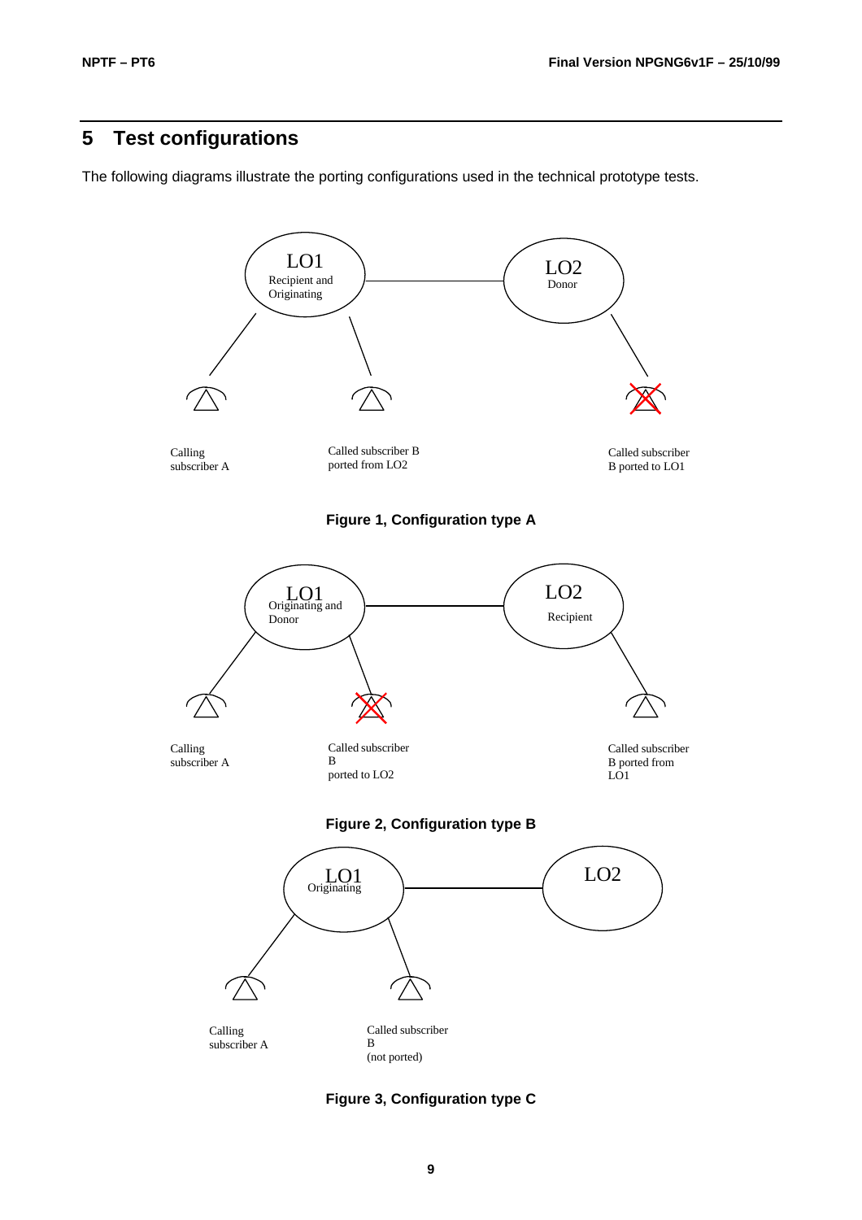## 5 Test configurations

The following diagrams illustrate the porting configurations used in the technical prototype tests.

LO1 Recipient and Originating

LO2 Donor

Calling subscriber A

Called subscriber B ported from LO2

Called subscriber B ported to LO1

**Figure 1, Configuration type A**

LO1 Originating and Donor

LO2 Recipient

Calling subscriber A

Called subscriber B ported to LO2

Called subscriber B ported from LO1

**Figure 2, Configuration type B**

LO1 Originating

LO2

Calling subscriber A

Called subscriber B (not ported)

**Figure 3, Configuration type C**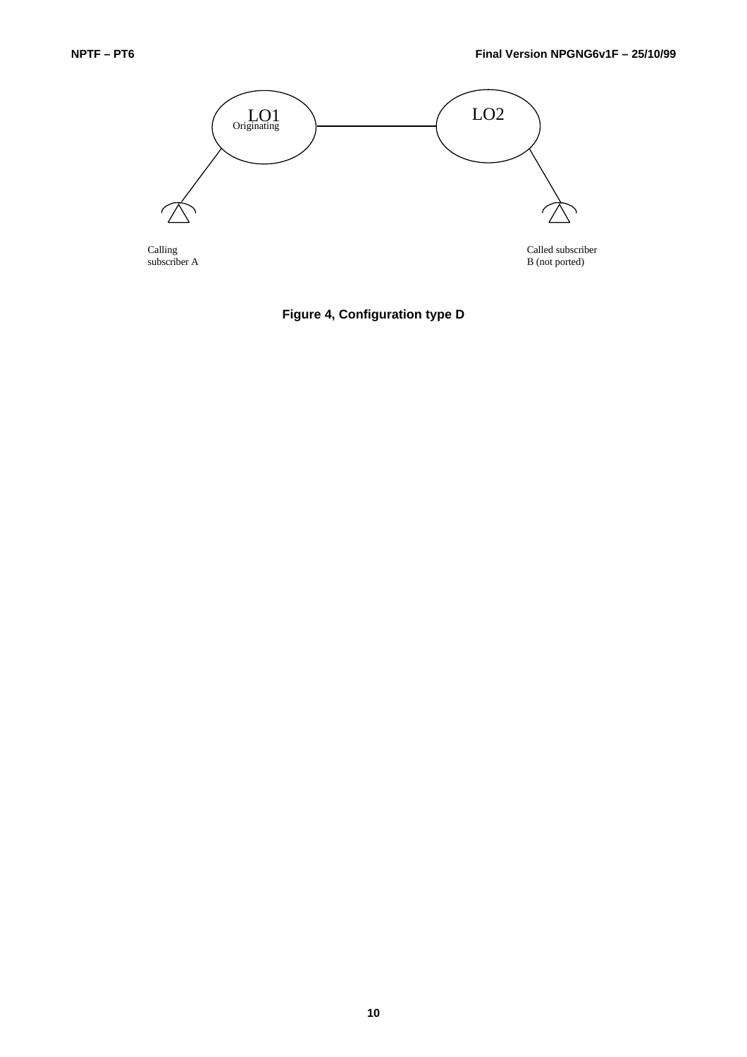LO1
Originating

LO2

Calling subscriber A

Called subscriber B (not ported)

**Figure 4, Configuration type D**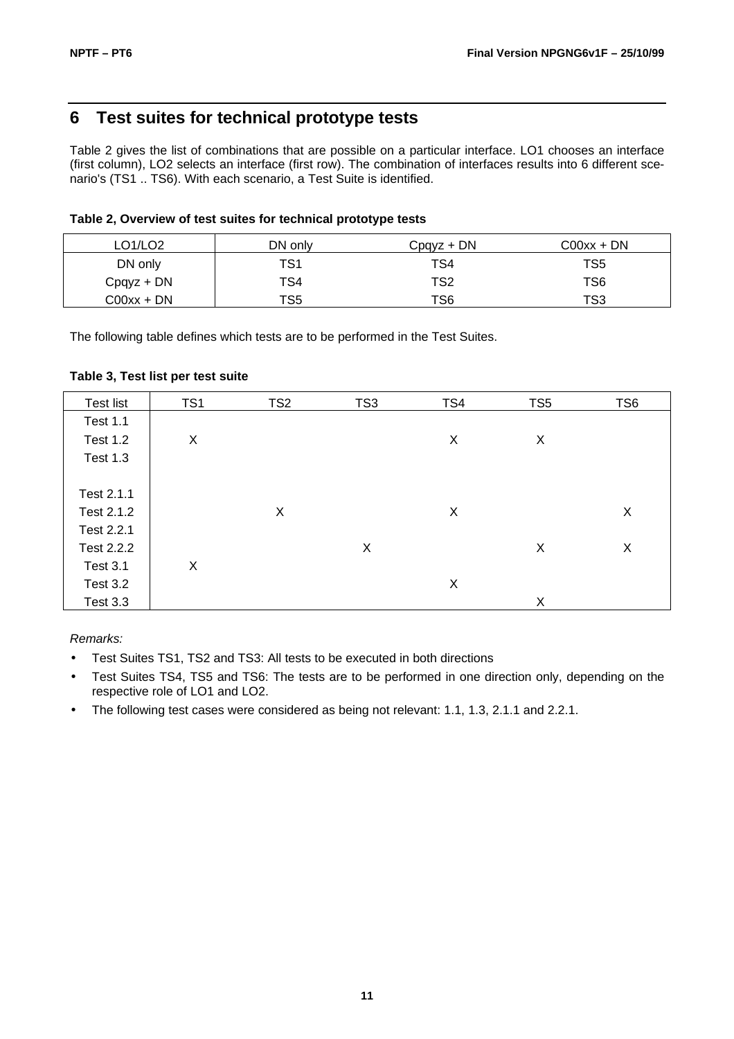# 6 Test suites for technical prototype tests

Table 2 gives the list of combinations that are possible on a particular interface. LO1 chooses an interface (first column), LO2 selects an interface (first row). The combination of interfaces results into 6 different scenario's (TS1 .. TS6). With each scenario, a Test Suite is identified.

**Table 2, Overview of test suites for technical prototype tests**

| LO1/LO2 | DN only | Cpqyz + DN | C00xx + DN |
|---|---|---|---|
| DN only | TS1 | TS4 | TS5 |
| Cpqyz + DN | TS4 | TS2 | TS6 |
| C00xx + DN | TS5 | TS6 | TS3 |

The following table defines which tests are to be performed in the Test Suites.

**Table 3, Test list per test suite**

| Test list | TS1 | TS2 | TS3 | TS4 | TS5 | TS6 |
|---|---|---|---|---|---|---|
| Test 1.1 | | | | | | |
| Test 1.2 | X | | | X | X | |
| Test 1.3 | | | | | | |
| | | | | | | |
| Test 2.1.1 | | | | | | |
| Test 2.1.2 | | X | | X | | X |
| Test 2.2.1 | | | | | | |
| Test 2.2.2 | | | X | | X | X |
| Test 3.1 | X | | | | | |
| Test 3.2 | | | | X | | |
| Test 3.3 | | | | | X | |

*Remarks:*

- Test Suites TS1, TS2 and TS3: All tests to be executed in both directions
- Test Suites TS4, TS5 and TS6: The tests are to be performed in one direction only, depending on the respective role of LO1 and LO2.
- The following test cases were considered as being not relevant: 1.1, 1.3, 2.1.1 and 2.2.1.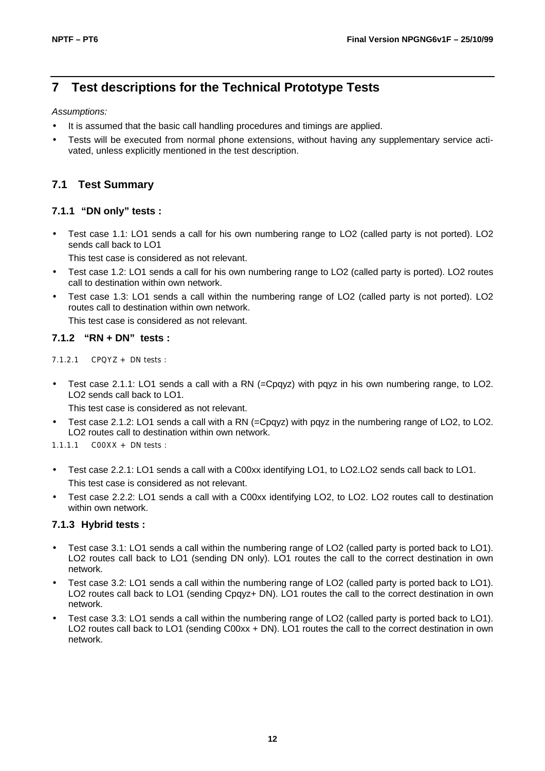# 7 Test descriptions for the Technical Prototype Tests

*Assumptions:*

- It is assumed that the basic call handling procedures and timings are applied.
- Tests will be executed from normal phone extensions, without having any supplementary service activated, unless explicitly mentioned in the test description.

## 7.1 Test Summary

### 7.1.1 "DN only" tests :

- Test case 1.1: LO1 sends a call for his own numbering range to LO2 (called party is not ported). LO2 sends call back to LO1

  This test case is considered as not relevant.
- Test case 1.2: LO1 sends a call for his own numbering range to LO2 (called party is ported). LO2 routes call to destination within own network.
- Test case 1.3: LO1 sends a call within the numbering range of LO2 (called party is not ported). LO2 routes call to destination within own network.

  This test case is considered as not relevant.

### 7.1.2 "RN + DN" tests :

#### 7.1.2.1 CPQYZ + DN tests :

- Test case 2.1.1: LO1 sends a call with a RN (=Cpqyz) with pqyz in his own numbering range, to LO2. LO2 sends call back to LO1.

  This test case is considered as not relevant.
- Test case 2.1.2: LO1 sends a call with a RN (=Cpqyz) with pqyz in the numbering range of LO2, to LO2. LO2 routes call to destination within own network.

#### 1.1.1.1 C00XX + DN tests :

- Test case 2.2.1: LO1 sends a call with a C00xx identifying LO1, to LO2.LO2 sends call back to LO1.

  This test case is considered as not relevant.
- Test case 2.2.2: LO1 sends a call with a C00xx identifying LO2, to LO2. LO2 routes call to destination within own network.

### 7.1.3 Hybrid tests :

- Test case 3.1: LO1 sends a call within the numbering range of LO2 (called party is ported back to LO1). LO2 routes call back to LO1 (sending DN only). LO1 routes the call to the correct destination in own network.
- Test case 3.2: LO1 sends a call within the numbering range of LO2 (called party is ported back to LO1). LO2 routes call back to LO1 (sending Cpqyz+ DN). LO1 routes the call to the correct destination in own network.
- Test case 3.3: LO1 sends a call within the numbering range of LO2 (called party is ported back to LO1). LO2 routes call back to LO1 (sending C00xx + DN). LO1 routes the call to the correct destination in own network.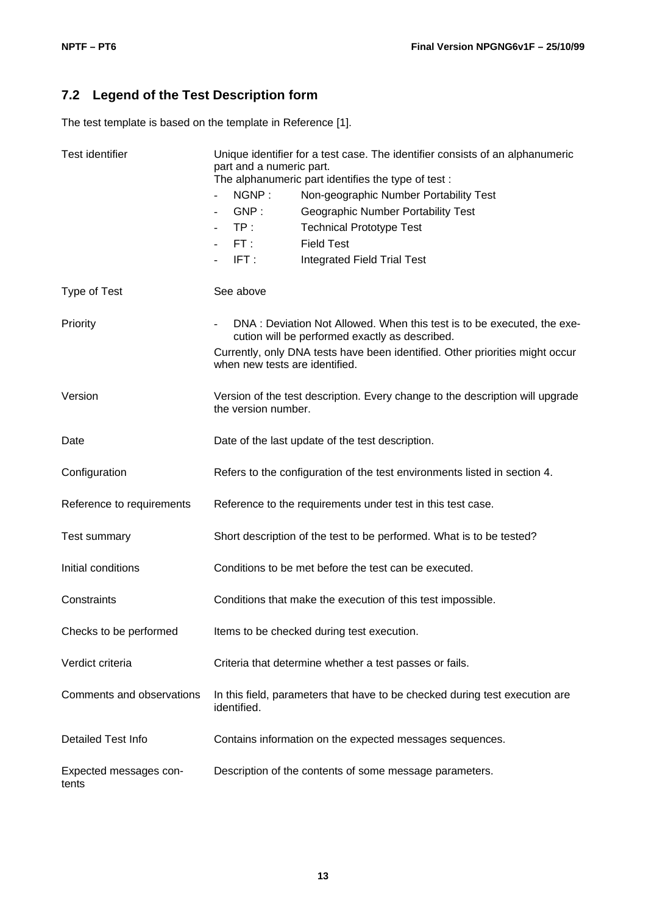## 7.2 Legend of the Test Description form

The test template is based on the template in Reference [1].

| | |
|---|---|
| Test identifier | Unique identifier for a test case. The identifier consists of an alphanumeric part and a numeric part.<br>The alphanumeric part identifies the type of test :<br>- NGNP : Non-geographic Number Portability Test<br>- GNP : Geographic Number Portability Test<br>- TP : Technical Prototype Test<br>- FT : Field Test<br>- IFT : Integrated Field Trial Test |
| Type of Test | See above |
| Priority | - DNA : Deviation Not Allowed. When this test is to be executed, the execution will be performed exactly as described.<br>Currently, only DNA tests have been identified. Other priorities might occur when new tests are identified. |
| Version | Version of the test description. Every change to the description will upgrade the version number. |
| Date | Date of the last update of the test description. |
| Configuration | Refers to the configuration of the test environments listed in section 4. |
| Reference to requirements | Reference to the requirements under test in this test case. |
| Test summary | Short description of the test to be performed. What is to be tested? |
| Initial conditions | Conditions to be met before the test can be executed. |
| Constraints | Conditions that make the execution of this test impossible. |
| Checks to be performed | Items to be checked during test execution. |
| Verdict criteria | Criteria that determine whether a test passes or fails. |
| Comments and observations | In this field, parameters that have to be checked during test execution are identified. |
| Detailed Test Info | Contains information on the expected messages sequences. |
| Expected messages contents | Description of the contents of some message parameters. |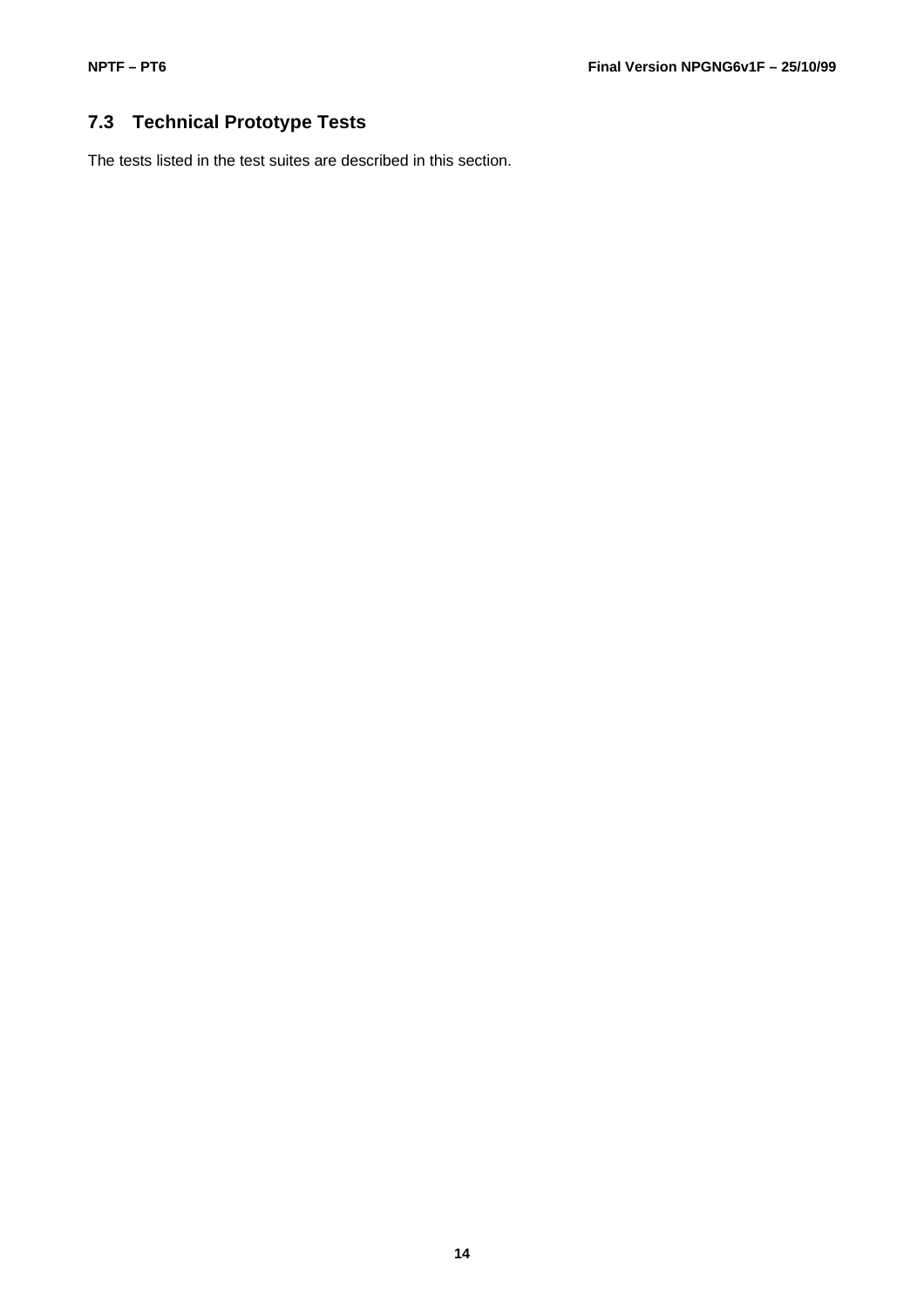## 7.3 Technical Prototype Tests

The tests listed in the test suites are described in this section.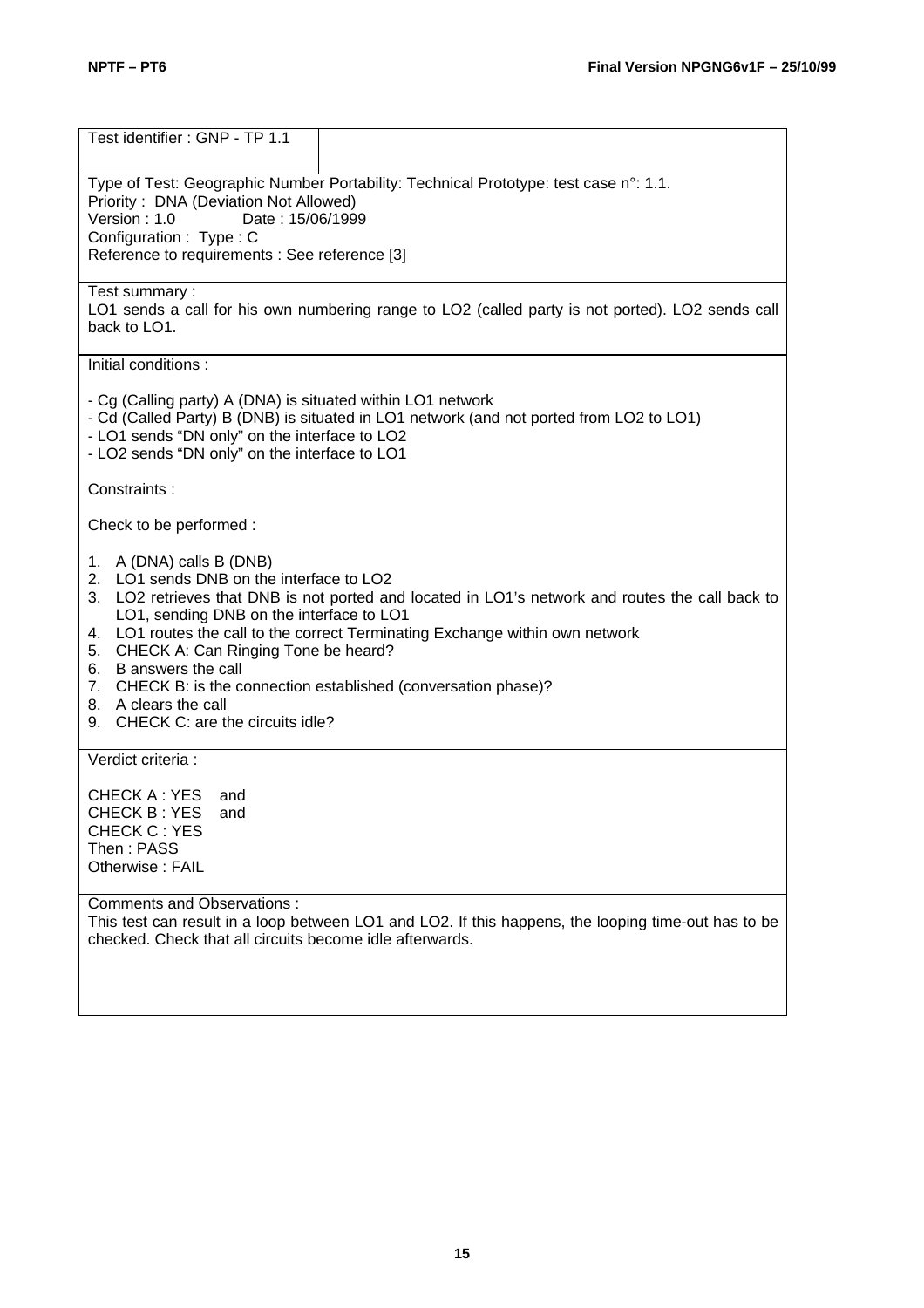Test identifier : GNP - TP 1.1

Type of Test: Geographic Number Portability: Technical Prototype: test case n°: 1.1.
Priority : DNA (Deviation Not Allowed)
Version : 1.0 Date : 15/06/1999
Configuration : Type : C
Reference to requirements : See reference [3]

Test summary :
LO1 sends a call for his own numbering range to LO2 (called party is not ported). LO2 sends call back to LO1.

Initial conditions :

- Cg (Calling party) A (DNA) is situated within LO1 network
- Cd (Called Party) B (DNB) is situated in LO1 network (and not ported from LO2 to LO1)
- LO1 sends “DN only” on the interface to LO2
- LO2 sends “DN only” on the interface to LO1

Constraints :

Check to be performed :

1. A (DNA) calls B (DNB)
2. LO1 sends DNB on the interface to LO2
3. LO2 retrieves that DNB is not ported and located in LO1’s network and routes the call back to LO1, sending DNB on the interface to LO1
4. LO1 routes the call to the correct Terminating Exchange within own network
5. CHECK A: Can Ringing Tone be heard?
6. B answers the call
7. CHECK B: is the connection established (conversation phase)?
8. A clears the call
9. CHECK C: are the circuits idle?

Verdict criteria :

CHECK A : YES and
CHECK B : YES and
CHECK C : YES
Then : PASS
Otherwise : FAIL

Comments and Observations :
This test can result in a loop between LO1 and LO2. If this happens, the looping time-out has to be checked. Check that all circuits become idle afterwards.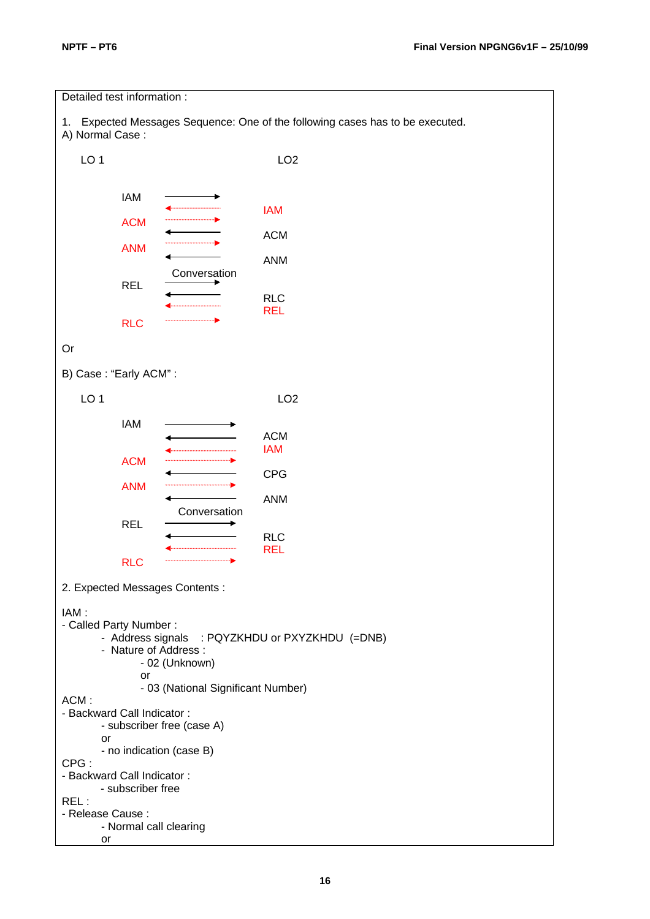Detailed test information :

1. Expected Messages Sequence: One of the following cases has to be executed.

A) Normal Case :

| LO 1 | | LO2 |
|---|---|---|
| IAM | → | |
| | ← | IAM |
| ACM | → | |
| | ← | ACM |
| ANM | → | |
| | ← | ANM |
| | Conversation | |
| REL | → | |
| | ← | RLC |
| | ← | REL |
| RLC | → | |

Or

B) Case : "Early ACM" :

| LO 1 | | LO2 |
|---|---|---|
| IAM | → | |
| | ← | ACM |
| | ← | IAM |
| ACM | → | |
| | ← | CPG |
| ANM | → | |
| | ← | ANM |
| | Conversation | |
| REL | → | |
| | ← | RLC |
| | ← | REL |
| RLC | → | |

2. Expected Messages Contents :

IAM :
- Called Party Number :
  - Address signals : PQYZKHDU or PXYZKHDU (=DNB)
  - Nature of Address :
    - 02 (Unknown)
    
    or
    - 03 (National Significant Number)

ACM :
- Backward Call Indicator :
  - subscriber free (case A)
  
  or
  - no indication (case B)

CPG :
- Backward Call Indicator :
  - subscriber free

REL :
- Release Cause :
  - Normal call clearing
  
  or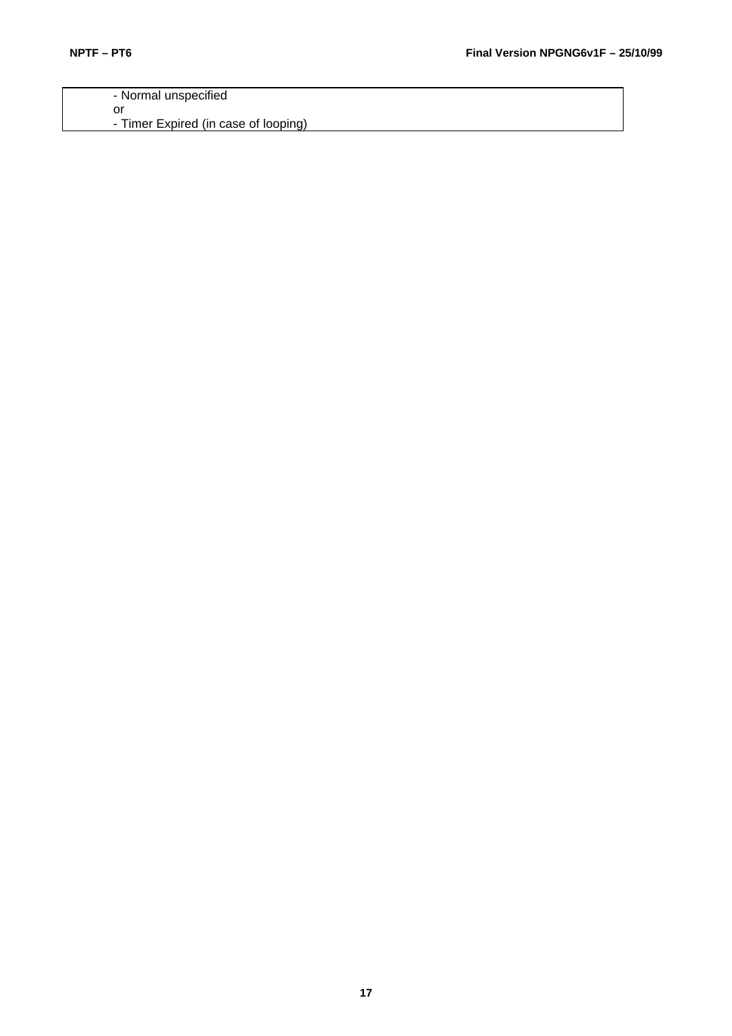| - Normal unspecified<br>or<br>- Timer Expired (in case of looping) |
| --- |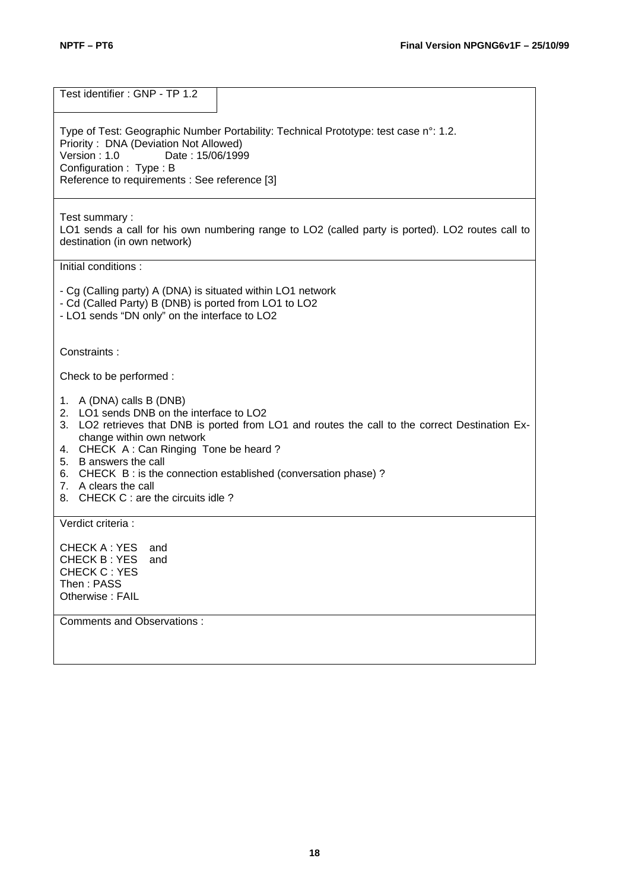Test identifier : GNP - TP 1.2

Type of Test: Geographic Number Portability: Technical Prototype: test case n°: 1.2.
Priority : DNA (Deviation Not Allowed)
Version : 1.0 Date : 15/06/1999
Configuration : Type : B
Reference to requirements : See reference [3]

Test summary :
LO1 sends a call for his own numbering range to LO2 (called party is ported). LO2 routes call to destination (in own network)

Initial conditions :

- Cg (Calling party) A (DNA) is situated within LO1 network
- Cd (Called Party) B (DNB) is ported from LO1 to LO2
- LO1 sends "DN only" on the interface to LO2

Constraints :

Check to be performed :

1. A (DNA) calls B (DNB)
2. LO1 sends DNB on the interface to LO2
3. LO2 retrieves that DNB is ported from LO1 and routes the call to the correct Destination Exchange within own network
4. CHECK A : Can Ringing Tone be heard ?
5. B answers the call
6. CHECK B : is the connection established (conversation phase) ?
7. A clears the call
8. CHECK C : are the circuits idle ?

Verdict criteria :

CHECK A : YES and
CHECK B : YES and
CHECK C : YES
Then : PASS
Otherwise : FAIL

Comments and Observations :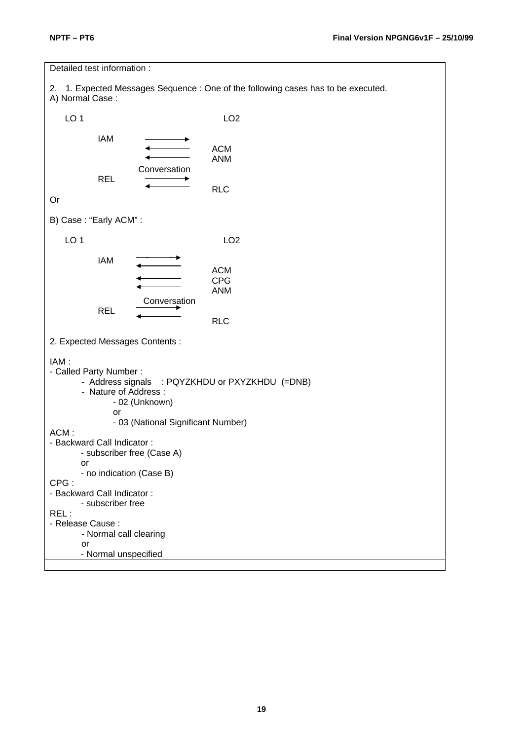Detailed test information :

2. 1. Expected Messages Sequence : One of the following cases has to be executed.
A) Normal Case :

```
LO 1                                LO2

        IAM      ------------>
                 <------------    ACM
                 <------------    ANM
              Conversation
        REL      ------------>
                 <------------    RLC
```

Or

B) Case : “Early ACM” :

```
LO 1                                LO2

        IAM      ------------>
                 <------------    ACM
                 <------------    CPG
                 <------------    ANM
              Conversation
        REL      ------------>
                 <------------    RLC
```

2. Expected Messages Contents :

IAM :
- Called Party Number :
  - Address signals : PQYZKHDU or PXYZKHDU (=DNB)
  - Nature of Address :
    - 02 (Unknown)
    
    or
    - 03 (National Significant Number)

ACM :
- Backward Call Indicator :
  - subscriber free (Case A)
  
  or
  - no indication (Case B)

CPG :
- Backward Call Indicator :
  - subscriber free

REL :
- Release Cause :
  - Normal call clearing
  
  or
  - Normal unspecified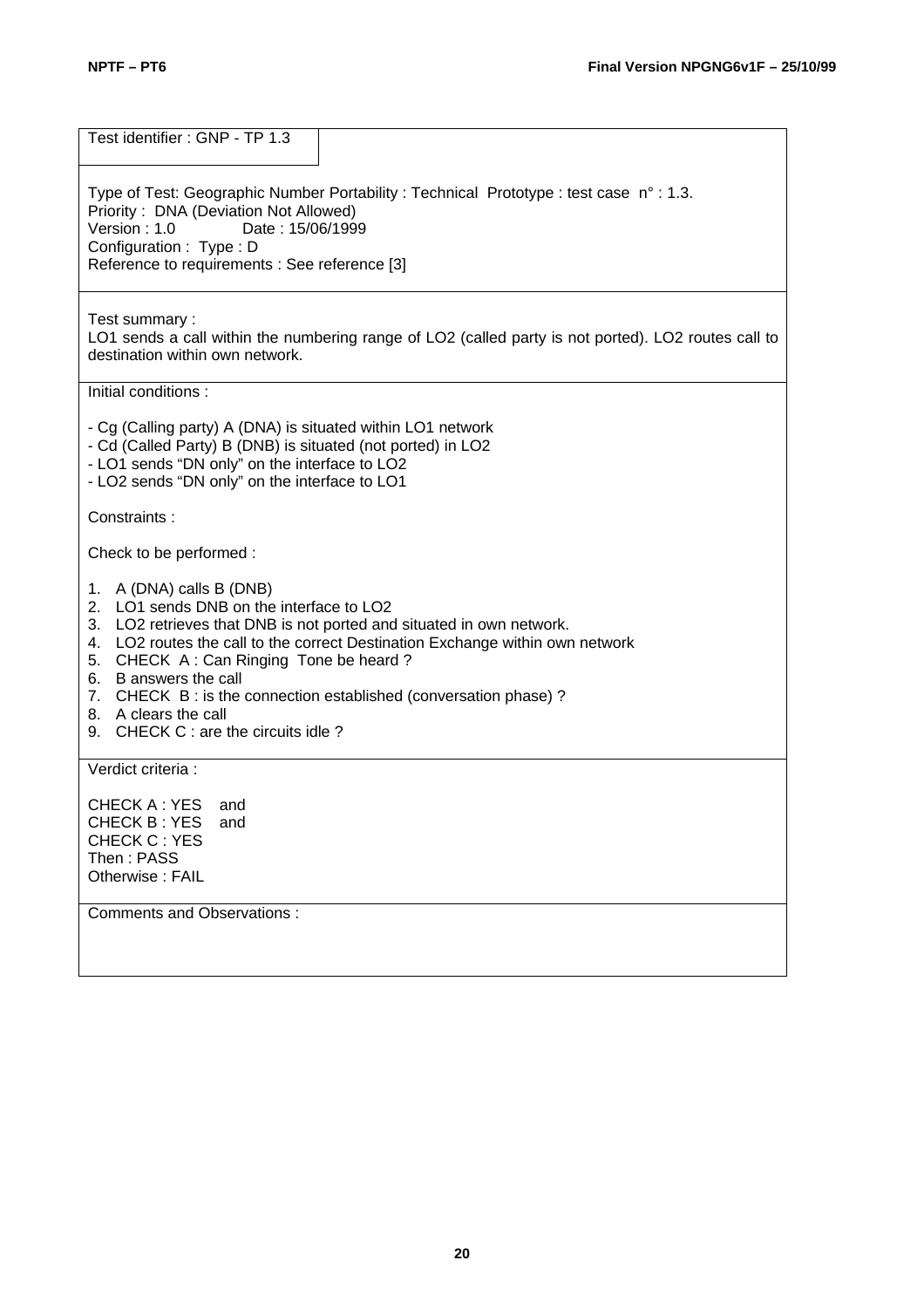Test identifier : GNP - TP 1.3

Type of Test: Geographic Number Portability : Technical Prototype : test case n° : 1.3.
Priority : DNA (Deviation Not Allowed)
Version : 1.0 Date : 15/06/1999
Configuration : Type : D
Reference to requirements : See reference [3]

Test summary :
LO1 sends a call within the numbering range of LO2 (called party is not ported). LO2 routes call to destination within own network.

Initial conditions :

- Cg (Calling party) A (DNA) is situated within LO1 network
- Cd (Called Party) B (DNB) is situated (not ported) in LO2
- LO1 sends "DN only" on the interface to LO2
- LO2 sends "DN only" on the interface to LO1

Constraints :

Check to be performed :

1. A (DNA) calls B (DNB)
2. LO1 sends DNB on the interface to LO2
3. LO2 retrieves that DNB is not ported and situated in own network.
4. LO2 routes the call to the correct Destination Exchange within own network
5. CHECK A : Can Ringing Tone be heard ?
6. B answers the call
7. CHECK B : is the connection established (conversation phase) ?
8. A clears the call
9. CHECK C : are the circuits idle ?

Verdict criteria :

CHECK A : YES and
CHECK B : YES and
CHECK C : YES
Then : PASS
Otherwise : FAIL

Comments and Observations :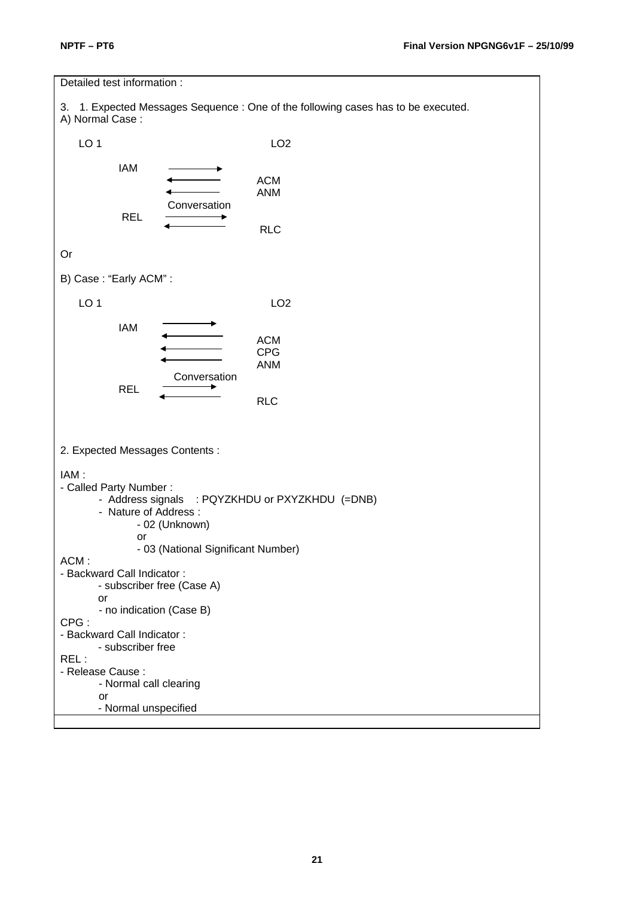Detailed test information :

3. 1. Expected Messages Sequence : One of the following cases has to be executed.
A) Normal Case :

```
LO 1                                LO2

        IAM     ------------>
                <------------   ACM
                <------------   ANM
                 Conversation
        REL     ------------>
                <------------   RLC
```

Or

B) Case : “Early ACM” :

```
LO 1                                LO2

        IAM     ------------>
                <------------   ACM
                <------------   CPG
                <------------   ANM
                 Conversation
        REL     ------------>
                <------------   RLC
```

2. Expected Messages Contents :

IAM :
- Called Party Number :
  - Address signals : PQYZKHDU or PXYZKHDU (=DNB)
  - Nature of Address :
    - 02 (Unknown)
    
    or
    - 03 (National Significant Number)

ACM :
- Backward Call Indicator :
  - subscriber free (Case A)
  
  or
  - no indication (Case B)

CPG :
- Backward Call Indicator :
  - subscriber free

REL :
- Release Cause :
  - Normal call clearing
  
  or
  - Normal unspecified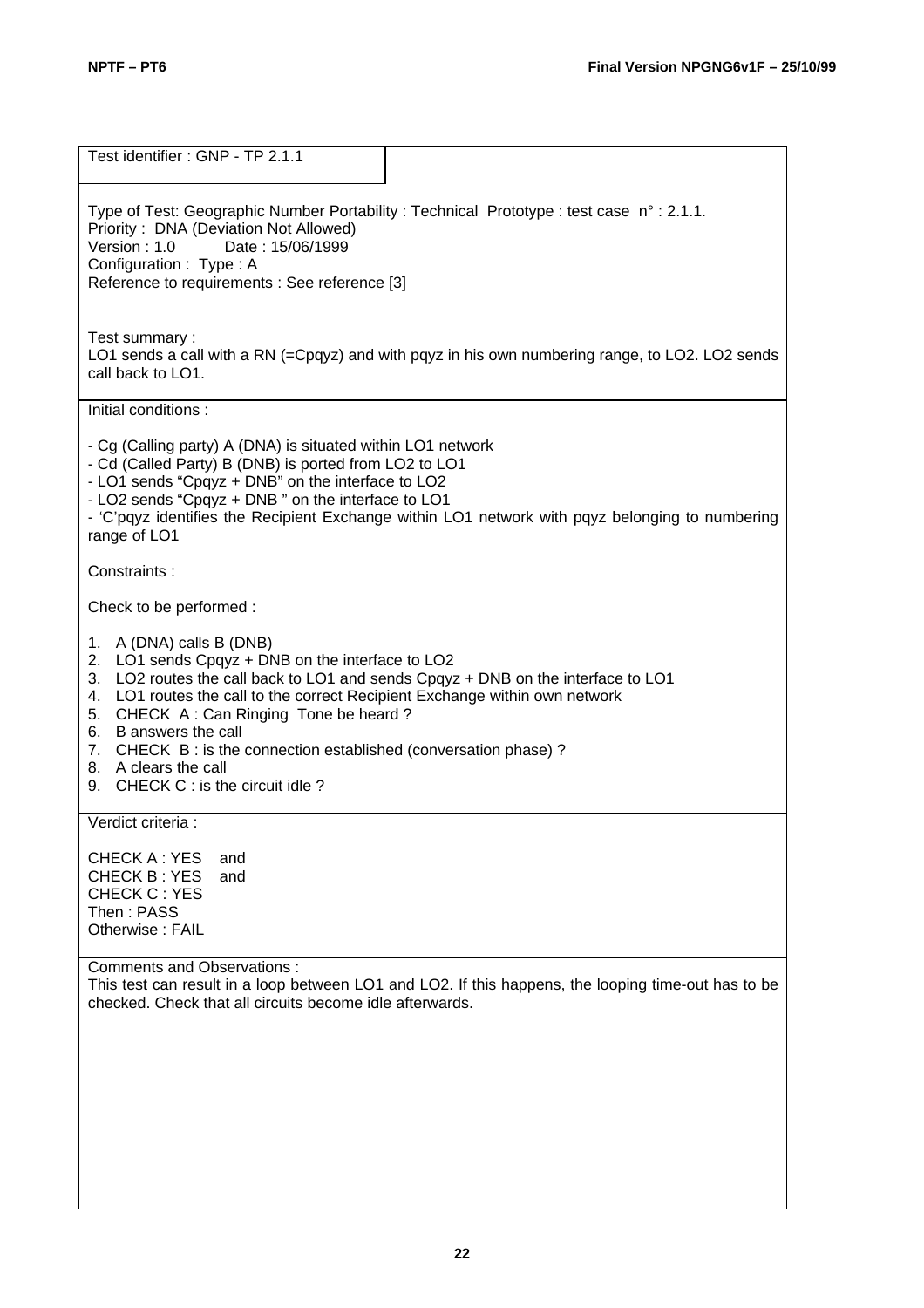Test identifier : GNP - TP 2.1.1

Type of Test: Geographic Number Portability : Technical Prototype : test case n° : 2.1.1.
Priority : DNA (Deviation Not Allowed)
Version : 1.0 Date : 15/06/1999
Configuration : Type : A
Reference to requirements : See reference [3]

Test summary :
LO1 sends a call with a RN (=Cpqyz) and with pqyz in his own numbering range, to LO2. LO2 sends call back to LO1.

Initial conditions :

- Cg (Calling party) A (DNA) is situated within LO1 network
- Cd (Called Party) B (DNB) is ported from LO2 to LO1
- LO1 sends "Cpqyz + DNB" on the interface to LO2
- LO2 sends "Cpqyz + DNB " on the interface to LO1
- 'C'pqyz identifies the Recipient Exchange within LO1 network with pqyz belonging to numbering range of LO1

Constraints :

Check to be performed :

1. A (DNA) calls B (DNB)
2. LO1 sends Cpqyz + DNB on the interface to LO2
3. LO2 routes the call back to LO1 and sends Cpqyz + DNB on the interface to LO1
4. LO1 routes the call to the correct Recipient Exchange within own network
5. CHECK A : Can Ringing Tone be heard ?
6. B answers the call
7. CHECK B : is the connection established (conversation phase) ?
8. A clears the call
9. CHECK C : is the circuit idle ?

Verdict criteria :

CHECK A : YES and
CHECK B : YES and
CHECK C : YES
Then : PASS
Otherwise : FAIL

Comments and Observations :
This test can result in a loop between LO1 and LO2. If this happens, the looping time-out has to be checked. Check that all circuits become idle afterwards.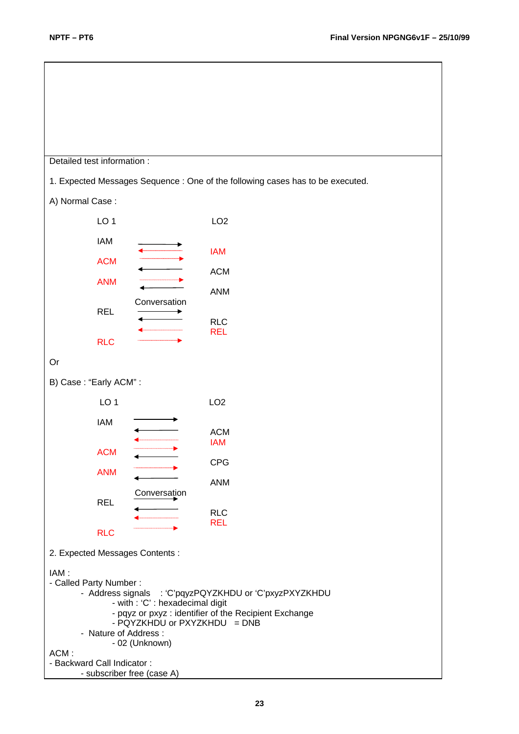Detailed test information :

1. Expected Messages Sequence : One of the following cases has to be executed.

A) Normal Case :

| LO 1 | | LO2 |
|---|---|---|
| IAM | → | |
| | ← | IAM |
| ACM | → | |
| | ← | ACM |
| ANM | → | |
| | ← | ANM |
| | Conversation | |
| REL | → | |
| | ← | RLC |
| | ← | REL |
| RLC | → | |

Or

B) Case : "Early ACM" :

| LO 1 | | LO2 |
|---|---|---|
| IAM | → | |
| | ← | ACM |
| | ← | IAM |
| ACM | → | |
| | ← | CPG |
| ANM | → | |
| | ← | ANM |
| | Conversation | |
| REL | → | |
| | ← | RLC |
| | ← | REL |
| RLC | → | |

2. Expected Messages Contents :

IAM :
- Called Party Number :
  - Address signals : 'C'pqyzPQYZKHDU or 'C'pxyzPXYZKHDU
    - with : 'C' : hexadecimal digit
    - pqyz or pxyz : identifier of the Recipient Exchange
    - PQYZKHDU or PXYZKHDU = DNB
  - Nature of Address :
    - 02 (Unknown)

ACM :
- Backward Call Indicator :
  - subscriber free (case A)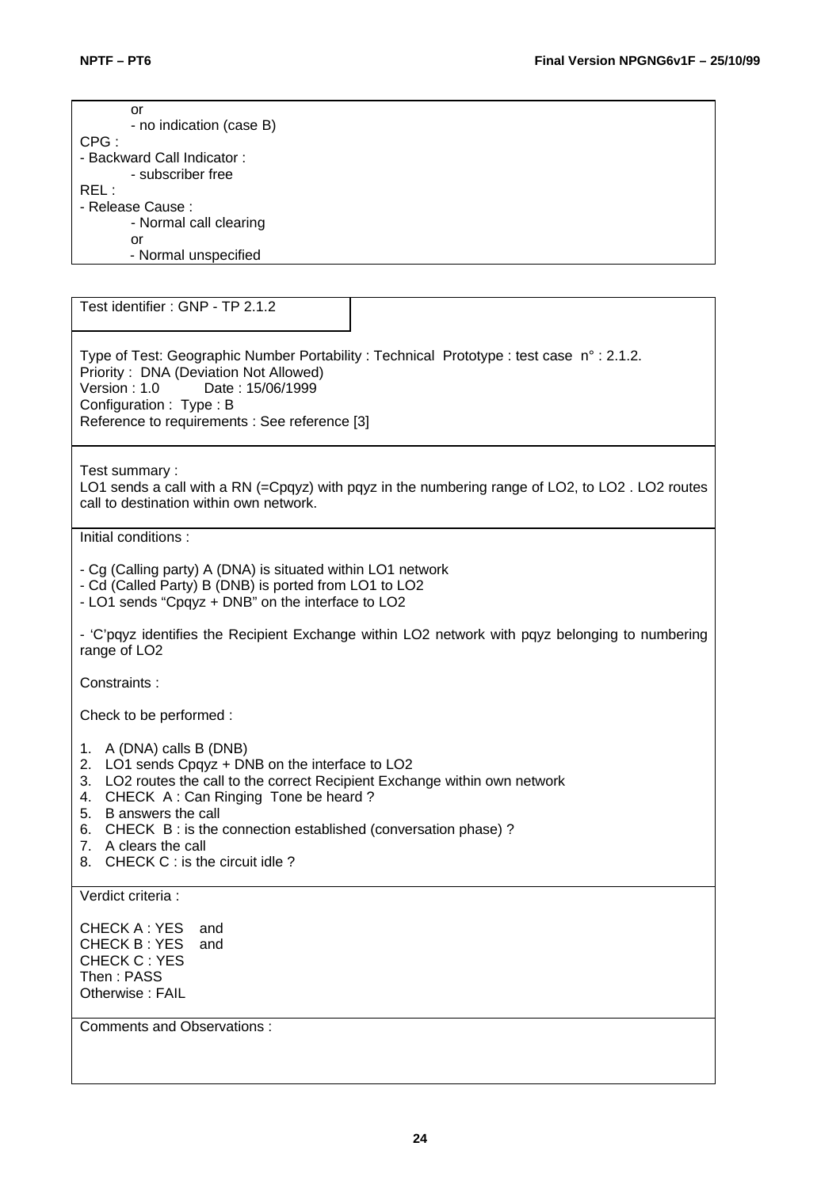or
- no indication (case B)

CPG :

- Backward Call Indicator :
  - subscriber free

REL :

- Release Cause :
  - Normal call clearing
  
  or
  - Normal unspecified

---

Test identifier : GNP - TP 2.1.2

Type of Test: Geographic Number Portability : Technical Prototype : test case n° : 2.1.2.
Priority : DNA (Deviation Not Allowed)
Version : 1.0 Date : 15/06/1999
Configuration : Type : B
Reference to requirements : See reference [3]

Test summary :
LO1 sends a call with a RN (=Cpqyz) with pqyz in the numbering range of LO2, to LO2 . LO2 routes call to destination within own network.

Initial conditions :

- Cg (Calling party) A (DNA) is situated within LO1 network
- Cd (Called Party) B (DNB) is ported from LO1 to LO2
- LO1 sends “Cpqyz + DNB” on the interface to LO2

- ‘C’pqyz identifies the Recipient Exchange within LO2 network with pqyz belonging to numbering range of LO2

Constraints :

Check to be performed :

1. A (DNA) calls B (DNB)
2. LO1 sends Cpqyz + DNB on the interface to LO2
3. LO2 routes the call to the correct Recipient Exchange within own network
4. CHECK A : Can Ringing Tone be heard ?
5. B answers the call
6. CHECK B : is the connection established (conversation phase) ?
7. A clears the call
8. CHECK C : is the circuit idle ?

Verdict criteria :

CHECK A : YES and
CHECK B : YES and
CHECK C : YES
Then : PASS
Otherwise : FAIL

Comments and Observations :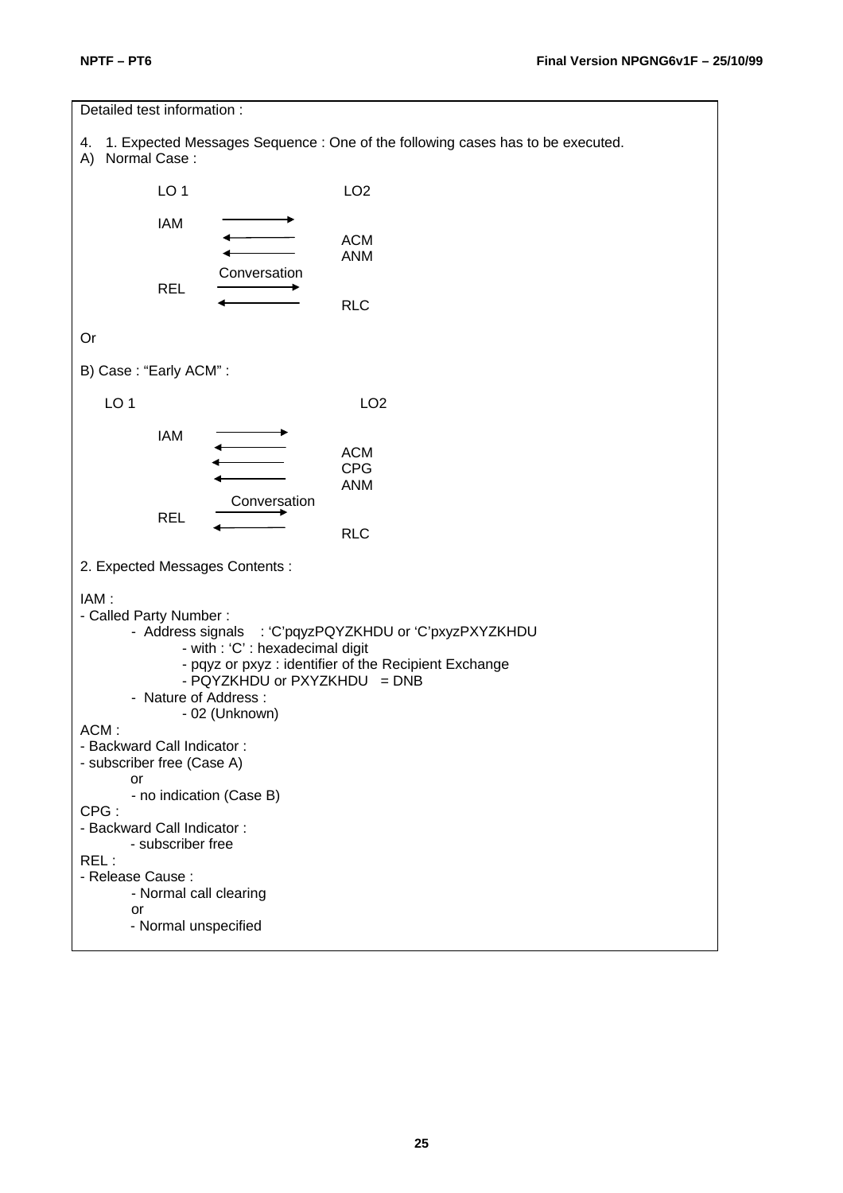Detailed test information :

4. 1. Expected Messages Sequence : One of the following cases has to be executed.

A) Normal Case :

```
LO 1                    LO2

IAM     ------------>
        <------------   ACM
        <------------   ANM
        Conversation
REL     ------------>
        <------------   RLC
```

Or

B) Case : “Early ACM” :

```
LO 1                    LO2

IAM     ------------>
        <------------   ACM
        <------------   CPG
        <------------   ANM
        Conversation
REL     ------------>
        <------------   RLC
```

2. Expected Messages Contents :

IAM :

- Called Party Number :
  - Address signals : ‘C’pqyzPQYZKHDU or ‘C’pxyzPXYZKHDU
    - with : ‘C’ : hexadecimal digit
    - pqyz or pxyz : identifier of the Recipient Exchange
    - PQYZKHDU or PXYZKHDU = DNB
  - Nature of Address :
    - 02 (Unknown)

ACM :

- Backward Call Indicator :
- subscriber free (Case A)

  or

  - no indication (Case B)

CPG :

- Backward Call Indicator :
  - subscriber free

REL :

- Release Cause :
  - Normal call clearing

  or

  - Normal unspecified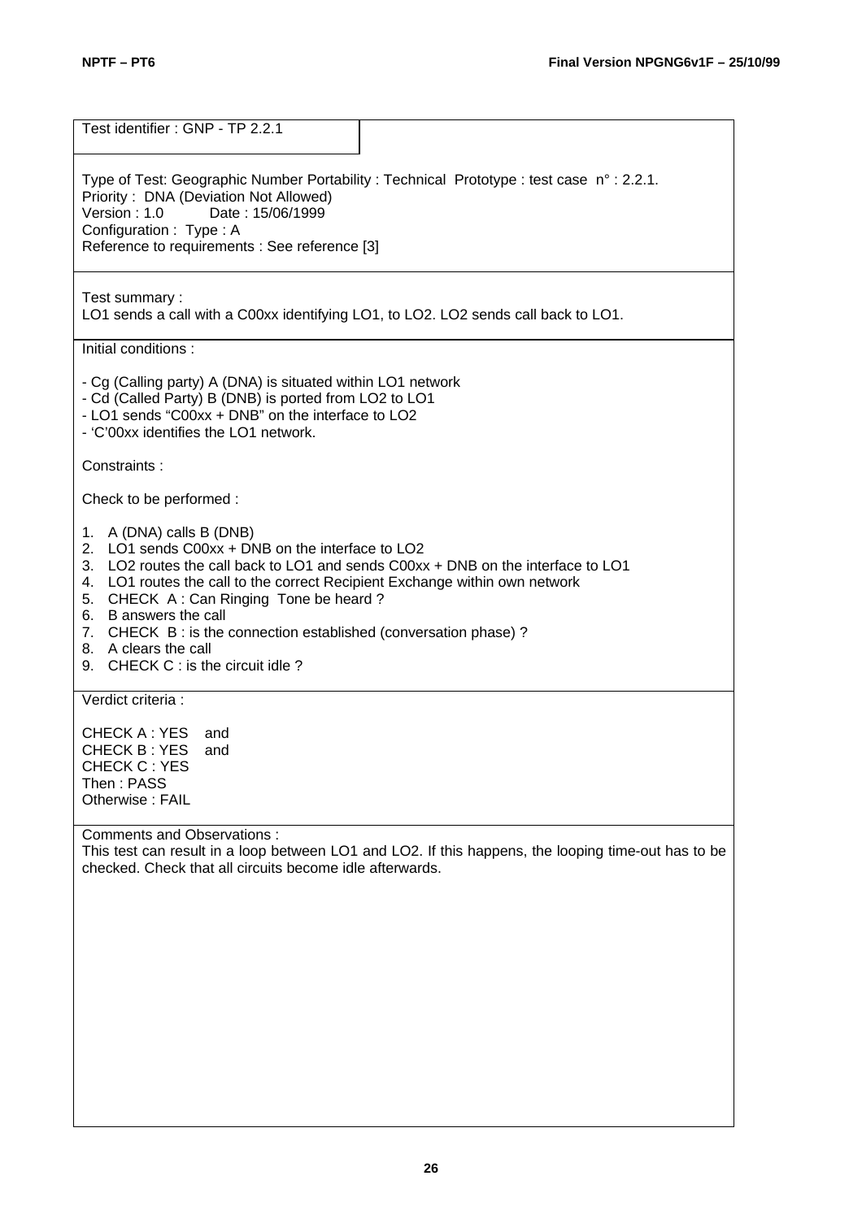Test identifier : GNP - TP 2.2.1

Type of Test: Geographic Number Portability : Technical Prototype : test case n° : 2.2.1.
Priority : DNA (Deviation Not Allowed)
Version : 1.0 Date : 15/06/1999
Configuration : Type : A
Reference to requirements : See reference [3]

Test summary :
LO1 sends a call with a C00xx identifying LO1, to LO2. LO2 sends call back to LO1.

Initial conditions :

- Cg (Calling party) A (DNA) is situated within LO1 network
- Cd (Called Party) B (DNB) is ported from LO2 to LO1
- LO1 sends "C00xx + DNB" on the interface to LO2
- 'C'00xx identifies the LO1 network.

Constraints :

Check to be performed :

1. A (DNA) calls B (DNB)
2. LO1 sends C00xx + DNB on the interface to LO2
3. LO2 routes the call back to LO1 and sends C00xx + DNB on the interface to LO1
4. LO1 routes the call to the correct Recipient Exchange within own network
5. CHECK A : Can Ringing Tone be heard ?
6. B answers the call
7. CHECK B : is the connection established (conversation phase) ?
8. A clears the call
9. CHECK C : is the circuit idle ?

Verdict criteria :

CHECK A : YES and
CHECK B : YES and
CHECK C : YES
Then : PASS
Otherwise : FAIL

Comments and Observations :
This test can result in a loop between LO1 and LO2. If this happens, the looping time-out has to be checked. Check that all circuits become idle afterwards.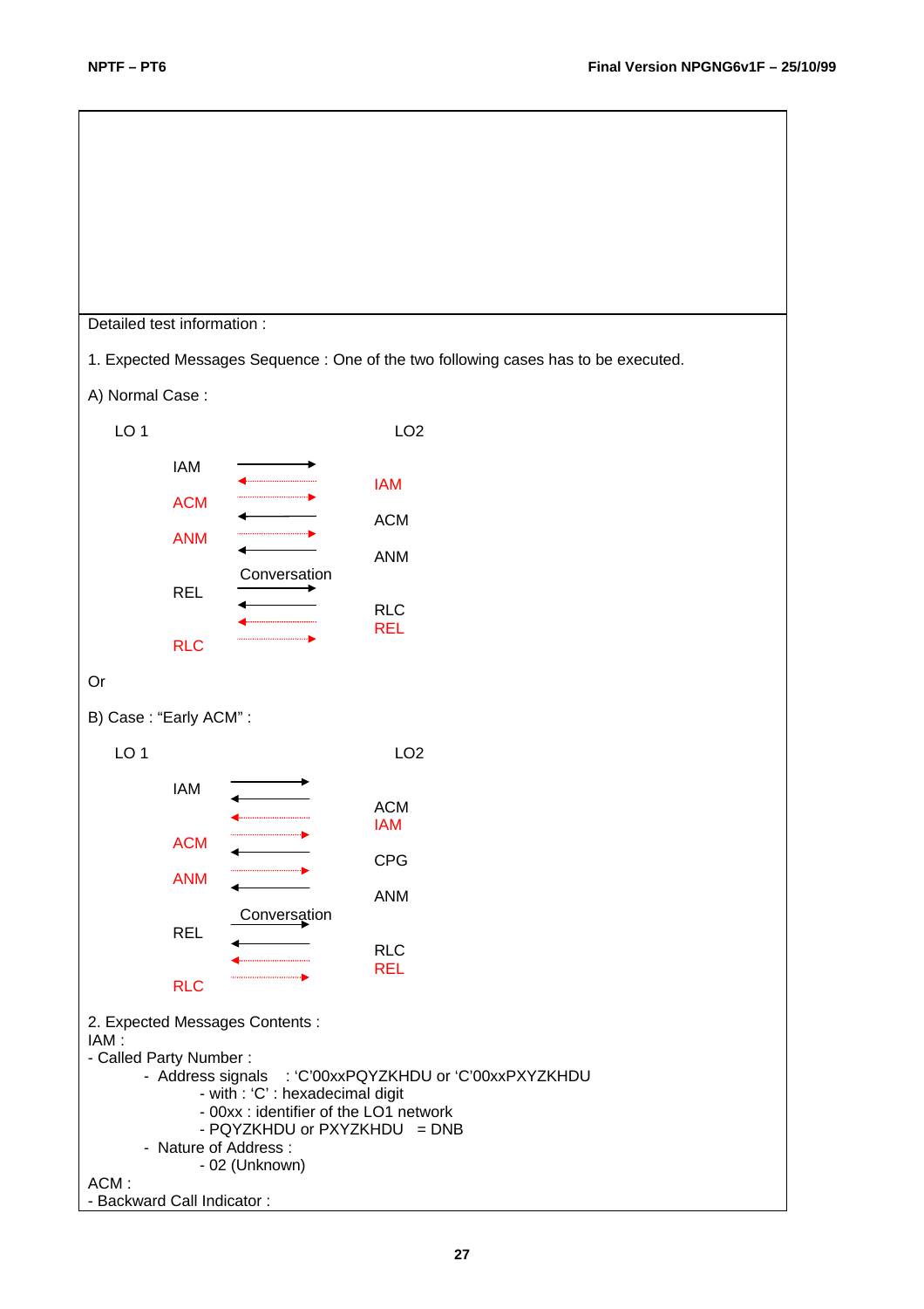Detailed test information :

1. Expected Messages Sequence : One of the two following cases has to be executed.

A) Normal Case :

| LO 1 | | LO2 |
|---|---|---|
| IAM | → | |
| | ← | IAM |
| ACM | → | |
| | ← | ACM |
| ANM | → | |
| | ← | ANM |
| | Conversation | |
| REL | → | |
| | ← | RLC |
| | ← | REL |
| RLC | → | |

Or

B) Case : "Early ACM" :

| LO 1 | | LO2 |
|---|---|---|
| IAM | → | |
| | ← | ACM |
| | ← | IAM |
| ACM | → | |
| | ← | CPG |
| ANM | → | |
| | ← | ANM |
| | Conversation | |
| REL | → | |
| | ← | RLC |
| | ← | REL |
| RLC | → | |

2. Expected Messages Contents :

IAM :

- Called Party Number :
  - Address signals : 'C'00xxPQYZKHDU or 'C'00xxPXYZKHDU
    - with : 'C' : hexadecimal digit
    - 00xx : identifier of the LO1 network
    - PQYZKHDU or PXYZKHDU = DNB
  - Nature of Address :
    - 02 (Unknown)

ACM :

- Backward Call Indicator :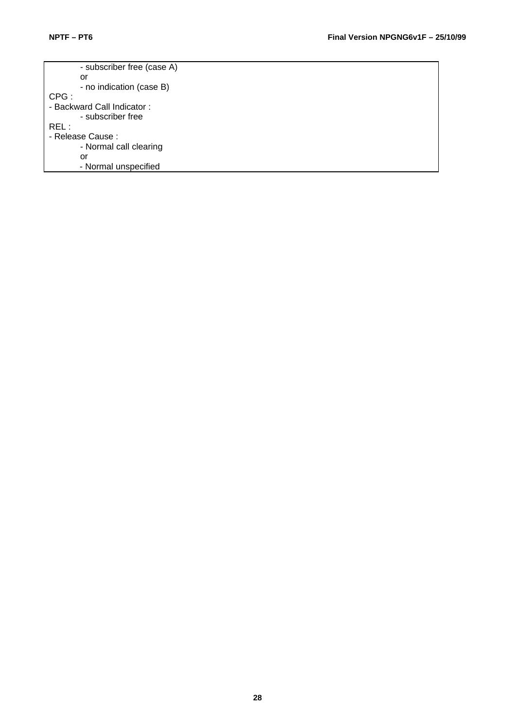| - subscriber free (case A)<br>or<br>- no indication (case B)<br>CPG :<br>- Backward Call Indicator :<br>- subscriber free<br>REL :<br>- Release Cause :<br>- Normal call clearing<br>or<br>- Normal unspecified |
|---|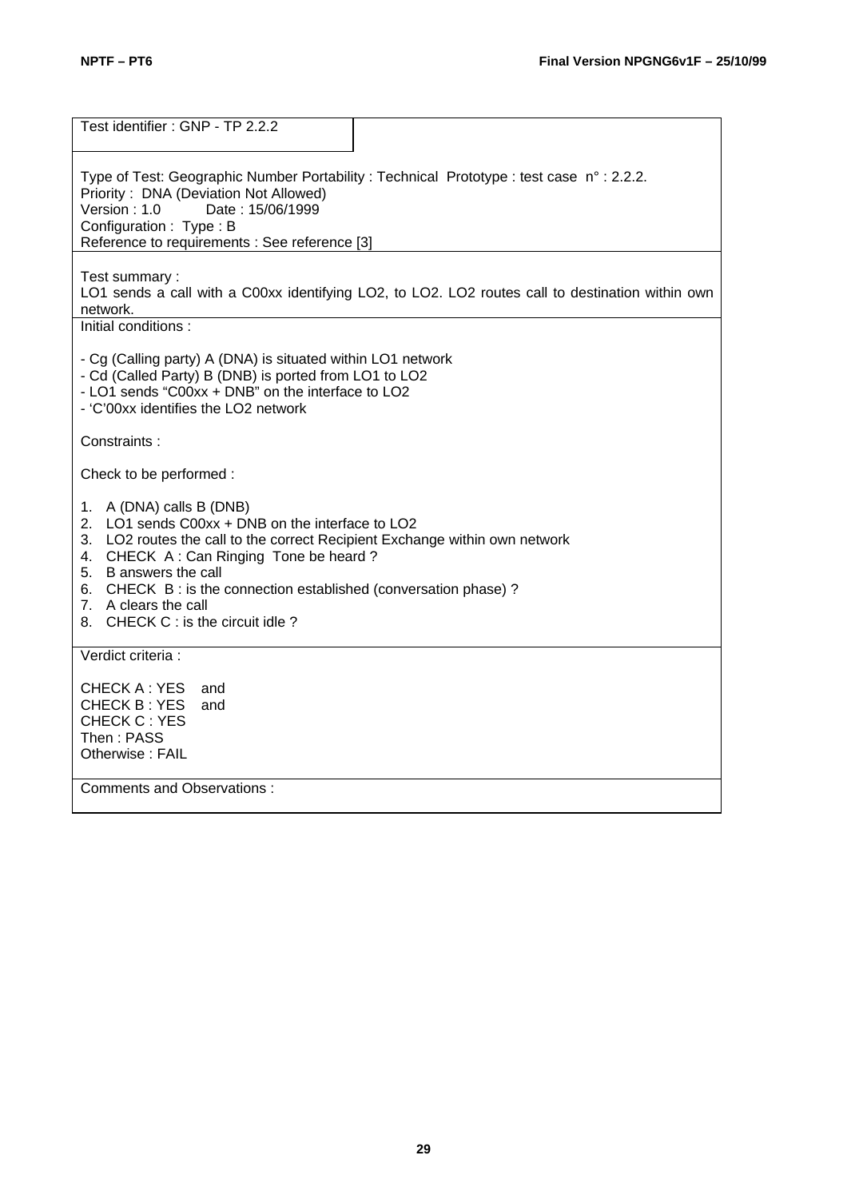Test identifier : GNP - TP 2.2.2

Type of Test: Geographic Number Portability : Technical Prototype : test case n° : 2.2.2.
Priority : DNA (Deviation Not Allowed)
Version : 1.0 Date : 15/06/1999
Configuration : Type : B
Reference to requirements : See reference [3]

Test summary :
LO1 sends a call with a C00xx identifying LO2, to LO2. LO2 routes call to destination within own network.

Initial conditions :

- Cg (Calling party) A (DNA) is situated within LO1 network
- Cd (Called Party) B (DNB) is ported from LO1 to LO2
- LO1 sends “C00xx + DNB” on the interface to LO2
- ‘C’00xx identifies the LO2 network

Constraints :

Check to be performed :

1. A (DNA) calls B (DNB)
2. LO1 sends C00xx + DNB on the interface to LO2
3. LO2 routes the call to the correct Recipient Exchange within own network
4. CHECK A : Can Ringing Tone be heard ?
5. B answers the call
6. CHECK B : is the connection established (conversation phase) ?
7. A clears the call
8. CHECK C : is the circuit idle ?

Verdict criteria :

CHECK A : YES and
CHECK B : YES and
CHECK C : YES
Then : PASS
Otherwise : FAIL

Comments and Observations :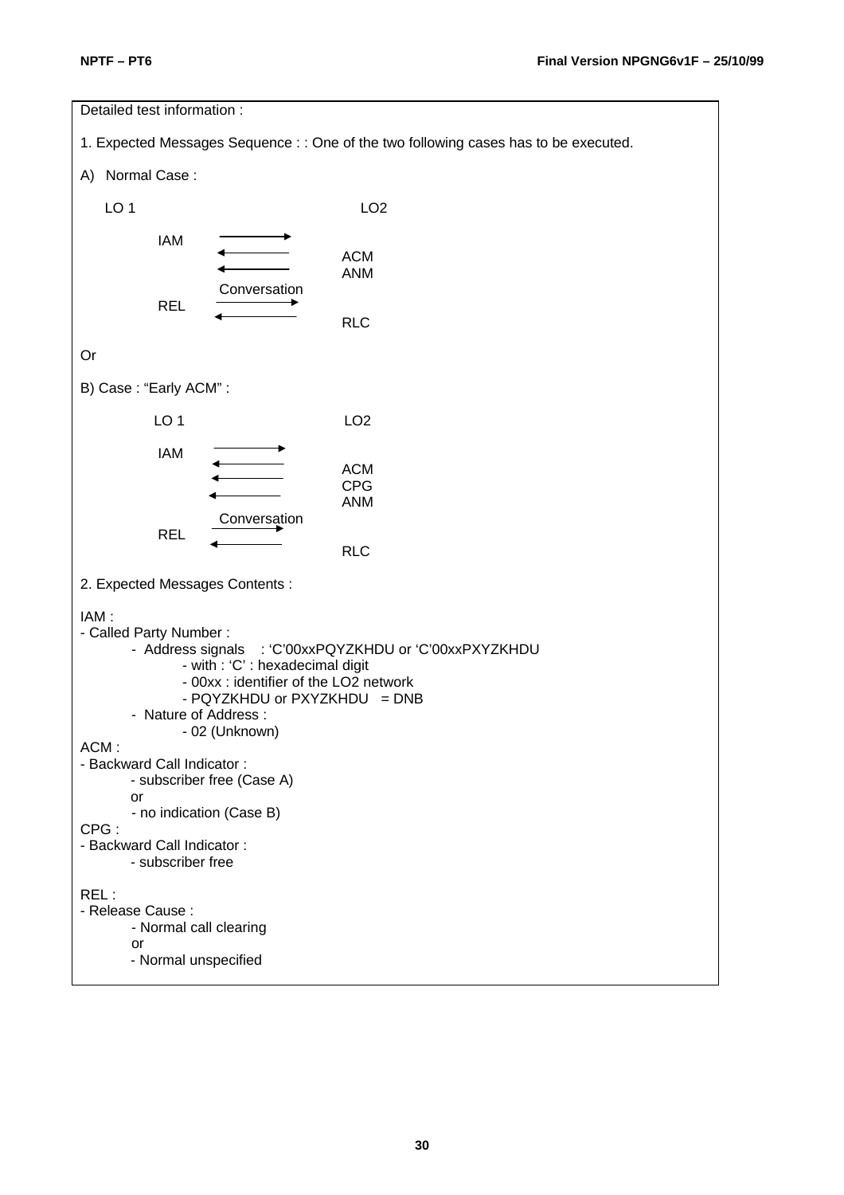Detailed test information :

1. Expected Messages Sequence : : One of the two following cases has to be executed.

A) Normal Case :

```
LO 1                                LO2

        IAM   ---------->
              <----------     ACM
              <----------     ANM
              Conversation
        REL   ---------->
              <----------     RLC
```

Or

B) Case : "Early ACM" :

```
        LO 1                    LO2

        IAM   ---------->
              <----------     ACM
              <----------     CPG
              <----------     ANM
              Conversation
        REL   ---------->
              <----------     RLC
```

2. Expected Messages Contents :

IAM :
- Called Party Number :
  - Address signals : 'C'00xxPQYZKHDU or 'C'00xxPXYZKHDU
    - with : 'C' : hexadecimal digit
    - 00xx : identifier of the LO2 network
    - PQYZKHDU or PXYZKHDU = DNB
  - Nature of Address :
    - 02 (Unknown)

ACM :
- Backward Call Indicator :
  - subscriber free (Case A)
  
  or
  - no indication (Case B)

CPG :
- Backward Call Indicator :
  - subscriber free

REL :
- Release Cause :
  - Normal call clearing
  
  or
  - Normal unspecified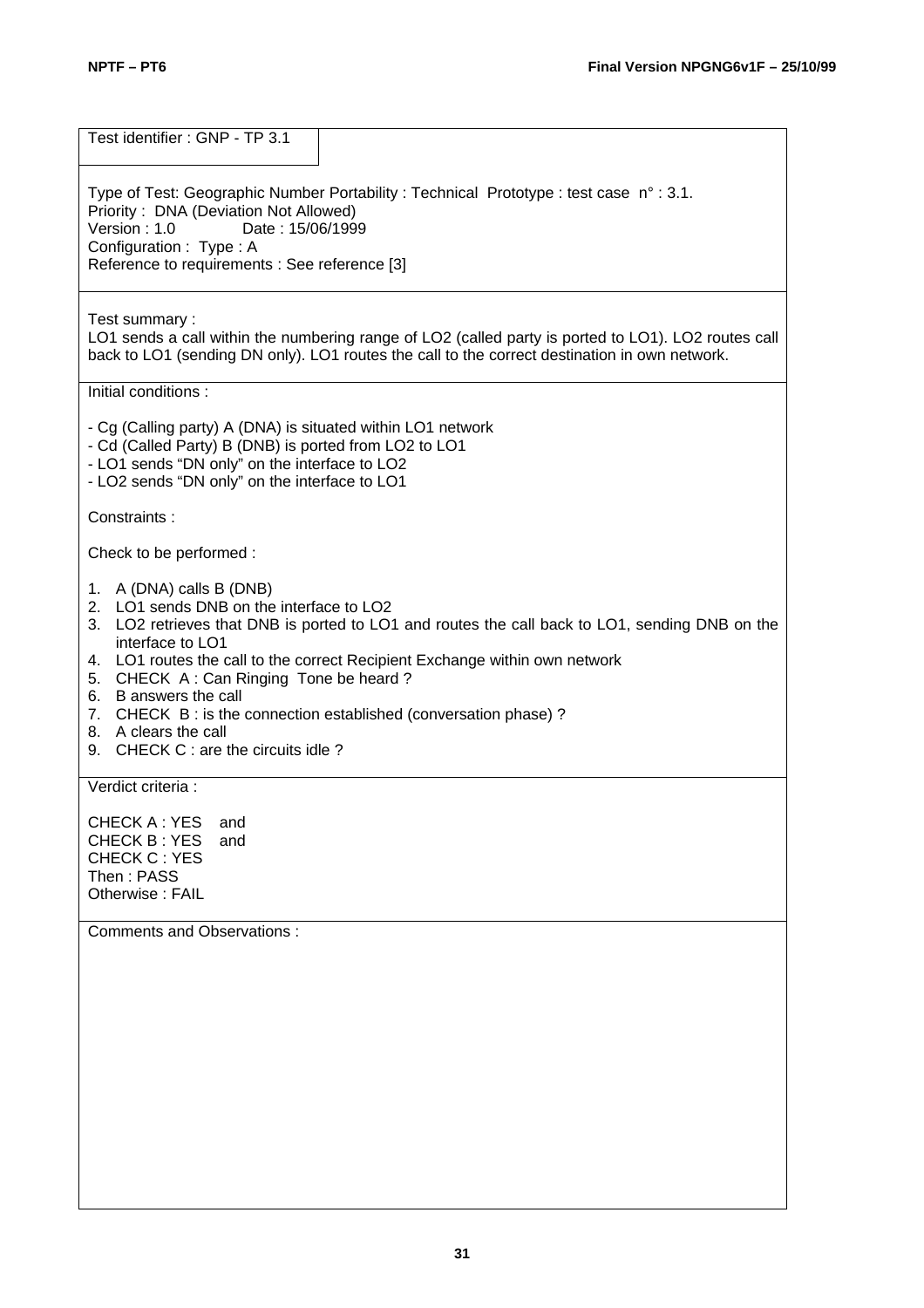Test identifier : GNP - TP 3.1

Type of Test: Geographic Number Portability : Technical Prototype : test case n° : 3.1.
Priority : DNA (Deviation Not Allowed)
Version : 1.0 Date : 15/06/1999
Configuration : Type : A
Reference to requirements : See reference [3]

Test summary :
LO1 sends a call within the numbering range of LO2 (called party is ported to LO1). LO2 routes call back to LO1 (sending DN only). LO1 routes the call to the correct destination in own network.

Initial conditions :

- Cg (Calling party) A (DNA) is situated within LO1 network
- Cd (Called Party) B (DNB) is ported from LO2 to LO1
- LO1 sends “DN only” on the interface to LO2
- LO2 sends “DN only” on the interface to LO1

Constraints :

Check to be performed :

1. A (DNA) calls B (DNB)
2. LO1 sends DNB on the interface to LO2
3. LO2 retrieves that DNB is ported to LO1 and routes the call back to LO1, sending DNB on the interface to LO1
4. LO1 routes the call to the correct Recipient Exchange within own network
5. CHECK A : Can Ringing Tone be heard ?
6. B answers the call
7. CHECK B : is the connection established (conversation phase) ?
8. A clears the call
9. CHECK C : are the circuits idle ?

Verdict criteria :

CHECK A : YES and
CHECK B : YES and
CHECK C : YES
Then : PASS
Otherwise : FAIL

Comments and Observations :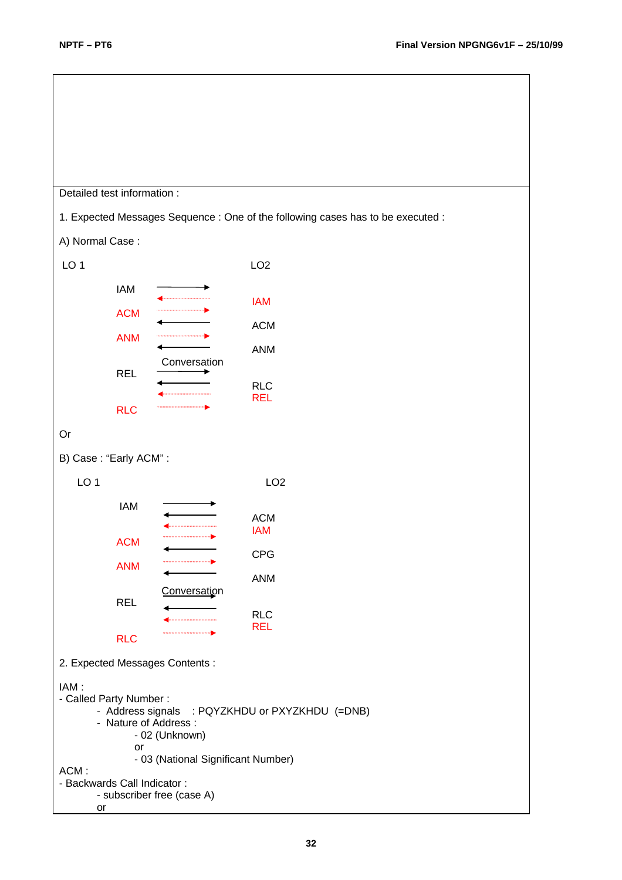Detailed test information :

1. Expected Messages Sequence : One of the following cases has to be executed :

A) Normal Case :

| LO 1 | | LO2 |
|---|---|---|
| IAM | → | |
| | ← | IAM |
| ACM | → | |
| | ← | ACM |
| ANM | → | |
| | ← | ANM |
| | Conversation | |
| REL | → | |
| | ← | RLC |
| | ← | REL |
| RLC | → | |

Or

B) Case : “Early ACM” :

| LO 1 | | LO2 |
|---|---|---|
| IAM | → | |
| | ← | ACM |
| | ← | IAM |
| ACM | → | |
| | ← | CPG |
| ANM | → | |
| | ← | ANM |
| | Conversation | |
| REL | → | |
| | ← | RLC |
| | ← | REL |
| RLC | → | |

2. Expected Messages Contents :

IAM :
- Called Party Number :
  - Address signals : PQYZKHDU or PXYZKHDU (=DNB)
  - Nature of Address :
    - 02 (Unknown)
    
    or
    - 03 (National Significant Number)

ACM :
- Backwards Call Indicator :
  - subscriber free (case A)
  
  or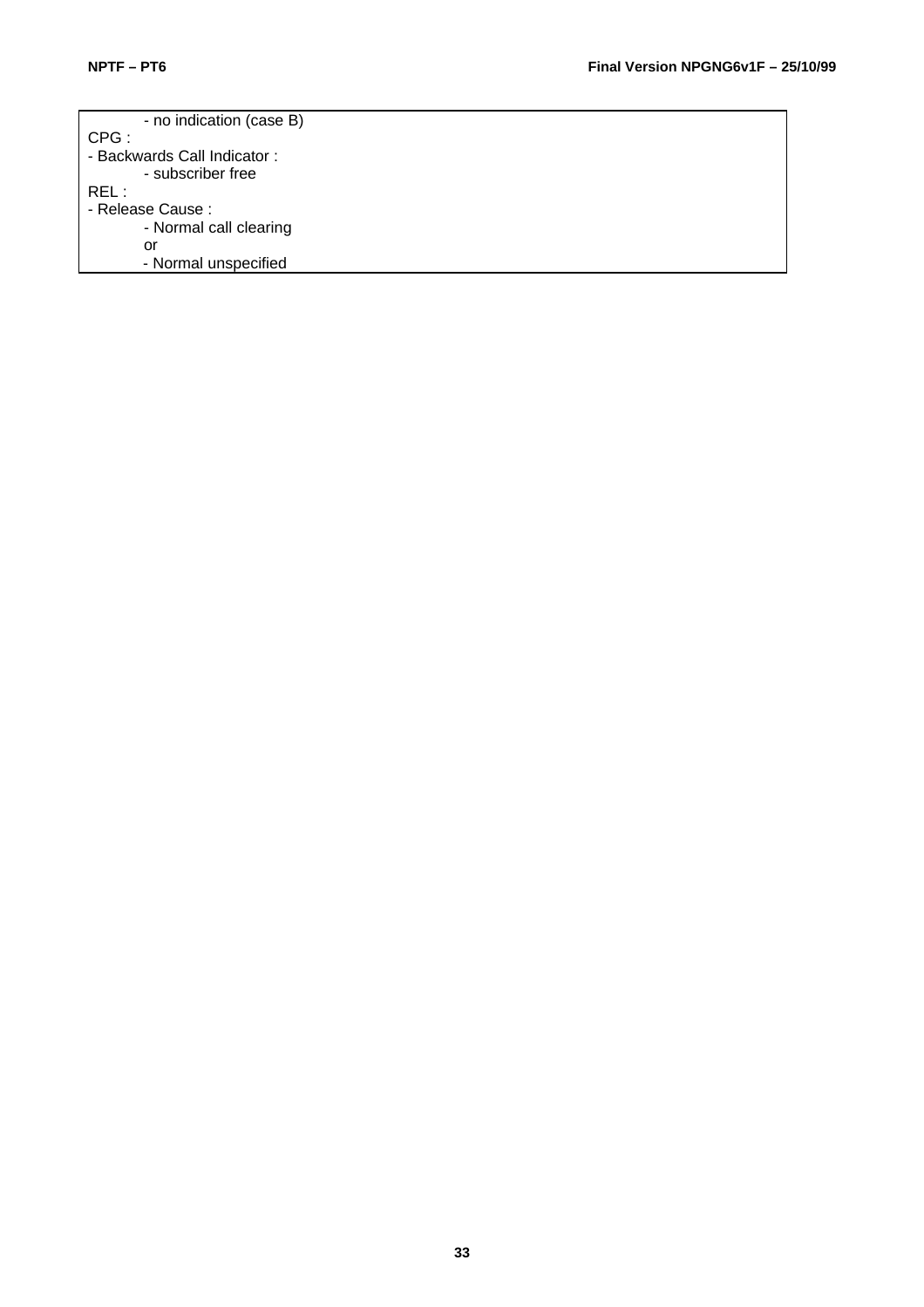| - no indication (case B)<br>CPG :<br>- Backwards Call Indicator :<br>- subscriber free<br>REL :<br>- Release Cause :<br>- Normal call clearing<br>or<br>- Normal unspecified |
|---|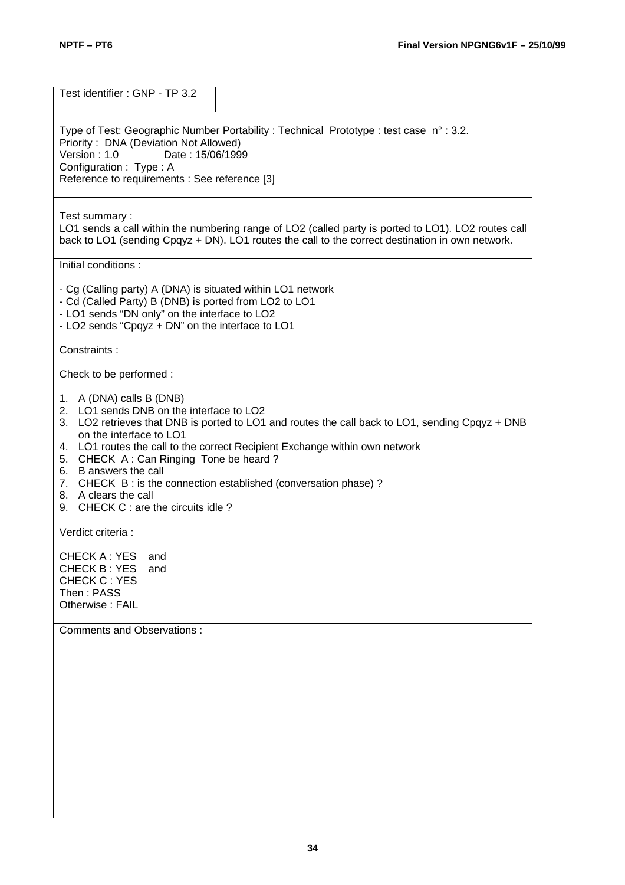Test identifier : GNP - TP 3.2

Type of Test: Geographic Number Portability : Technical Prototype : test case n° : 3.2.
Priority : DNA (Deviation Not Allowed)
Version : 1.0 Date : 15/06/1999
Configuration : Type : A
Reference to requirements : See reference [3]

Test summary :
LO1 sends a call within the numbering range of LO2 (called party is ported to LO1). LO2 routes call back to LO1 (sending Cpqyz + DN). LO1 routes the call to the correct destination in own network.

Initial conditions :

- Cg (Calling party) A (DNA) is situated within LO1 network
- Cd (Called Party) B (DNB) is ported from LO2 to LO1
- LO1 sends "DN only" on the interface to LO2
- LO2 sends "Cpqyz + DN" on the interface to LO1

Constraints :

Check to be performed :

1. A (DNA) calls B (DNB)
2. LO1 sends DNB on the interface to LO2
3. LO2 retrieves that DNB is ported to LO1 and routes the call back to LO1, sending Cpqyz + DNB on the interface to LO1
4. LO1 routes the call to the correct Recipient Exchange within own network
5. CHECK A : Can Ringing Tone be heard ?
6. B answers the call
7. CHECK B : is the connection established (conversation phase) ?
8. A clears the call
9. CHECK C : are the circuits idle ?

Verdict criteria :

CHECK A : YES and
CHECK B : YES and
CHECK C : YES
Then : PASS
Otherwise : FAIL

Comments and Observations :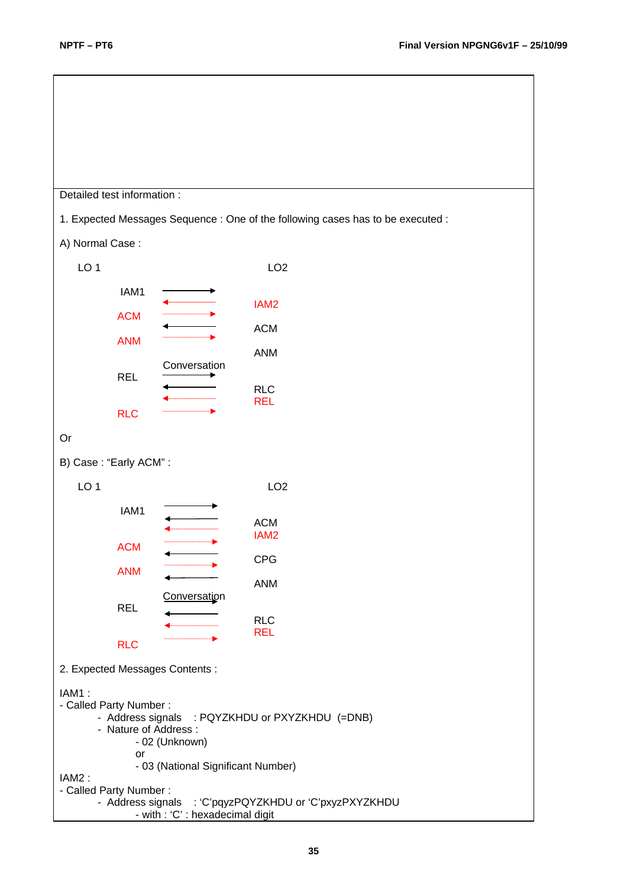Detailed test information :

1. Expected Messages Sequence : One of the following cases has to be executed :

A) Normal Case :

| LO 1 | | LO2 |
|---|---|---|
| IAM1 | → | |
| | ← | IAM2 |
| ACM | → | |
| | ← | ACM |
| ANM | → | |
| | | ANM |
| | Conversation | |
| REL | → | |
| | ← | RLC |
| | ← | REL |
| RLC | → | |

Or

B) Case : "Early ACM" :

| LO 1 | | LO2 |
|---|---|---|
| IAM1 | → | |
| | ← | ACM |
| | ← | IAM2 |
| ACM | → | |
| | ← | CPG |
| ANM | → | |
| | ← | ANM |
| | Conversation | |
| REL | → | |
| | ← | RLC |
| | ← | REL |
| RLC | → | |

2. Expected Messages Contents :

IAM1 :
- Called Party Number :
  - Address signals : PQYZKHDU or PXYZKHDU (=DNB)
  - Nature of Address :
    - 02 (Unknown)
    
    or
    - 03 (National Significant Number)

IAM2 :
- Called Party Number :
  - Address signals : 'C'pqyzPQYZKHDU or 'C'pxyzPXYZKHDU
    - with : 'C' : hexadecimal digit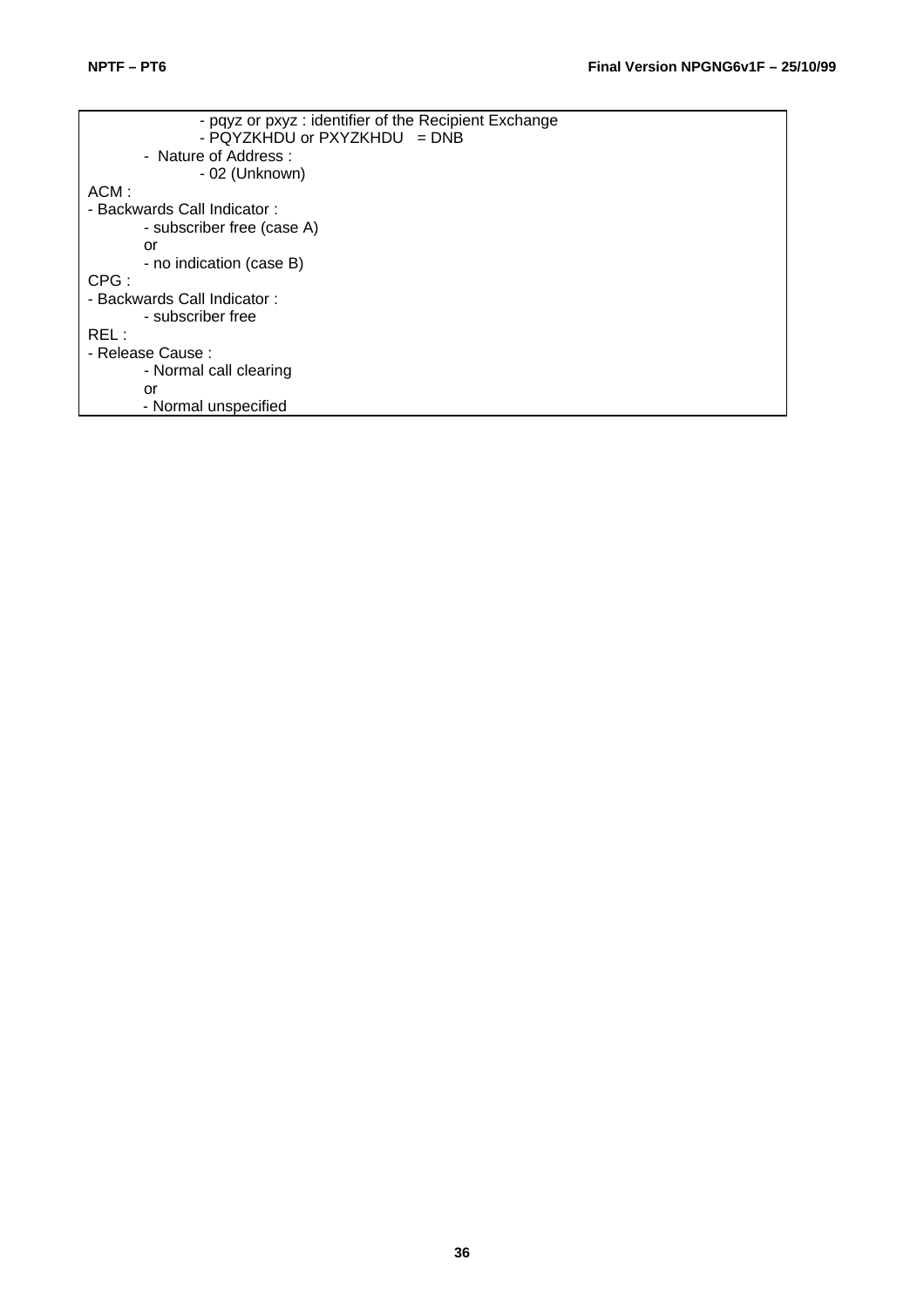- pqyz or pxyz : identifier of the Recipient Exchange
- PQYZKHDU or PXYZKHDU = DNB

- Nature of Address :
  - 02 (Unknown)

ACM :

- Backwards Call Indicator :
  - subscriber free (case A)

  or

  - no indication (case B)

CPG :

- Backwards Call Indicator :
  - subscriber free

REL :

- Release Cause :
  - Normal call clearing

  or

  - Normal unspecified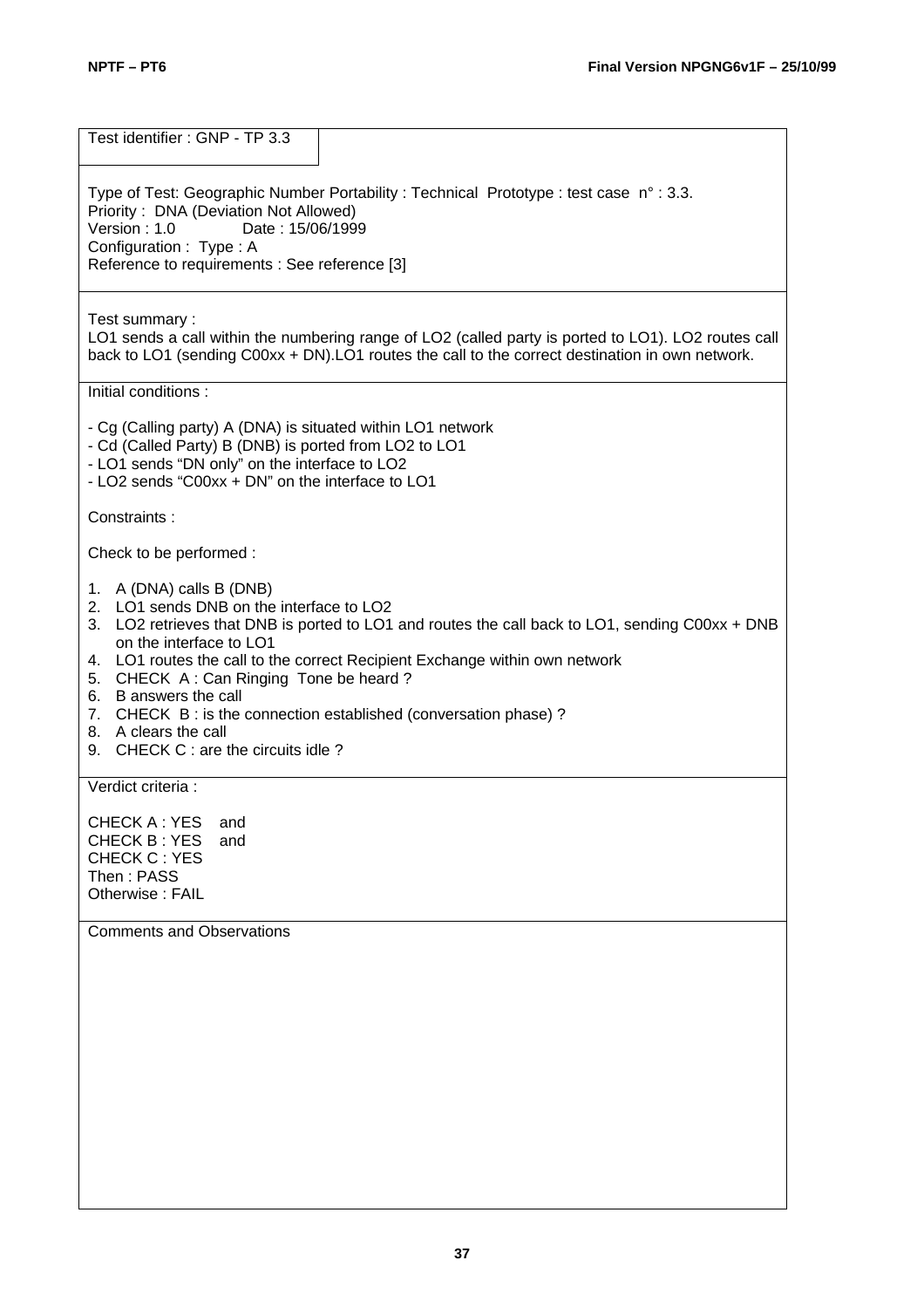Test identifier : GNP - TP 3.3

Type of Test: Geographic Number Portability : Technical Prototype : test case n° : 3.3.
Priority : DNA (Deviation Not Allowed)
Version : 1.0 Date : 15/06/1999
Configuration : Type : A
Reference to requirements : See reference [3]

Test summary :
LO1 sends a call within the numbering range of LO2 (called party is ported to LO1). LO2 routes call back to LO1 (sending C00xx + DN).LO1 routes the call to the correct destination in own network.

Initial conditions :

- Cg (Calling party) A (DNA) is situated within LO1 network
- Cd (Called Party) B (DNB) is ported from LO2 to LO1
- LO1 sends "DN only" on the interface to LO2
- LO2 sends "C00xx + DN" on the interface to LO1

Constraints :

Check to be performed :

1. A (DNA) calls B (DNB)
2. LO1 sends DNB on the interface to LO2
3. LO2 retrieves that DNB is ported to LO1 and routes the call back to LO1, sending C00xx + DNB on the interface to LO1
4. LO1 routes the call to the correct Recipient Exchange within own network
5. CHECK A : Can Ringing Tone be heard ?
6. B answers the call
7. CHECK B : is the connection established (conversation phase) ?
8. A clears the call
9. CHECK C : are the circuits idle ?

Verdict criteria :

CHECK A : YES and
CHECK B : YES and
CHECK C : YES
Then : PASS
Otherwise : FAIL

Comments and Observations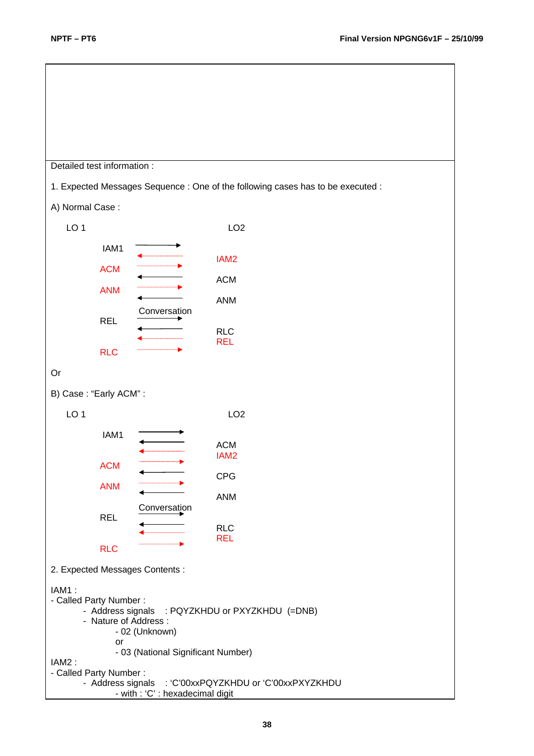Detailed test information :

1. Expected Messages Sequence : One of the following cases has to be executed :

A) Normal Case :

| LO 1 | | LO2 |
|---|---|---|
| IAM1 | → | |
| | ← | IAM2 |
| ACM | → | |
| | ← | ACM |
| ANM | → | |
| | ← | ANM |
| | Conversation | |
| REL | → | |
| | ← | RLC |
| | ← | REL |
| RLC | → | |

Or

B) Case : “Early ACM” :

| LO 1 | | LO2 |
|---|---|---|
| IAM1 | → | |
| | ← | ACM |
| | ← | IAM2 |
| ACM | → | |
| | ← | CPG |
| ANM | → | |
| | ← | ANM |
| | Conversation | |
| REL | → | |
| | ← | RLC |
| | ← | REL |
| RLC | → | |

2. Expected Messages Contents :

IAM1 :
- Called Party Number :
  - Address signals : PQYZKHDU or PXYZKHDU (=DNB)
  - Nature of Address :
    - 02 (Unknown)
    
    or
    - 03 (National Significant Number)

IAM2 :
- Called Party Number :
  - Address signals : ‘C’00xxPQYZKHDU or ‘C’00xxPXYZKHDU
    - with : ‘C’ : hexadecimal digit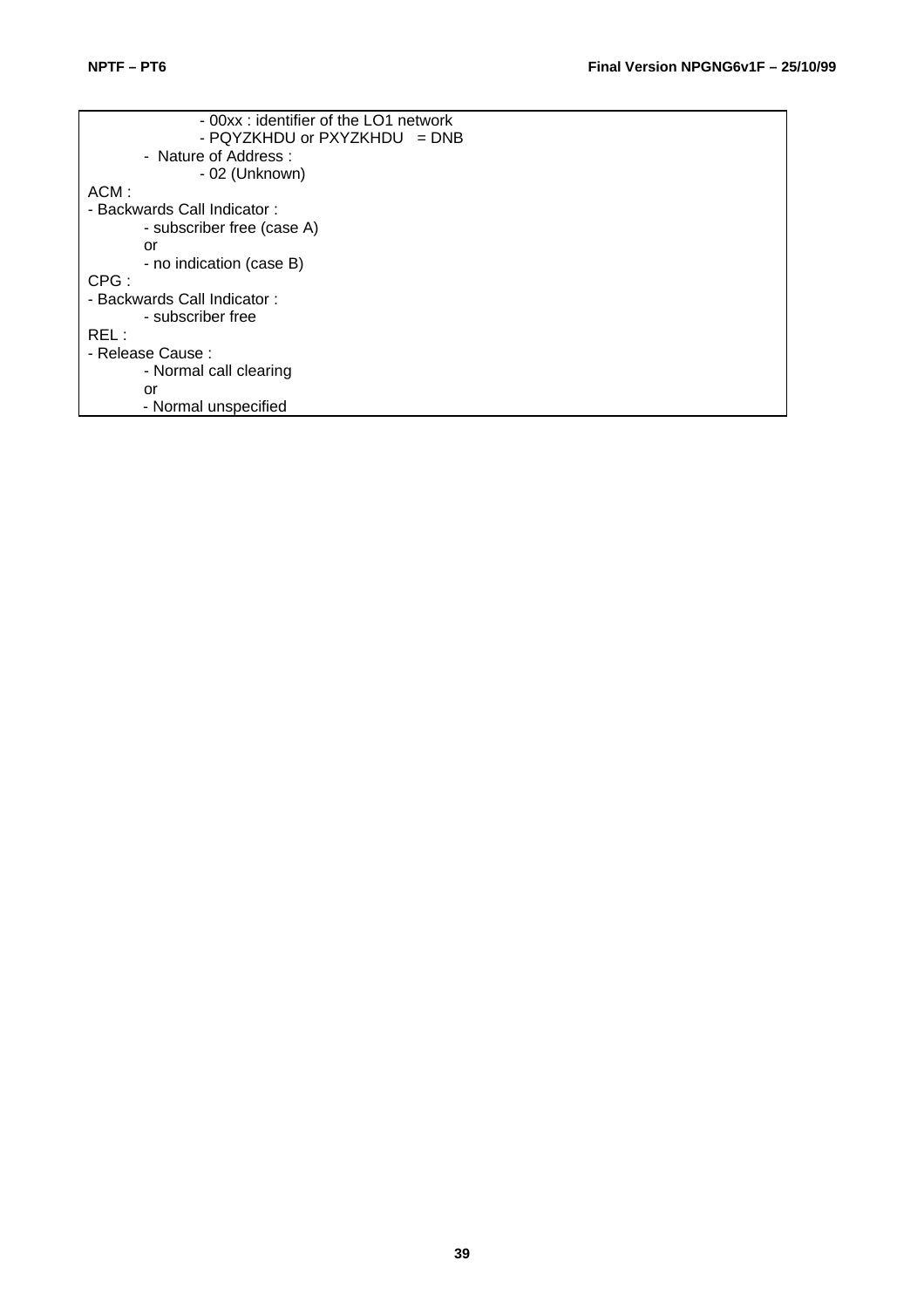- 00xx : identifier of the LO1 network
- PQYZKHDU or PXYZKHDU = DNB

- Nature of Address :
  - 02 (Unknown)

ACM :

- Backwards Call Indicator :
  - subscriber free (case A)
  
  or
  - no indication (case B)

CPG :

- Backwards Call Indicator :
  - subscriber free

REL :

- Release Cause :
  - Normal call clearing
  
  or
  - Normal unspecified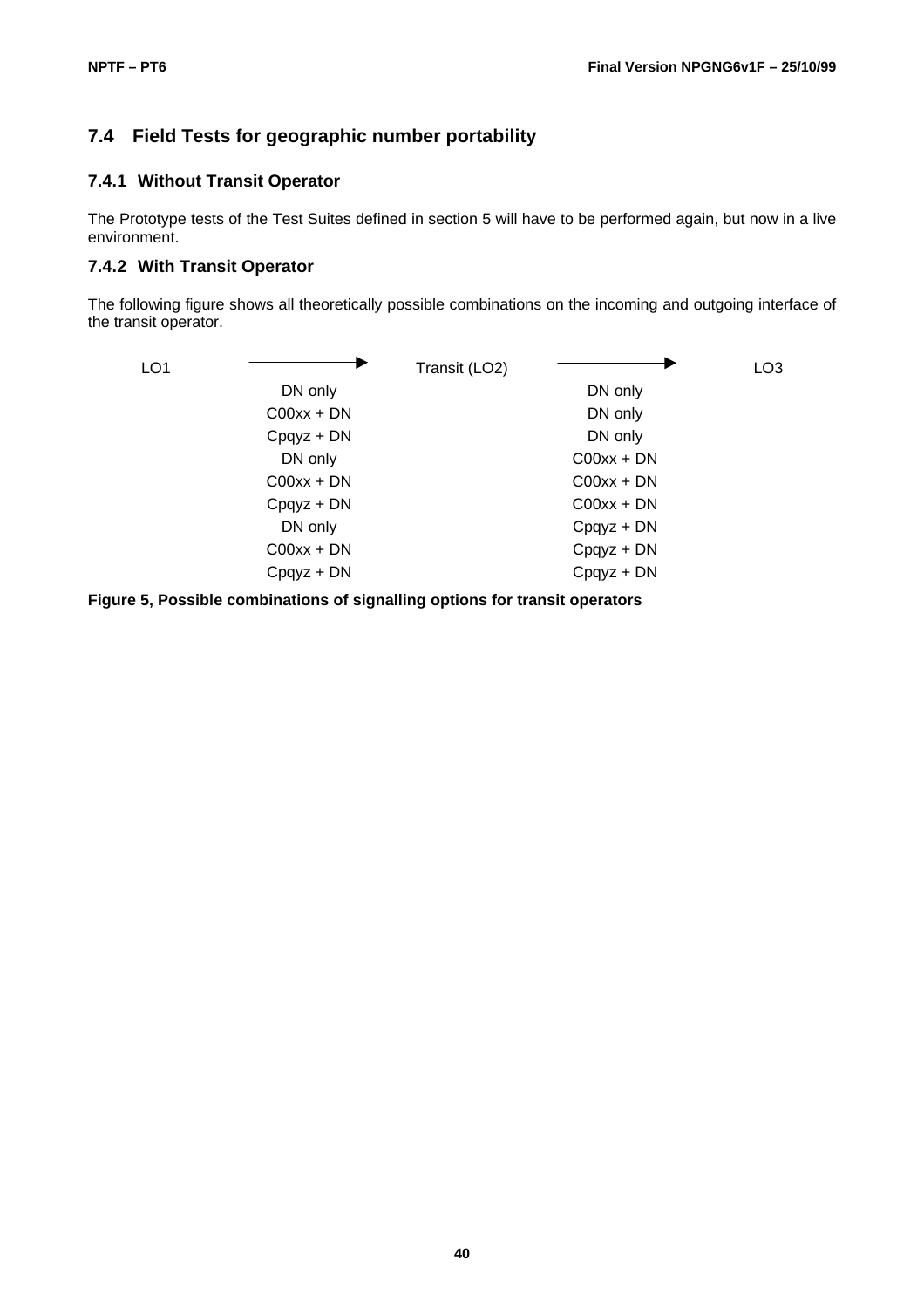## 7.4 Field Tests for geographic number portability

### 7.4.1 Without Transit Operator

The Prototype tests of the Test Suites defined in section 5 will have to be performed again, but now in a live environment.

### 7.4.2 With Transit Operator

The following figure shows all theoretically possible combinations on the incoming and outgoing interface of the transit operator.

| LO1 | → | Transit (LO2) | → | LO3 |
|---|---|---|---|---|
| | DN only | | DN only | |
| | C00xx + DN | | DN only | |
| | Cpqyz + DN | | DN only | |
| | DN only | | C00xx + DN | |
| | C00xx + DN | | C00xx + DN | |
| | Cpqyz + DN | | C00xx + DN | |
| | DN only | | Cpqyz + DN | |
| | C00xx + DN | | Cpqyz + DN | |
| | Cpqyz + DN | | Cpqyz + DN | |

**Figure 5, Possible combinations of signalling options for transit operators**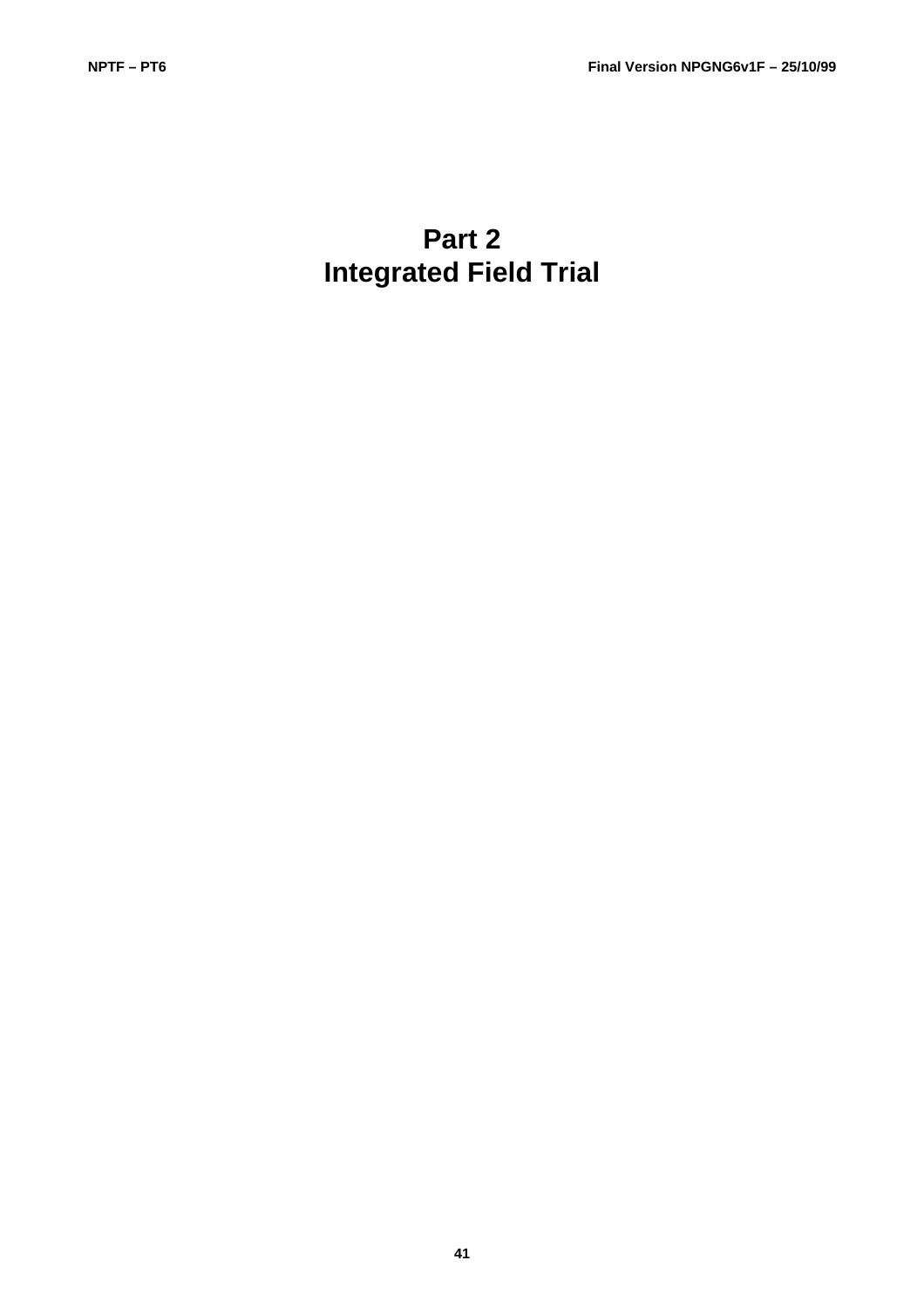# Part 2
# Integrated Field Trial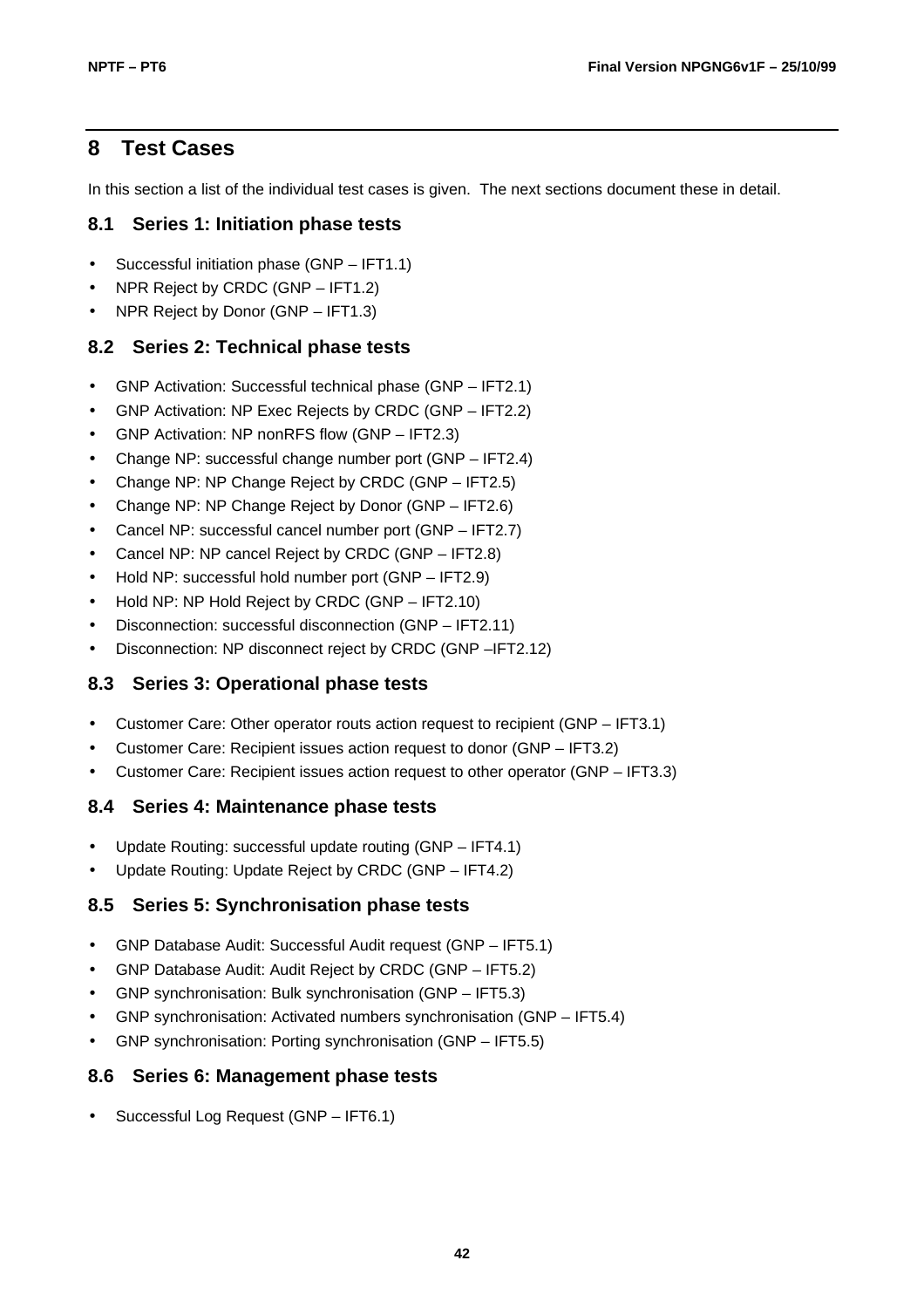# 8 Test Cases

In this section a list of the individual test cases is given. The next sections document these in detail.

## 8.1 Series 1: Initiation phase tests

- Successful initiation phase (GNP – IFT1.1)
- NPR Reject by CRDC (GNP – IFT1.2)
- NPR Reject by Donor (GNP – IFT1.3)

## 8.2 Series 2: Technical phase tests

- GNP Activation: Successful technical phase (GNP – IFT2.1)
- GNP Activation: NP Exec Rejects by CRDC (GNP – IFT2.2)
- GNP Activation: NP nonRFS flow (GNP – IFT2.3)
- Change NP: successful change number port (GNP – IFT2.4)
- Change NP: NP Change Reject by CRDC (GNP – IFT2.5)
- Change NP: NP Change Reject by Donor (GNP – IFT2.6)
- Cancel NP: successful cancel number port (GNP – IFT2.7)
- Cancel NP: NP cancel Reject by CRDC (GNP – IFT2.8)
- Hold NP: successful hold number port (GNP – IFT2.9)
- Hold NP: NP Hold Reject by CRDC (GNP – IFT2.10)
- Disconnection: successful disconnection (GNP – IFT2.11)
- Disconnection: NP disconnect reject by CRDC (GNP –IFT2.12)

## 8.3 Series 3: Operational phase tests

- Customer Care: Other operator routs action request to recipient (GNP – IFT3.1)
- Customer Care: Recipient issues action request to donor (GNP – IFT3.2)
- Customer Care: Recipient issues action request to other operator (GNP – IFT3.3)

## 8.4 Series 4: Maintenance phase tests

- Update Routing: successful update routing (GNP – IFT4.1)
- Update Routing: Update Reject by CRDC (GNP – IFT4.2)

## 8.5 Series 5: Synchronisation phase tests

- GNP Database Audit: Successful Audit request (GNP – IFT5.1)
- GNP Database Audit: Audit Reject by CRDC (GNP – IFT5.2)
- GNP synchronisation: Bulk synchronisation (GNP – IFT5.3)
- GNP synchronisation: Activated numbers synchronisation (GNP – IFT5.4)
- GNP synchronisation: Porting synchronisation (GNP – IFT5.5)

## 8.6 Series 6: Management phase tests

- Successful Log Request (GNP – IFT6.1)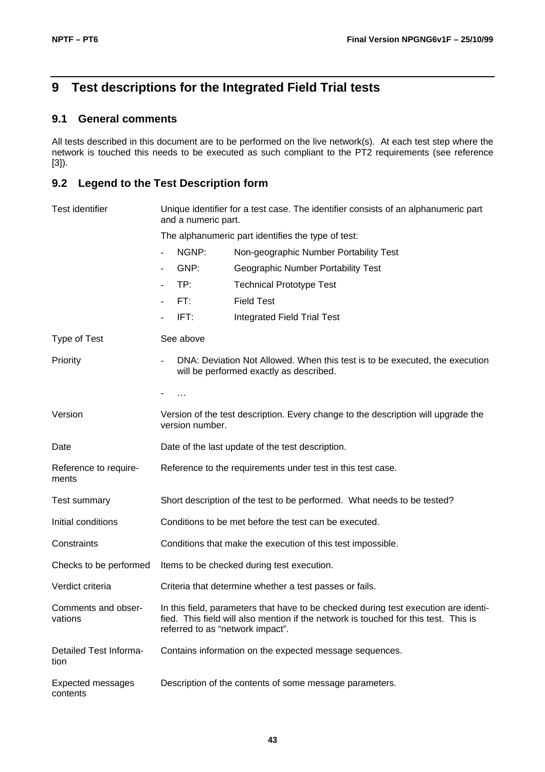# 9 Test descriptions for the Integrated Field Trial tests

## 9.1 General comments

All tests described in this document are to be performed on the live network(s). At each test step where the network is touched this needs to be executed as such compliant to the PT2 requirements (see reference [3]).

## 9.2 Legend to the Test Description form

| | |
|---|---|
| Test identifier | Unique identifier for a test case. The identifier consists of an alphanumeric part and a numeric part.<br>The alphanumeric part identifies the type of test:<br>- NGNP: Non-geographic Number Portability Test<br>- GNP: Geographic Number Portability Test<br>- TP: Technical Prototype Test<br>- FT: Field Test<br>- IFT: Integrated Field Trial Test |
| Type of Test | See above |
| Priority | - DNA: Deviation Not Allowed. When this test is to be executed, the execution will be performed exactly as described.<br>- … |
| Version | Version of the test description. Every change to the description will upgrade the version number. |
| Date | Date of the last update of the test description. |
| Reference to requirements | Reference to the requirements under test in this test case. |
| Test summary | Short description of the test to be performed. What needs to be tested? |
| Initial conditions | Conditions to be met before the test can be executed. |
| Constraints | Conditions that make the execution of this test impossible. |
| Checks to be performed | Items to be checked during test execution. |
| Verdict criteria | Criteria that determine whether a test passes or fails. |
| Comments and observations | In this field, parameters that have to be checked during test execution are identified. This field will also mention if the network is touched for this test. This is referred to as "network impact". |
| Detailed Test Information | Contains information on the expected message sequences. |
| Expected messages contents | Description of the contents of some message parameters. |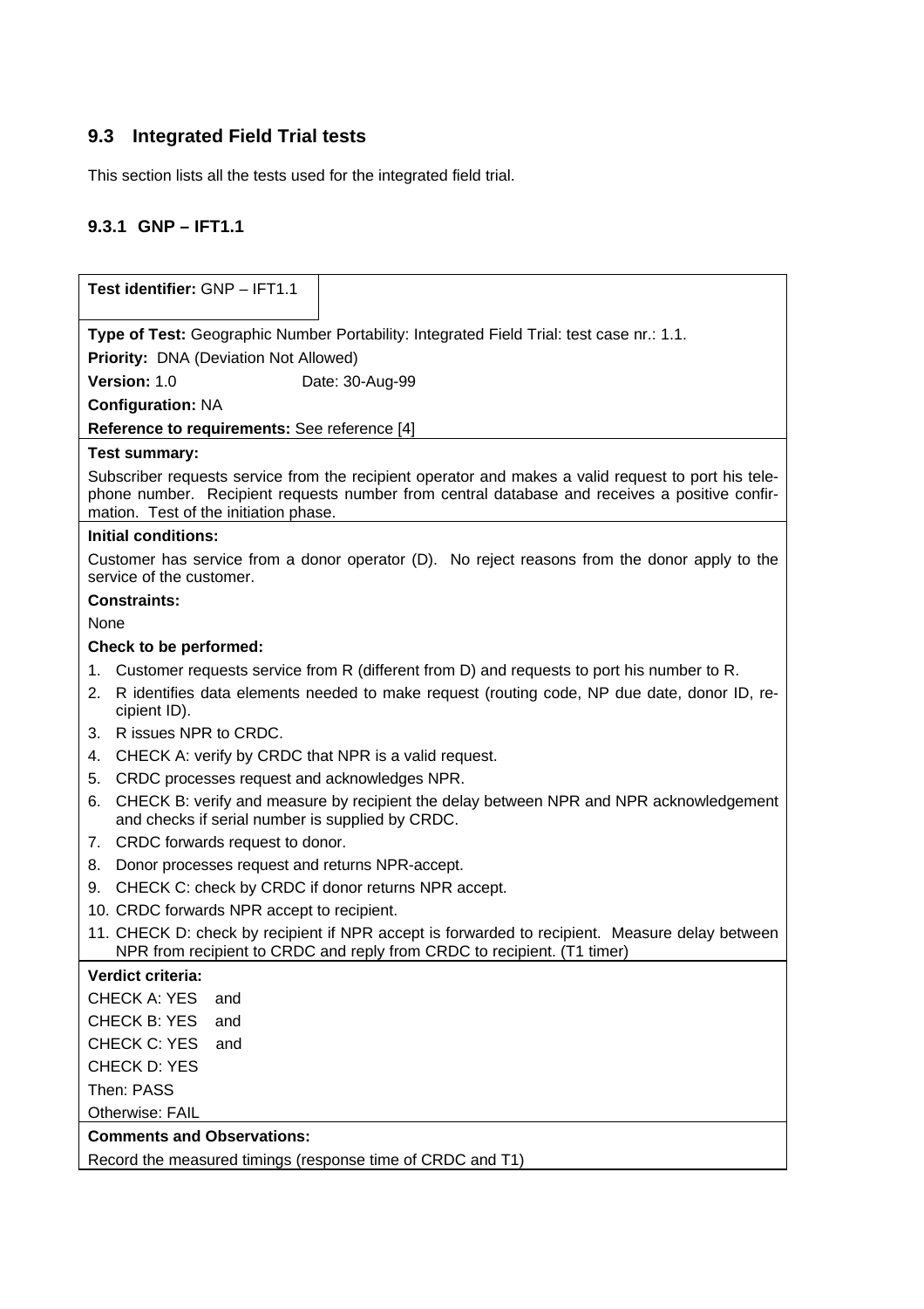## 9.3 Integrated Field Trial tests

This section lists all the tests used for the integrated field trial.

### 9.3.1 GNP – IFT1.1

**Test identifier:** GNP – IFT1.1

**Type of Test:** Geographic Number Portability: Integrated Field Trial: test case nr.: 1.1.

**Priority:** DNA (Deviation Not Allowed)

**Version:** 1.0 Date: 30-Aug-99

**Configuration:** NA

**Reference to requirements:** See reference [4]

**Test summary:**

Subscriber requests service from the recipient operator and makes a valid request to port his telephone number. Recipient requests number from central database and receives a positive confirmation. Test of the initiation phase.

**Initial conditions:**

Customer has service from a donor operator (D). No reject reasons from the donor apply to the service of the customer.

**Constraints:**

None

**Check to be performed:**

1. Customer requests service from R (different from D) and requests to port his number to R.
2. R identifies data elements needed to make request (routing code, NP due date, donor ID, recipient ID).
3. R issues NPR to CRDC.
4. CHECK A: verify by CRDC that NPR is a valid request.
5. CRDC processes request and acknowledges NPR.
6. CHECK B: verify and measure by recipient the delay between NPR and NPR acknowledgement and checks if serial number is supplied by CRDC.
7. CRDC forwards request to donor.
8. Donor processes request and returns NPR-accept.
9. CHECK C: check by CRDC if donor returns NPR accept.
10. CRDC forwards NPR accept to recipient.
11. CHECK D: check by recipient if NPR accept is forwarded to recipient. Measure delay between NPR from recipient to CRDC and reply from CRDC to recipient. (T1 timer)

**Verdict criteria:**

CHECK A: YES and

CHECK B: YES and

CHECK C: YES and

CHECK D: YES

Then: PASS

Otherwise: FAIL

**Comments and Observations:**

Record the measured timings (response time of CRDC and T1)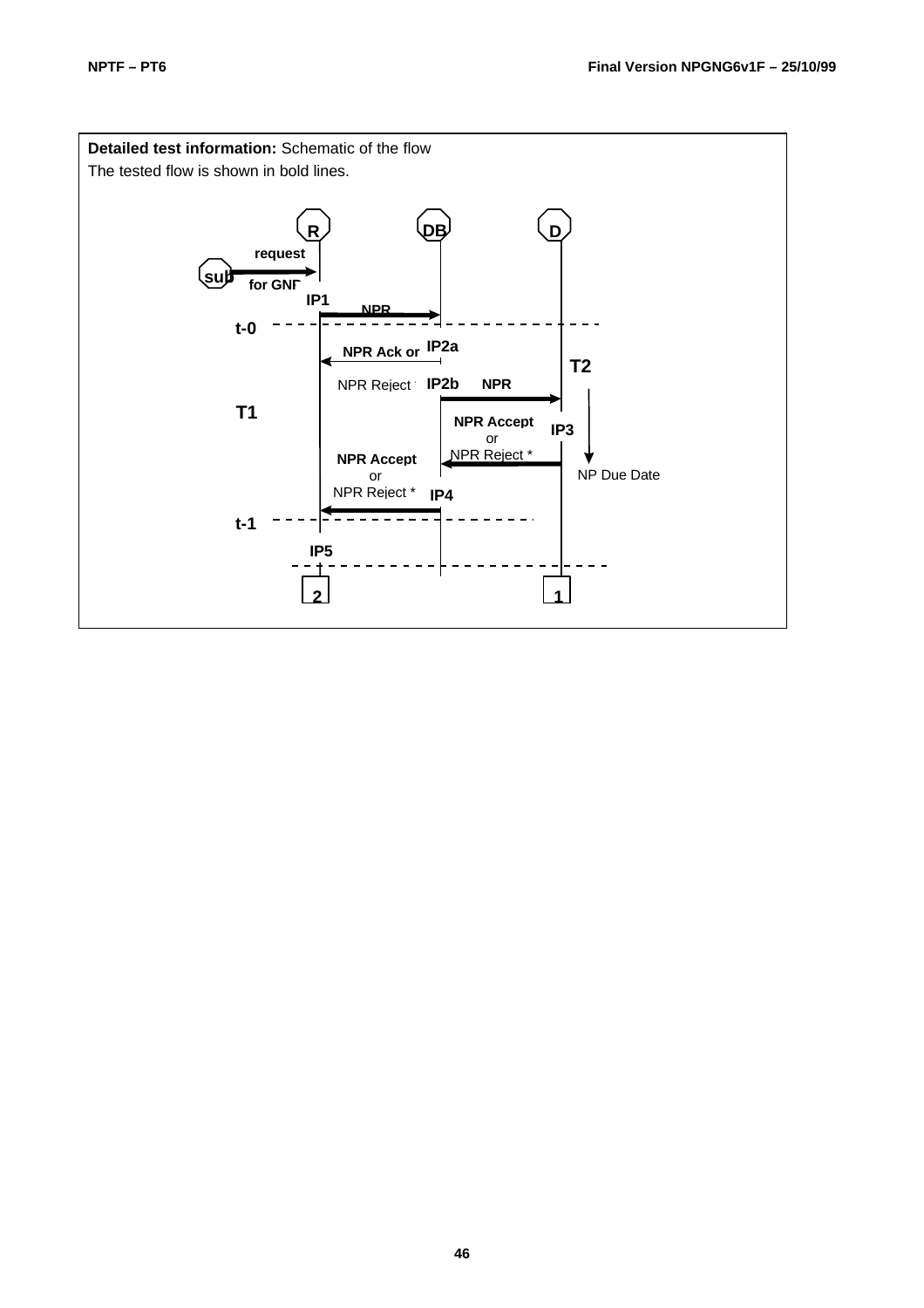**Detailed test information:** Schematic of the flow

The tested flow is shown in bold lines.

R DB D

sub — request for GNP → R

IP1 — NPR → DB

t-0

NPR Ack or NPR Reject * — IP2a

IP2b — NPR → D

T2

T1

NPR Accept or NPR Reject * — IP3

NP Due Date

NPR Accept or NPR Reject * — IP4

t-1

IP5

2 1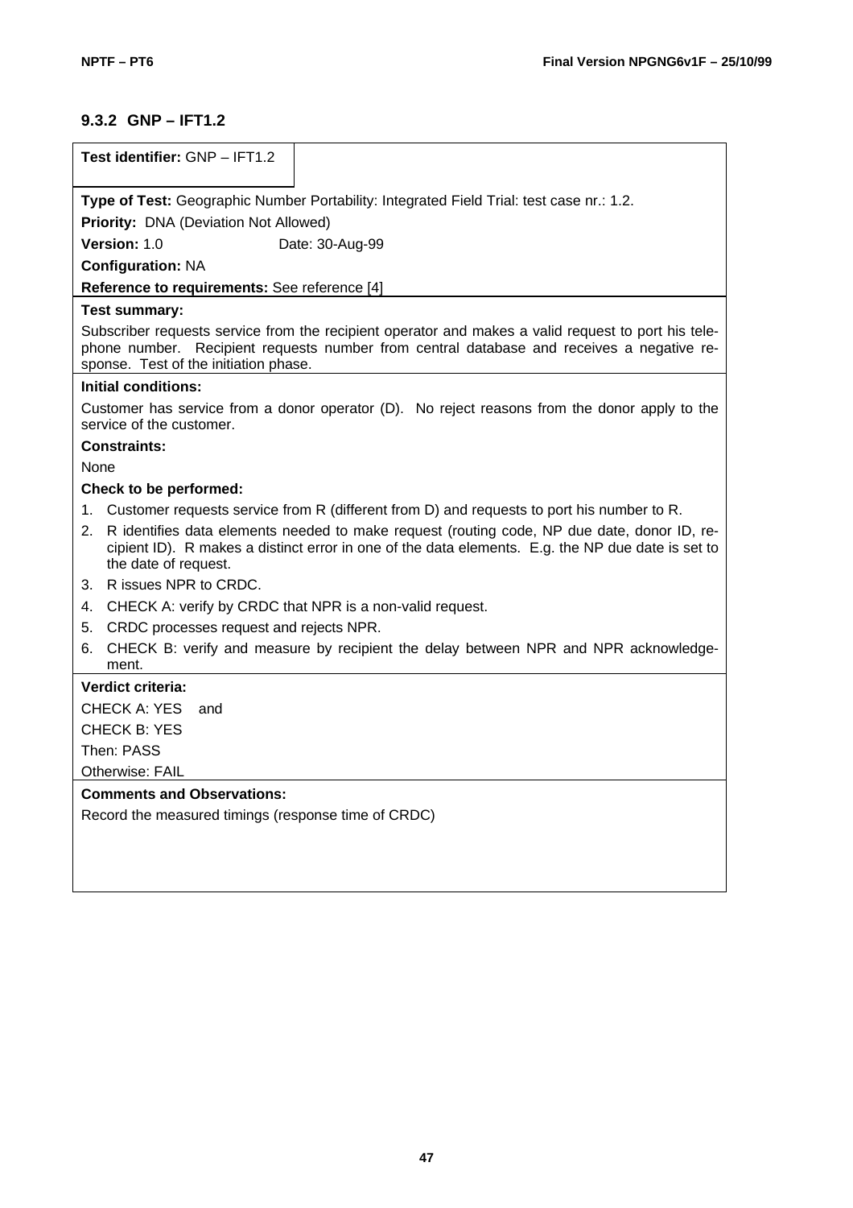### 9.3.2 GNP – IFT1.2

**Test identifier:** GNP – IFT1.2

**Type of Test:** Geographic Number Portability: Integrated Field Trial: test case nr.: 1.2.

**Priority:** DNA (Deviation Not Allowed)

**Version:** 1.0 Date: 30-Aug-99

**Configuration:** NA

**Reference to requirements:** See reference [4]

**Test summary:**

Subscriber requests service from the recipient operator and makes a valid request to port his telephone number. Recipient requests number from central database and receives a negative response. Test of the initiation phase.

**Initial conditions:**

Customer has service from a donor operator (D). No reject reasons from the donor apply to the service of the customer.

**Constraints:**

None

**Check to be performed:**

1. Customer requests service from R (different from D) and requests to port his number to R.
2. R identifies data elements needed to make request (routing code, NP due date, donor ID, recipient ID). R makes a distinct error in one of the data elements. E.g. the NP due date is set to the date of request.
3. R issues NPR to CRDC.
4. CHECK A: verify by CRDC that NPR is a non-valid request.
5. CRDC processes request and rejects NPR.
6. CHECK B: verify and measure by recipient the delay between NPR and NPR acknowledgement.

**Verdict criteria:**

CHECK A: YES and

CHECK B: YES

Then: PASS

Otherwise: FAIL

**Comments and Observations:**

Record the measured timings (response time of CRDC)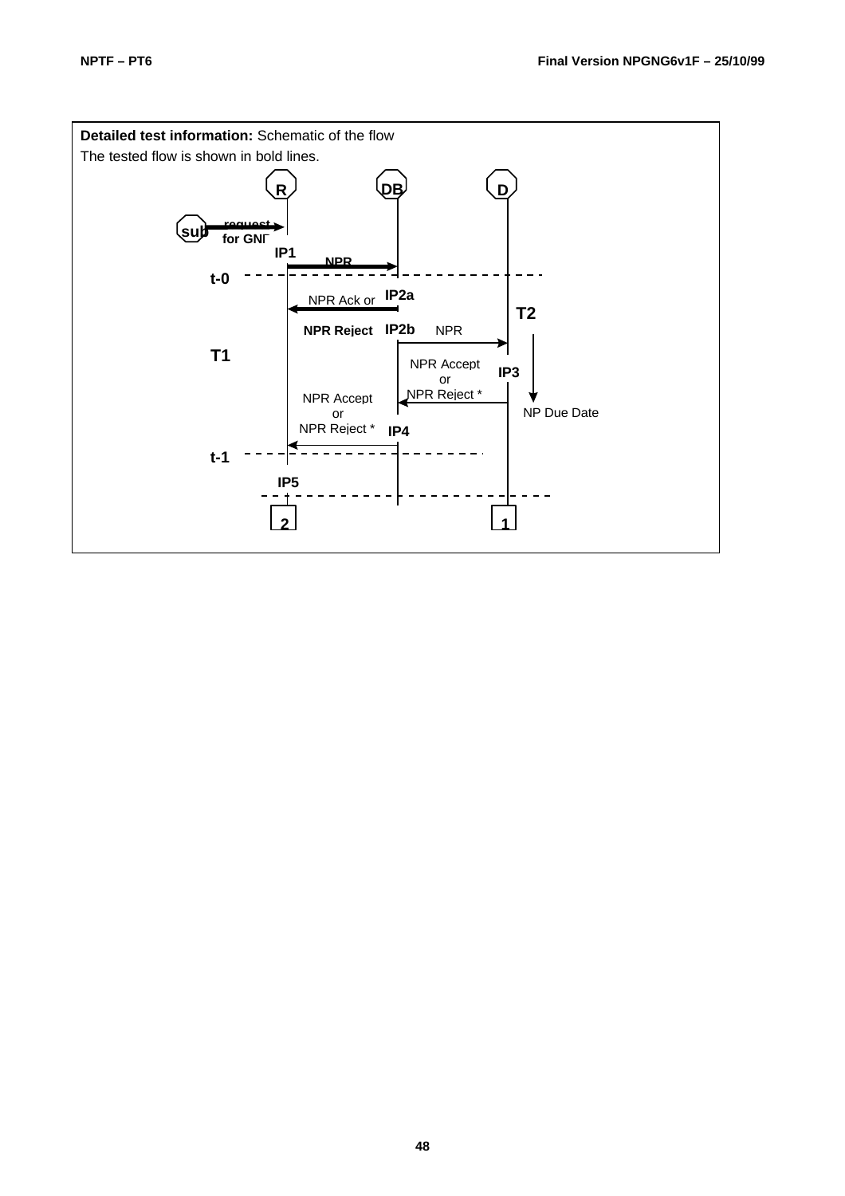**Detailed test information:** Schematic of the flow

The tested flow is shown in bold lines.

R  DB  D

sub  request for GNP

IP1  NPR

t-0

NPR Ack or  IP2a

**NPR Reject**  IP2b  NPR

T2

T1

NPR Accept or NPR Reject *  IP3

NPR Accept or NPR Reject *  IP4

NP Due Date

t-1

IP5

2  1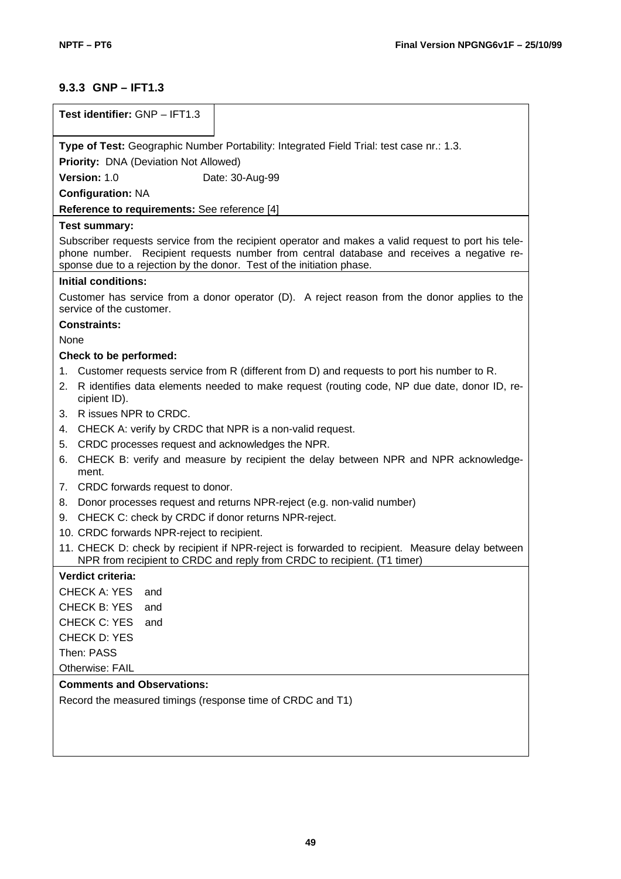### 9.3.3 GNP – IFT1.3

**Test identifier:** GNP – IFT1.3

**Type of Test:** Geographic Number Portability: Integrated Field Trial: test case nr.: 1.3.

**Priority:** DNA (Deviation Not Allowed)

**Version:** 1.0 Date: 30-Aug-99

**Configuration:** NA

**Reference to requirements:** See reference [4]

**Test summary:**

Subscriber requests service from the recipient operator and makes a valid request to port his telephone number. Recipient requests number from central database and receives a negative response due to a rejection by the donor. Test of the initiation phase.

**Initial conditions:**

Customer has service from a donor operator (D). A reject reason from the donor applies to the service of the customer.

**Constraints:**

None

**Check to be performed:**

1. Customer requests service from R (different from D) and requests to port his number to R.
2. R identifies data elements needed to make request (routing code, NP due date, donor ID, recipient ID).
3. R issues NPR to CRDC.
4. CHECK A: verify by CRDC that NPR is a non-valid request.
5. CRDC processes request and acknowledges the NPR.
6. CHECK B: verify and measure by recipient the delay between NPR and NPR acknowledgement.
7. CRDC forwards request to donor.
8. Donor processes request and returns NPR-reject (e.g. non-valid number)
9. CHECK C: check by CRDC if donor returns NPR-reject.
10. CRDC forwards NPR-reject to recipient.
11. CHECK D: check by recipient if NPR-reject is forwarded to recipient. Measure delay between NPR from recipient to CRDC and reply from CRDC to recipient. (T1 timer)

**Verdict criteria:**

CHECK A: YES and

CHECK B: YES and

CHECK C: YES and

CHECK D: YES

Then: PASS

Otherwise: FAIL

**Comments and Observations:**

Record the measured timings (response time of CRDC and T1)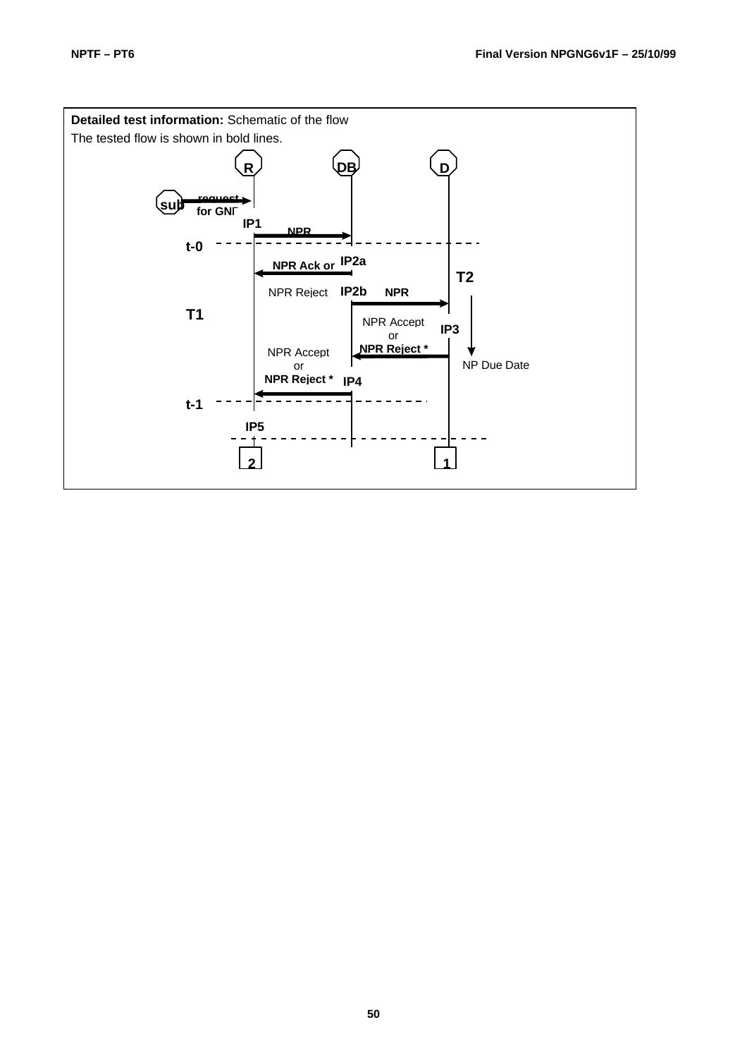**Detailed test information:** Schematic of the flow

The tested flow is shown in bold lines.

R DB D

sub request for GNP

IP1 NPR

t-0

NPR Ack or IP2a

T2

NPR Reject IP2b NPR

T1

NPR Accept or IP3

NPR Reject *

NPR Accept or NPR Reject * IP4

NP Due Date

t-1

IP5

2 1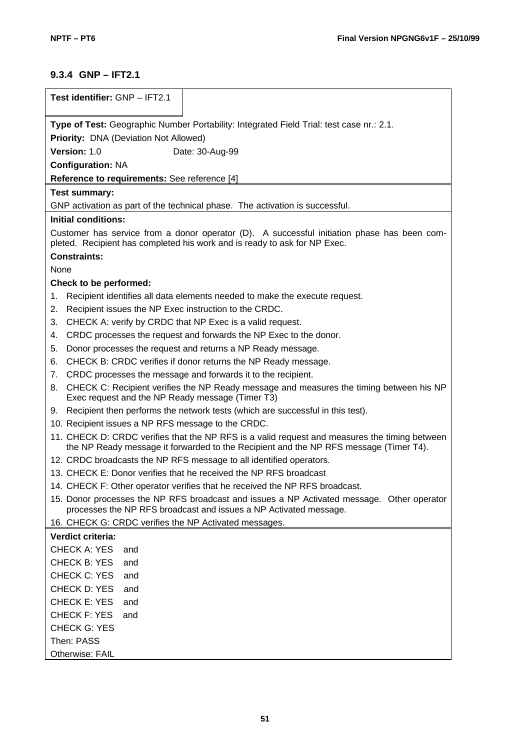### 9.3.4 GNP – IFT2.1

**Test identifier:** GNP – IFT2.1

**Type of Test:** Geographic Number Portability: Integrated Field Trial: test case nr.: 2.1.

**Priority:** DNA (Deviation Not Allowed)

**Version:** 1.0 Date: 30-Aug-99

**Configuration:** NA

**Reference to requirements:** See reference [4]

**Test summary:**

GNP activation as part of the technical phase. The activation is successful.

**Initial conditions:**

Customer has service from a donor operator (D). A successful initiation phase has been completed. Recipient has completed his work and is ready to ask for NP Exec.

**Constraints:**

None

**Check to be performed:**

1. Recipient identifies all data elements needed to make the execute request.
2. Recipient issues the NP Exec instruction to the CRDC.
3. CHECK A: verify by CRDC that NP Exec is a valid request.
4. CRDC processes the request and forwards the NP Exec to the donor.
5. Donor processes the request and returns a NP Ready message.
6. CHECK B: CRDC verifies if donor returns the NP Ready message.
7. CRDC processes the message and forwards it to the recipient.
8. CHECK C: Recipient verifies the NP Ready message and measures the timing between his NP Exec request and the NP Ready message (Timer T3)
9. Recipient then performs the network tests (which are successful in this test).
10. Recipient issues a NP RFS message to the CRDC.
11. CHECK D: CRDC verifies that the NP RFS is a valid request and measures the timing between the NP Ready message it forwarded to the Recipient and the NP RFS message (Timer T4).
12. CRDC broadcasts the NP RFS message to all identified operators.
13. CHECK E: Donor verifies that he received the NP RFS broadcast
14. CHECK F: Other operator verifies that he received the NP RFS broadcast.
15. Donor processes the NP RFS broadcast and issues a NP Activated message. Other operator processes the NP RFS broadcast and issues a NP Activated message.
16. CHECK G: CRDC verifies the NP Activated messages.

**Verdict criteria:**

CHECK A: YES and

CHECK B: YES and

CHECK C: YES and

CHECK D: YES and

CHECK E: YES and

CHECK F: YES and

CHECK G: YES

Then: PASS

Otherwise: FAIL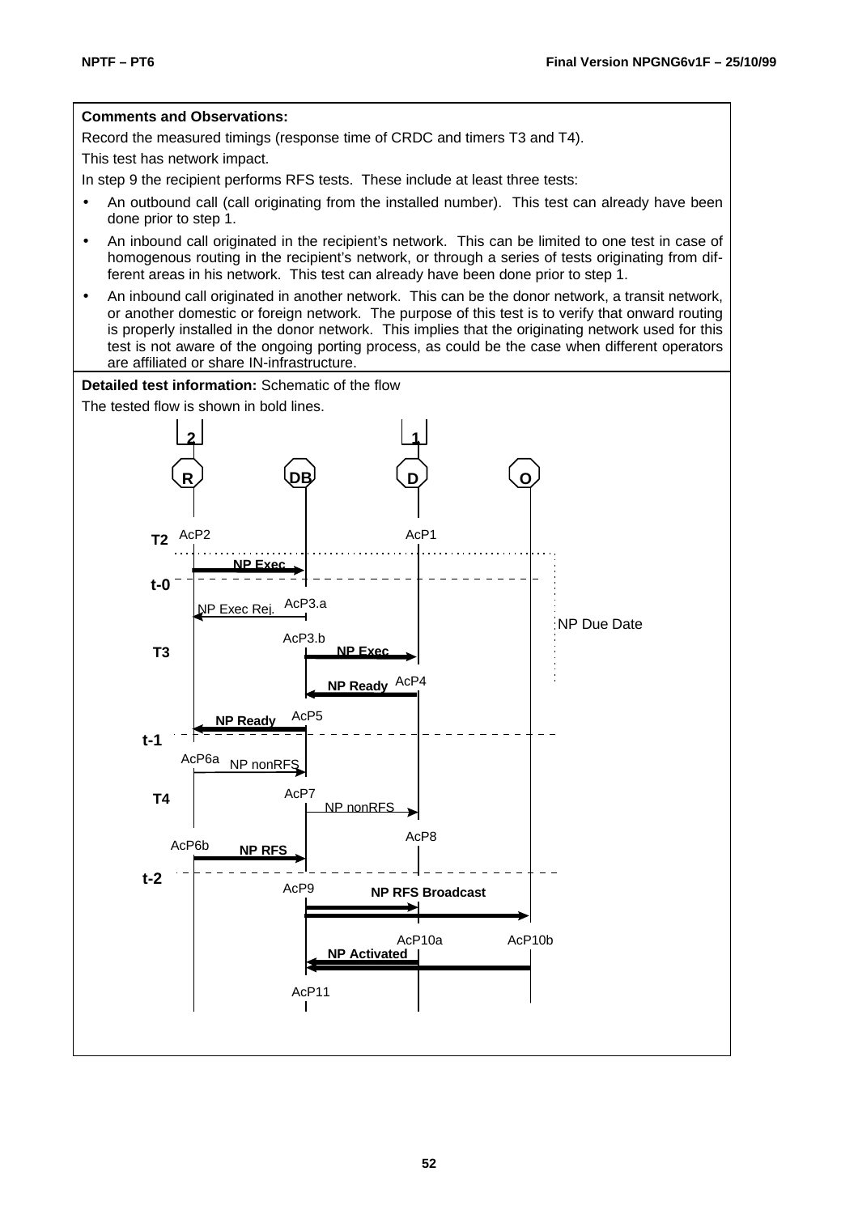**Comments and Observations:**

Record the measured timings (response time of CRDC and timers T3 and T4).

This test has network impact.

In step 9 the recipient performs RFS tests. These include at least three tests:

- An outbound call (call originating from the installed number). This test can already have been done prior to step 1.
- An inbound call originated in the recipient's network. This can be limited to one test in case of homogenous routing in the recipient's network, or through a series of tests originating from different areas in his network. This test can already have been done prior to step 1.
- An inbound call originated in another network. This can be the donor network, a transit network, or another domestic or foreign network. The purpose of this test is to verify that onward routing is properly installed in the donor network. This implies that the originating network used for this test is not aware of the ongoing porting process, as could be the case when different operators are affiliated or share IN-infrastructure.

**Detailed test information:** Schematic of the flow

The tested flow is shown in bold lines.

2 1

R DB D O

T2 AcP2 AcP1

NP Exec

t-0

NP Exec Rej. AcP3.a

NP Due Date

AcP3.b

T3 NP Exec

NP Ready AcP4

NP Ready AcP5

t-1

AcP6a NP nonRFS

T4 AcP7

NP nonRFS

AcP8

AcP6b NP RFS

t-2

AcP9 NP RFS Broadcast

AcP10a AcP10b

NP Activated

AcP11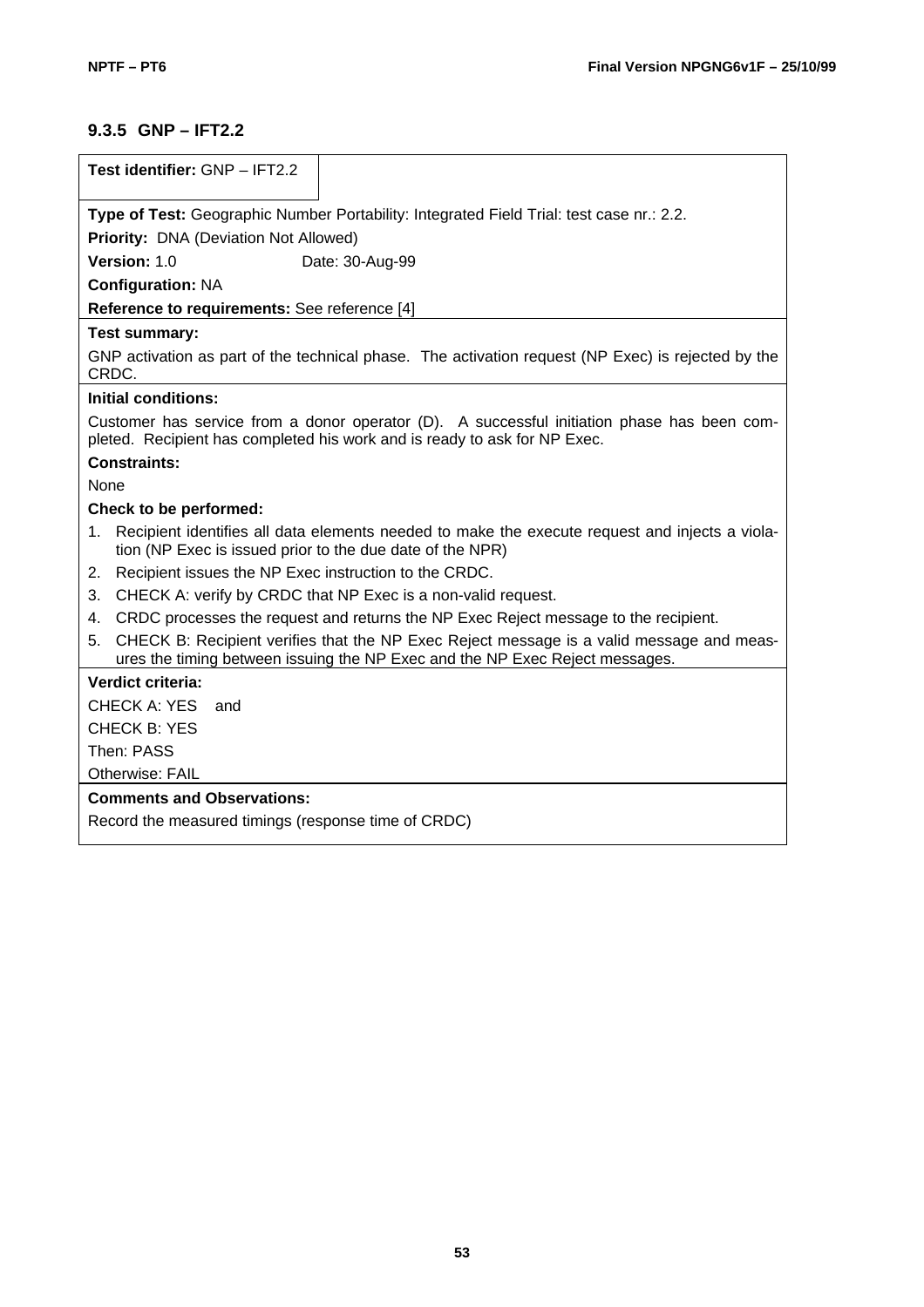### 9.3.5 GNP – IFT2.2

**Test identifier:** GNP – IFT2.2

**Type of Test:** Geographic Number Portability: Integrated Field Trial: test case nr.: 2.2.

**Priority:** DNA (Deviation Not Allowed)

**Version:** 1.0 Date: 30-Aug-99

**Configuration:** NA

**Reference to requirements:** See reference [4]

**Test summary:**

GNP activation as part of the technical phase. The activation request (NP Exec) is rejected by the CRDC.

**Initial conditions:**

Customer has service from a donor operator (D). A successful initiation phase has been completed. Recipient has completed his work and is ready to ask for NP Exec.

**Constraints:**

None

**Check to be performed:**

1. Recipient identifies all data elements needed to make the execute request and injects a violation (NP Exec is issued prior to the due date of the NPR)
2. Recipient issues the NP Exec instruction to the CRDC.
3. CHECK A: verify by CRDC that NP Exec is a non-valid request.
4. CRDC processes the request and returns the NP Exec Reject message to the recipient.
5. CHECK B: Recipient verifies that the NP Exec Reject message is a valid message and measures the timing between issuing the NP Exec and the NP Exec Reject messages.

**Verdict criteria:**

CHECK A: YES and

CHECK B: YES

Then: PASS

Otherwise: FAIL

**Comments and Observations:**

Record the measured timings (response time of CRDC)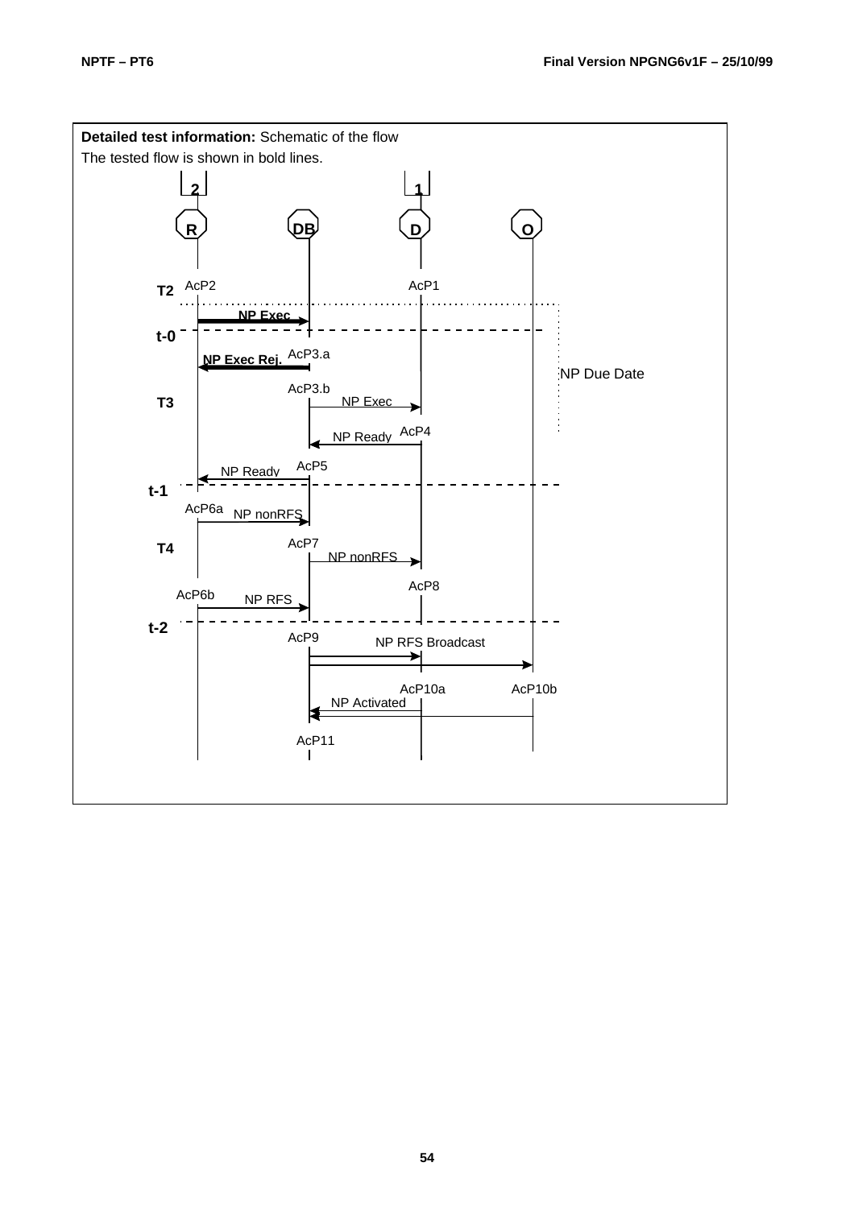**Detailed test information:** Schematic of the flow

The tested flow is shown in bold lines.

2 | 1

R | DB | D | O

T2 AcP2 — AcP1

**NP Exec** (R → DB)

**t-0**

**NP Exec Rej.** AcP3.a (DB → R)

NP Due Date

AcP3.b

T3 — NP Exec (DB → D)

NP Ready AcP4 (D → DB)

NP Ready AcP5 (DB → R)

**t-1**

AcP6a NP nonRFS (R → DB)

AcP7

**T4** — NP nonRFS (DB → D)

AcP8

AcP6b NP RFS (R → DB)

**t-2**

AcP9 — NP RFS Broadcast (DB → D, DB → O)

AcP10a — AcP10b

NP Activated (D → DB, O → DB)

AcP11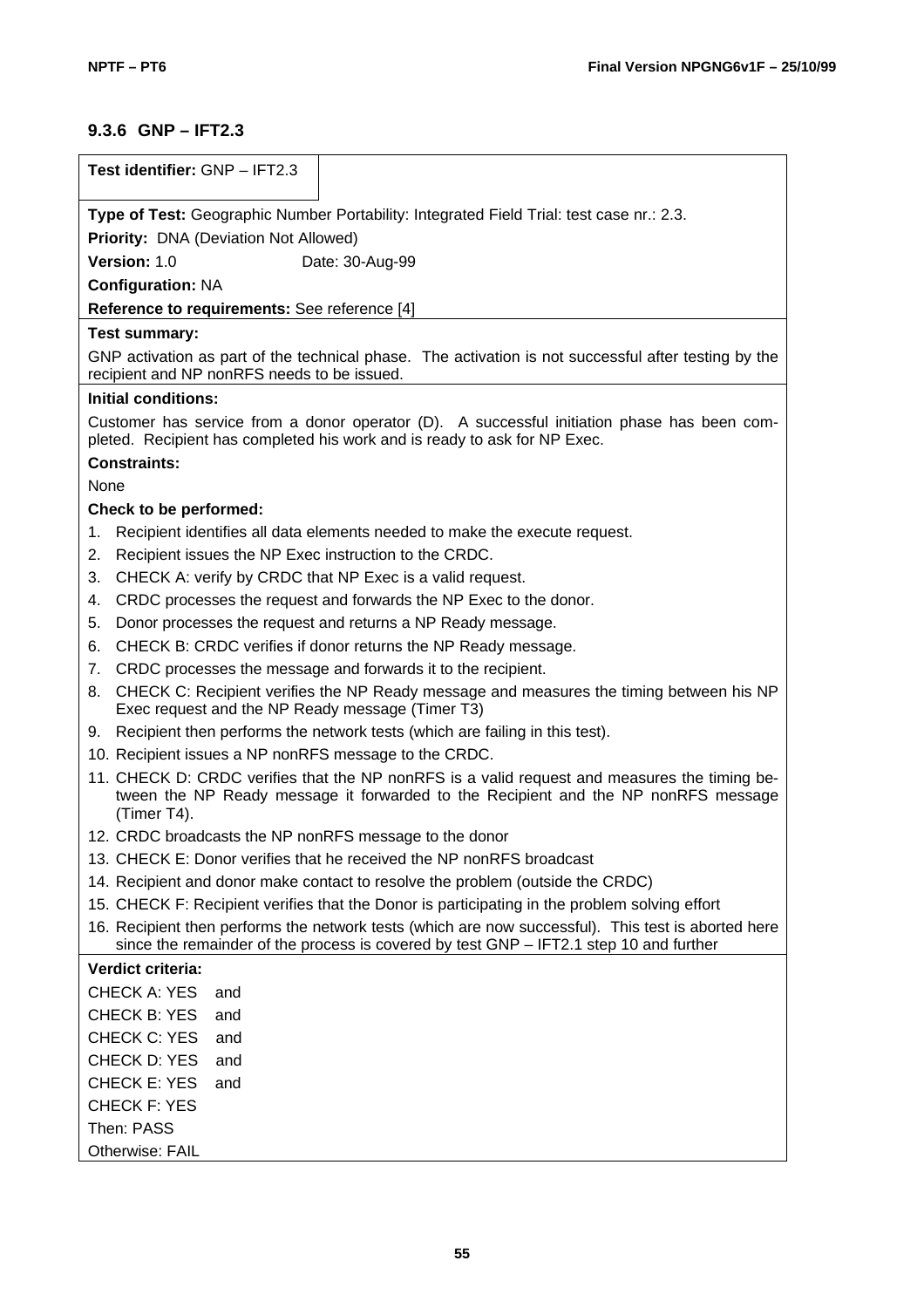### 9.3.6 GNP – IFT2.3

**Test identifier:** GNP – IFT2.3

**Type of Test:** Geographic Number Portability: Integrated Field Trial: test case nr.: 2.3.

**Priority:** DNA (Deviation Not Allowed)

**Version:** 1.0 Date: 30-Aug-99

**Configuration:** NA

**Reference to requirements:** See reference [4]

**Test summary:**

GNP activation as part of the technical phase. The activation is not successful after testing by the recipient and NP nonRFS needs to be issued.

**Initial conditions:**

Customer has service from a donor operator (D). A successful initiation phase has been completed. Recipient has completed his work and is ready to ask for NP Exec.

**Constraints:**

None

**Check to be performed:**

1. Recipient identifies all data elements needed to make the execute request.
2. Recipient issues the NP Exec instruction to the CRDC.
3. CHECK A: verify by CRDC that NP Exec is a valid request.
4. CRDC processes the request and forwards the NP Exec to the donor.
5. Donor processes the request and returns a NP Ready message.
6. CHECK B: CRDC verifies if donor returns the NP Ready message.
7. CRDC processes the message and forwards it to the recipient.
8. CHECK C: Recipient verifies the NP Ready message and measures the timing between his NP Exec request and the NP Ready message (Timer T3)
9. Recipient then performs the network tests (which are failing in this test).
10. Recipient issues a NP nonRFS message to the CRDC.
11. CHECK D: CRDC verifies that the NP nonRFS is a valid request and measures the timing between the NP Ready message it forwarded to the Recipient and the NP nonRFS message (Timer T4).
12. CRDC broadcasts the NP nonRFS message to the donor
13. CHECK E: Donor verifies that he received the NP nonRFS broadcast
14. Recipient and donor make contact to resolve the problem (outside the CRDC)
15. CHECK F: Recipient verifies that the Donor is participating in the problem solving effort
16. Recipient then performs the network tests (which are now successful). This test is aborted here since the remainder of the process is covered by test GNP – IFT2.1 step 10 and further

**Verdict criteria:**

CHECK A: YES and
CHECK B: YES and
CHECK C: YES and
CHECK D: YES and
CHECK E: YES and
CHECK F: YES
Then: PASS
Otherwise: FAIL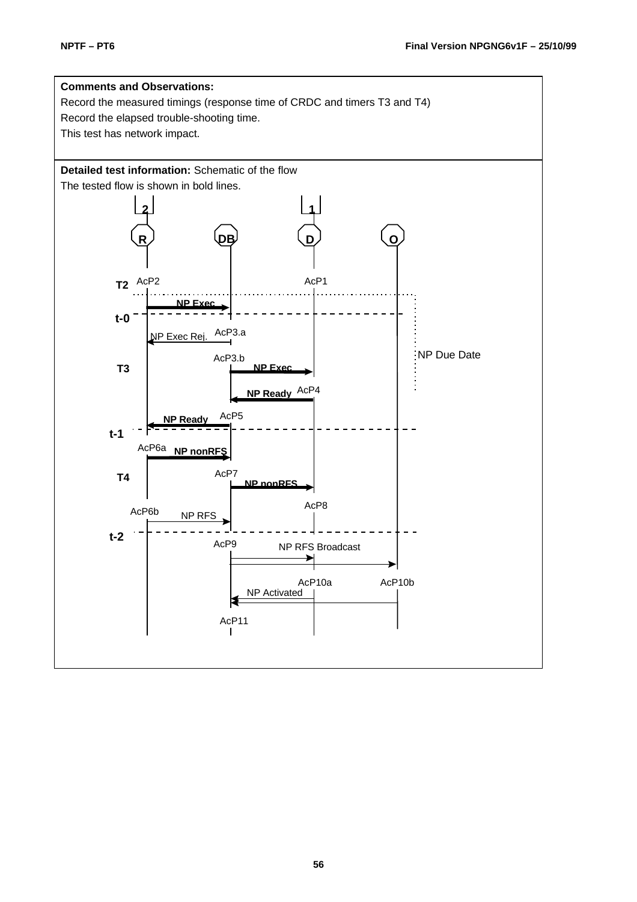**Comments and Observations:**

Record the measured timings (response time of CRDC and timers T3 and T4)

Record the elapsed trouble-shooting time.

This test has network impact.

**Detailed test information:** Schematic of the flow

The tested flow is shown in bold lines.

2 1

R DB D O

T2 AcP2 AcP1

NP Exec

t-0

NP Exec Rej. AcP3.a

AcP3.b

T3 NP Exec NP Due Date

NP Ready AcP4

NP Ready AcP5

t-1

AcP6a NP nonRFS

T4 AcP7

NP nonRFS

AcP8

AcP6b NP RFS

t-2

AcP9 NP RFS Broadcast

AcP10a AcP10b

NP Activated

AcP11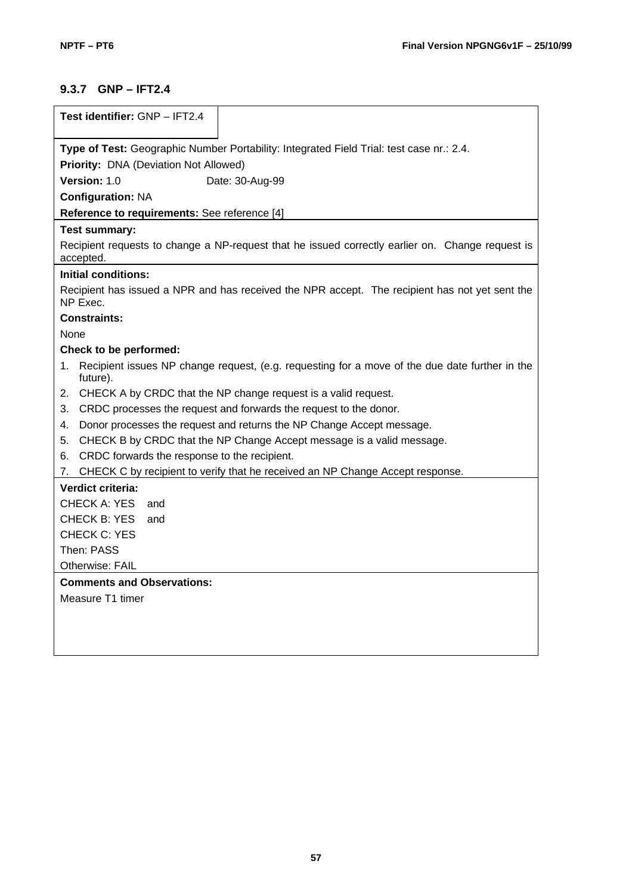### 9.3.7 GNP – IFT2.4

**Test identifier:** GNP – IFT2.4

**Type of Test:** Geographic Number Portability: Integrated Field Trial: test case nr.: 2.4.

**Priority:** DNA (Deviation Not Allowed)

**Version:** 1.0 Date: 30-Aug-99

**Configuration:** NA

**Reference to requirements:** See reference [4]

**Test summary:**

Recipient requests to change a NP-request that he issued correctly earlier on. Change request is accepted.

**Initial conditions:**

Recipient has issued a NPR and has received the NPR accept. The recipient has not yet sent the NP Exec.

**Constraints:**

None

**Check to be performed:**

1. Recipient issues NP change request, (e.g. requesting for a move of the due date further in the future).
2. CHECK A by CRDC that the NP change request is a valid request.
3. CRDC processes the request and forwards the request to the donor.
4. Donor processes the request and returns the NP Change Accept message.
5. CHECK B by CRDC that the NP Change Accept message is a valid message.
6. CRDC forwards the response to the recipient.
7. CHECK C by recipient to verify that he received an NP Change Accept response.

**Verdict criteria:**

CHECK A: YES and
CHECK B: YES and
CHECK C: YES
Then: PASS
Otherwise: FAIL

**Comments and Observations:**

Measure T1 timer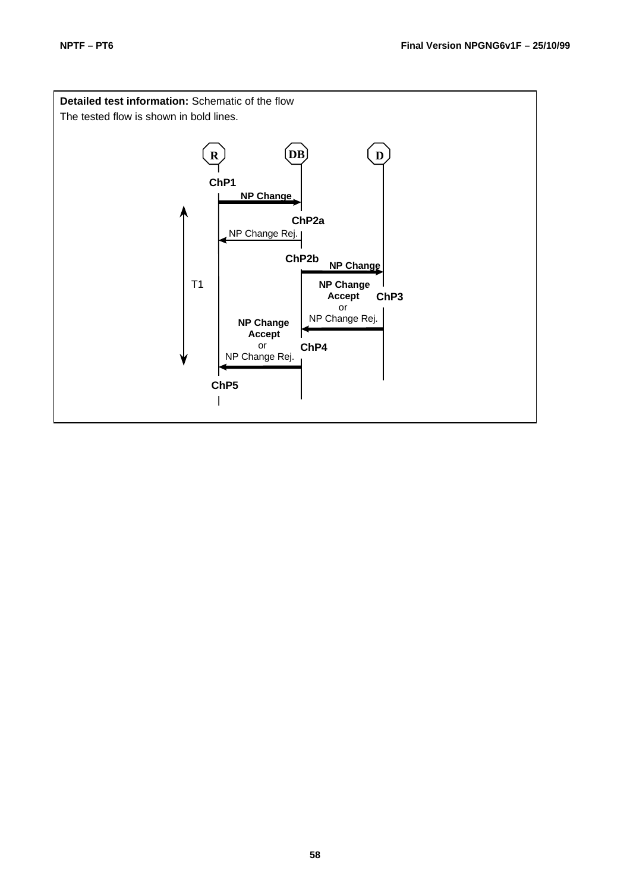**Detailed test information:** Schematic of the flow

The tested flow is shown in bold lines.

R DB D

ChP1

**NP Change**

ChP2a

NP Change Rej.

ChP2b

**NP Change**

T1

**NP Change Accept** or NP Change Rej.

ChP3

**NP Change Accept** or NP Change Rej.

ChP4

ChP5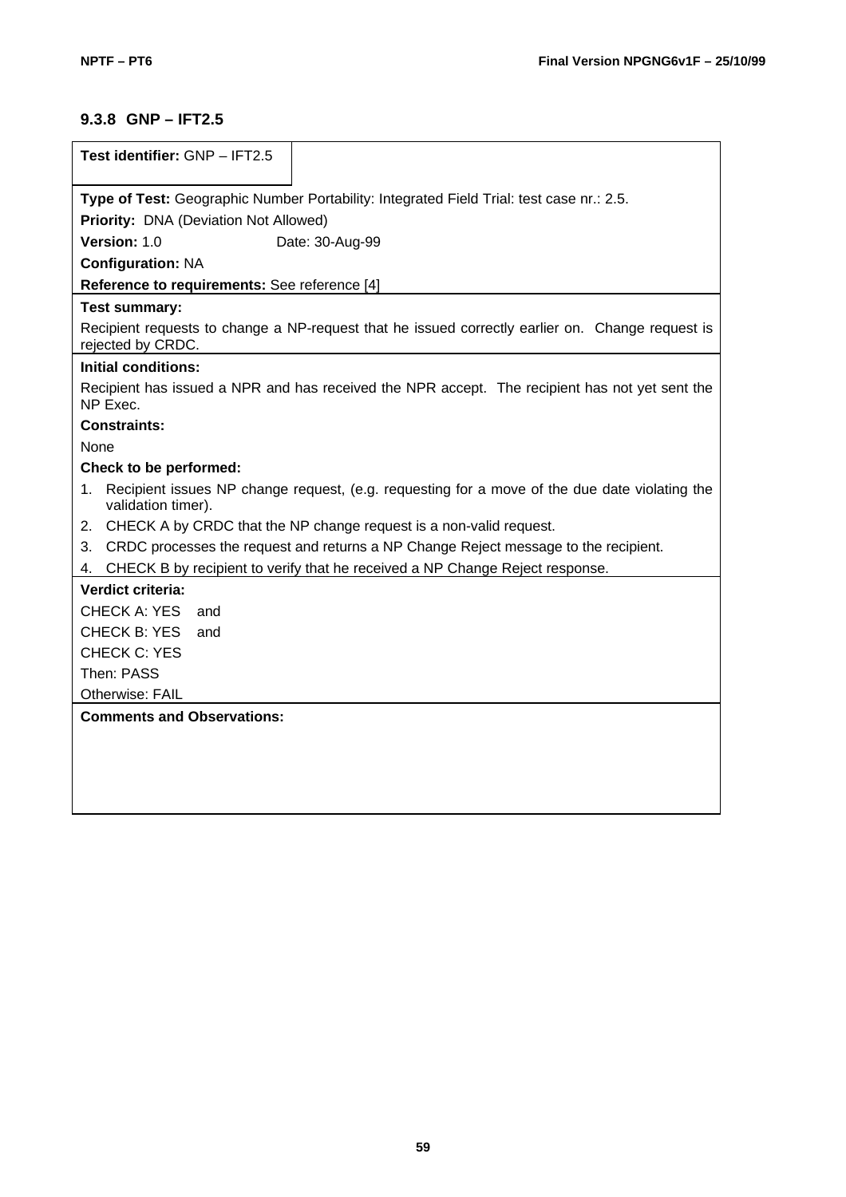### 9.3.8 GNP – IFT2.5

**Test identifier:** GNP – IFT2.5

**Type of Test:** Geographic Number Portability: Integrated Field Trial: test case nr.: 2.5.

**Priority:** DNA (Deviation Not Allowed)

**Version:** 1.0 Date: 30-Aug-99

**Configuration:** NA

**Reference to requirements:** See reference [4]

**Test summary:**

Recipient requests to change a NP-request that he issued correctly earlier on. Change request is rejected by CRDC.

**Initial conditions:**

Recipient has issued a NPR and has received the NPR accept. The recipient has not yet sent the NP Exec.

**Constraints:**

None

**Check to be performed:**

1. Recipient issues NP change request, (e.g. requesting for a move of the due date violating the validation timer).
2. CHECK A by CRDC that the NP change request is a non-valid request.
3. CRDC processes the request and returns a NP Change Reject message to the recipient.
4. CHECK B by recipient to verify that he received a NP Change Reject response.

**Verdict criteria:**

CHECK A: YES and

CHECK B: YES and

CHECK C: YES

Then: PASS

Otherwise: FAIL

**Comments and Observations:**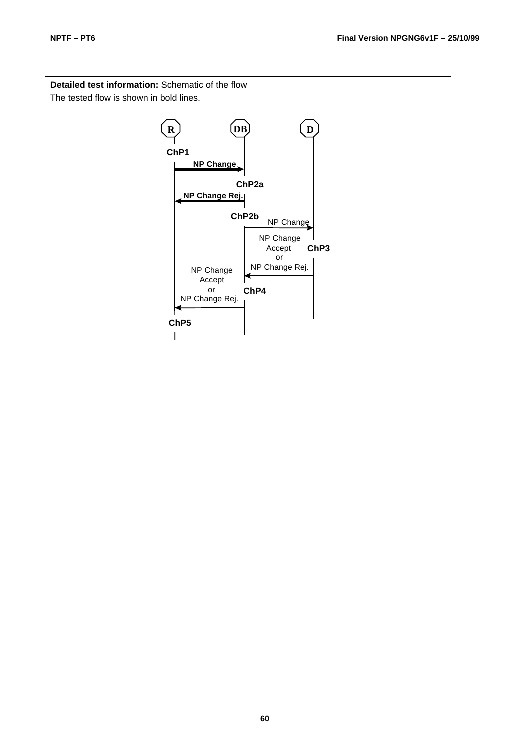**Detailed test information:** Schematic of the flow

The tested flow is shown in bold lines.

R DB D

ChP1

NP Change

ChP2a

NP Change Rej.

ChP2b

NP Change

NP Change Accept or NP Change Rej.

ChP3

NP Change Accept or NP Change Rej.

ChP4

ChP5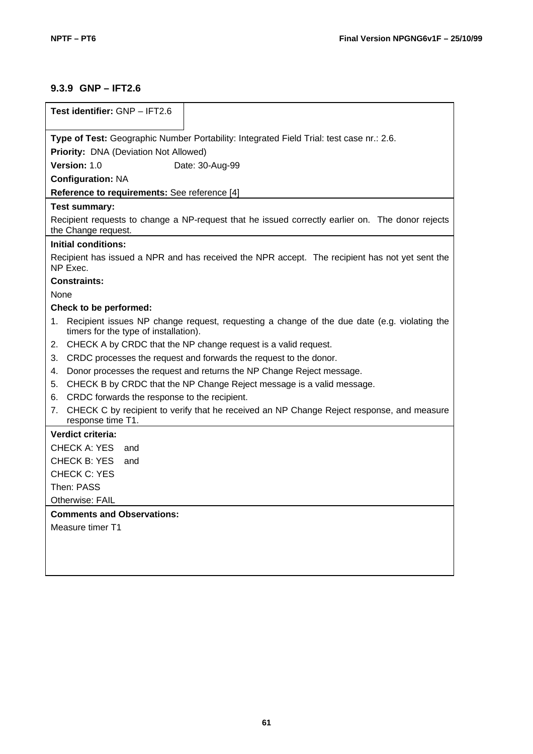### 9.3.9 GNP – IFT2.6

**Test identifier:** GNP – IFT2.6

**Type of Test:** Geographic Number Portability: Integrated Field Trial: test case nr.: 2.6.

**Priority:** DNA (Deviation Not Allowed)

**Version:** 1.0 Date: 30-Aug-99

**Configuration:** NA

**Reference to requirements:** See reference [4]

**Test summary:**

Recipient requests to change a NP-request that he issued correctly earlier on. The donor rejects the Change request.

**Initial conditions:**

Recipient has issued a NPR and has received the NPR accept. The recipient has not yet sent the NP Exec.

**Constraints:**

None

**Check to be performed:**

1. Recipient issues NP change request, requesting a change of the due date (e.g. violating the timers for the type of installation).
2. CHECK A by CRDC that the NP change request is a valid request.
3. CRDC processes the request and forwards the request to the donor.
4. Donor processes the request and returns the NP Change Reject message.
5. CHECK B by CRDC that the NP Change Reject message is a valid message.
6. CRDC forwards the response to the recipient.
7. CHECK C by recipient to verify that he received an NP Change Reject response, and measure response time T1.

**Verdict criteria:**

CHECK A: YES and

CHECK B: YES and

CHECK C: YES

Then: PASS

Otherwise: FAIL

**Comments and Observations:**

Measure timer T1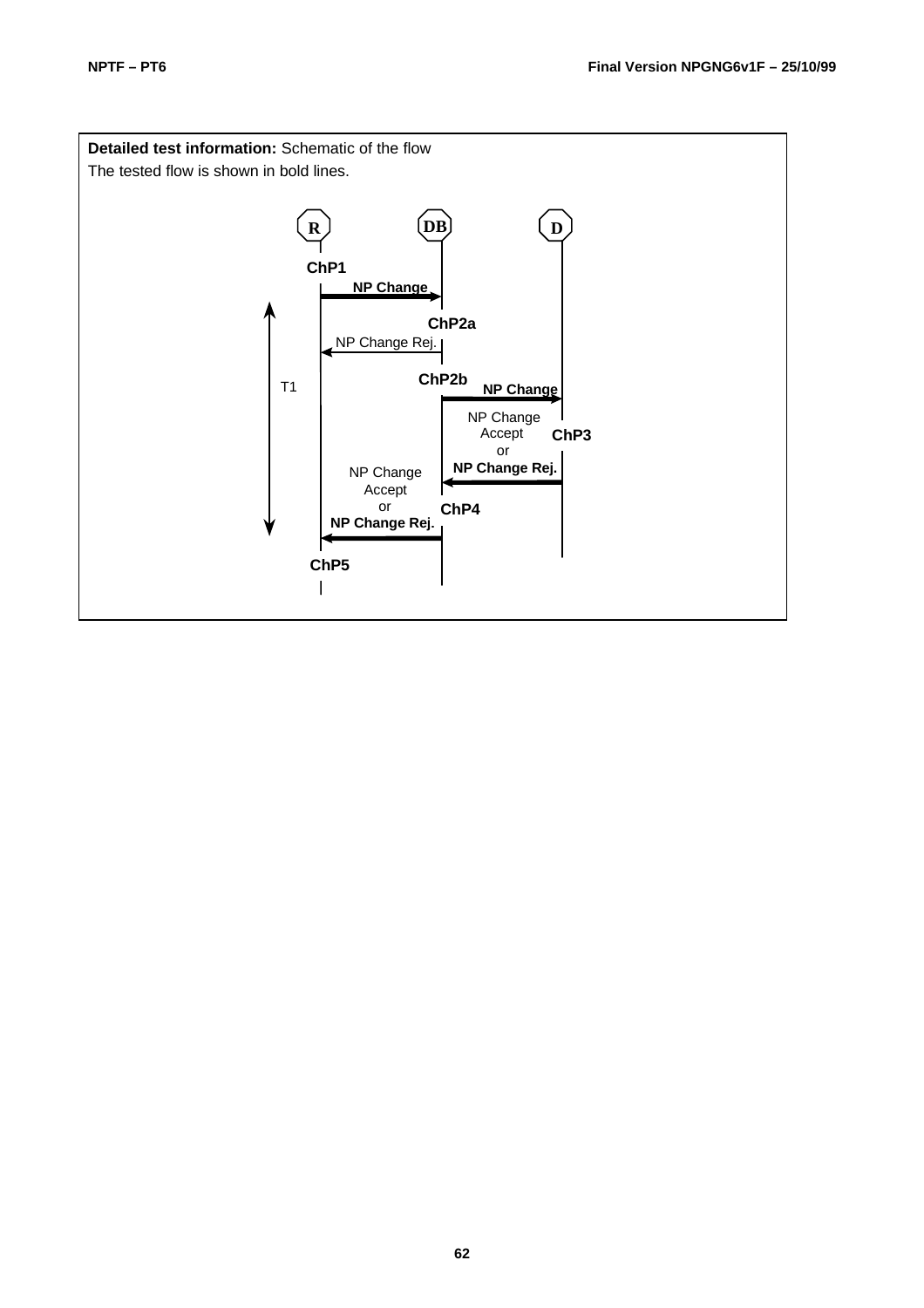**Detailed test information:** Schematic of the flow

The tested flow is shown in bold lines.

R DB D

ChP1

**NP Change**

ChP2a

NP Change Rej.

T1

ChP2b **NP Change**

NP Change Accept or **NP Change Rej.**

ChP3

NP Change Accept or **NP Change Rej.**

ChP4

ChP5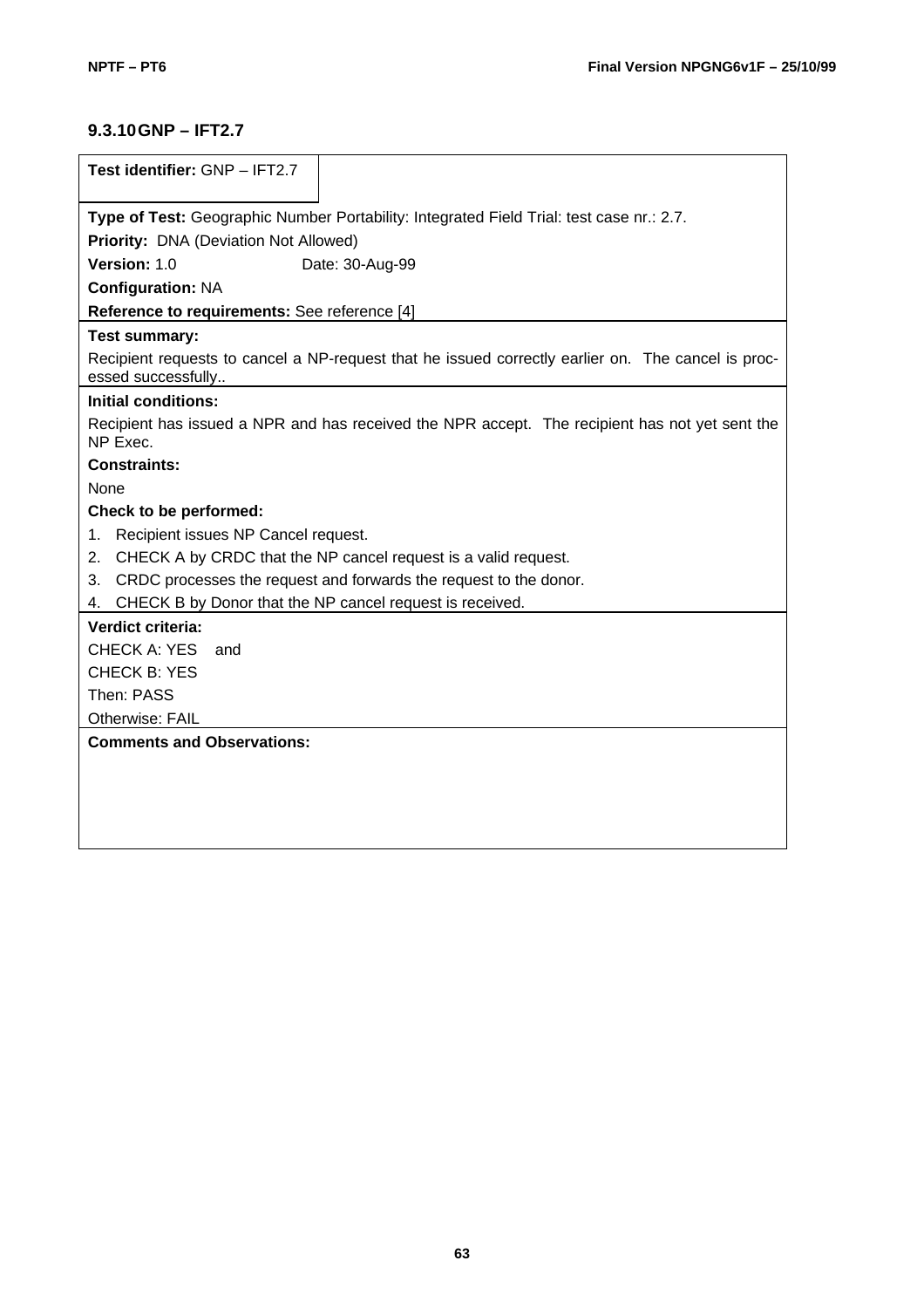### 9.3.10 GNP – IFT2.7

**Test identifier:** GNP – IFT2.7

**Type of Test:** Geographic Number Portability: Integrated Field Trial: test case nr.: 2.7.

**Priority:** DNA (Deviation Not Allowed)

**Version:** 1.0 Date: 30-Aug-99

**Configuration:** NA

**Reference to requirements:** See reference [4]

**Test summary:**

Recipient requests to cancel a NP-request that he issued correctly earlier on. The cancel is processed successfully..

**Initial conditions:**

Recipient has issued a NPR and has received the NPR accept. The recipient has not yet sent the NP Exec.

**Constraints:**

None

**Check to be performed:**

1. Recipient issues NP Cancel request.
2. CHECK A by CRDC that the NP cancel request is a valid request.
3. CRDC processes the request and forwards the request to the donor.
4. CHECK B by Donor that the NP cancel request is received.

**Verdict criteria:**

CHECK A: YES and

CHECK B: YES

Then: PASS

Otherwise: FAIL

**Comments and Observations:**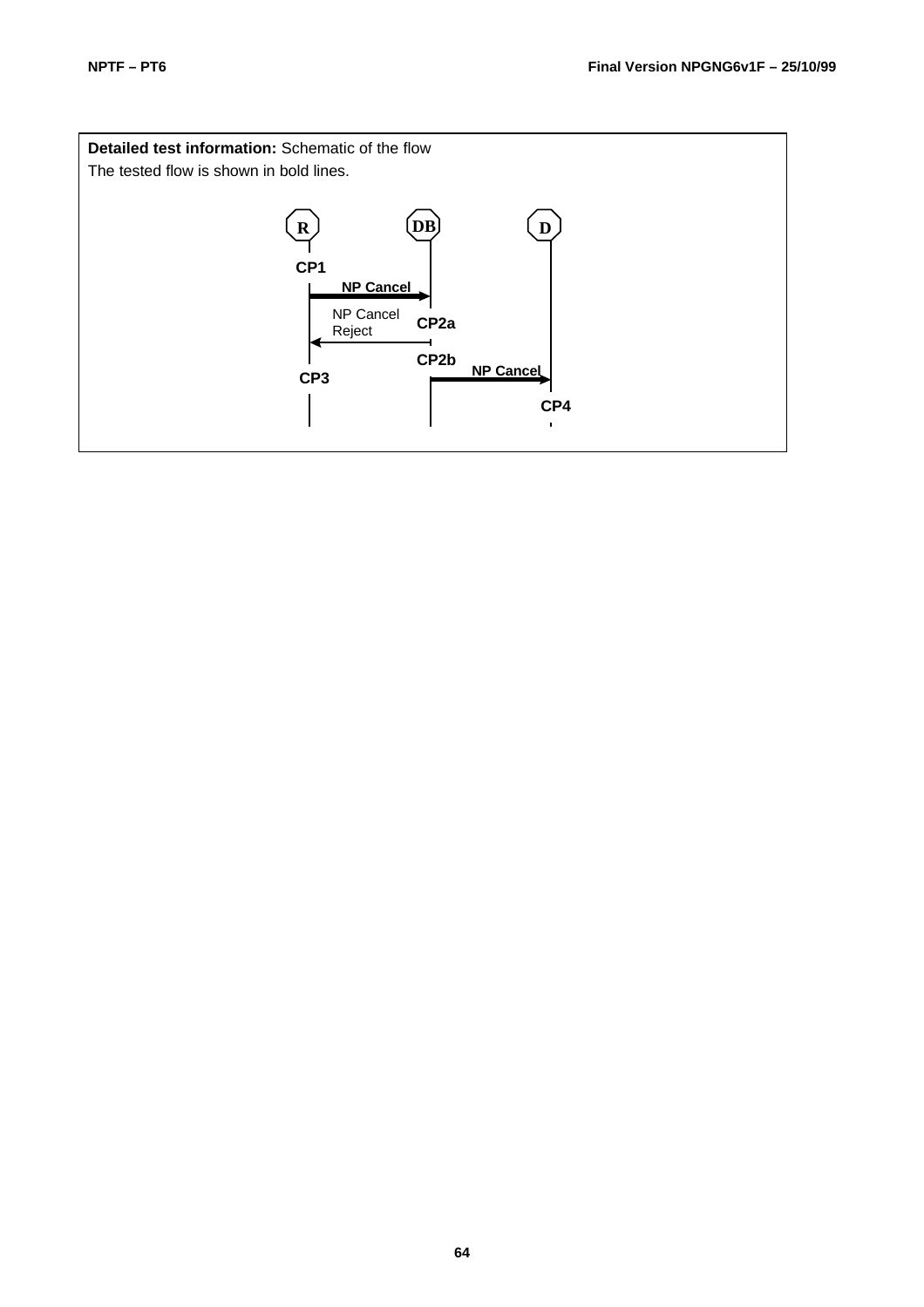**Detailed test information:** Schematic of the flow

The tested flow is shown in bold lines.

R — DB — D

CP1

NP Cancel

NP Cancel Reject

CP2a

CP2b

NP Cancel

CP3

CP4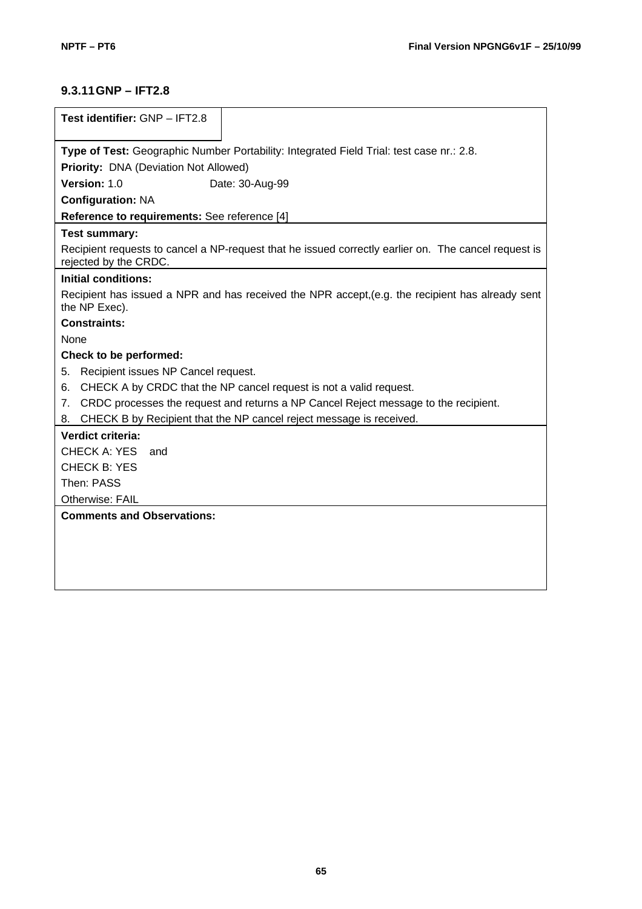### 9.3.11 GNP – IFT2.8

**Test identifier:** GNP – IFT2.8

**Type of Test:** Geographic Number Portability: Integrated Field Trial: test case nr.: 2.8.

**Priority:** DNA (Deviation Not Allowed)

**Version:** 1.0 Date: 30-Aug-99

**Configuration:** NA

**Reference to requirements:** See reference [4]

**Test summary:**

Recipient requests to cancel a NP-request that he issued correctly earlier on. The cancel request is rejected by the CRDC.

**Initial conditions:**

Recipient has issued a NPR and has received the NPR accept,(e.g. the recipient has already sent the NP Exec).

**Constraints:**

None

**Check to be performed:**

5. Recipient issues NP Cancel request.
6. CHECK A by CRDC that the NP cancel request is not a valid request.
7. CRDC processes the request and returns a NP Cancel Reject message to the recipient.
8. CHECK B by Recipient that the NP cancel reject message is received.

**Verdict criteria:**

CHECK A: YES and

CHECK B: YES

Then: PASS

Otherwise: FAIL

**Comments and Observations:**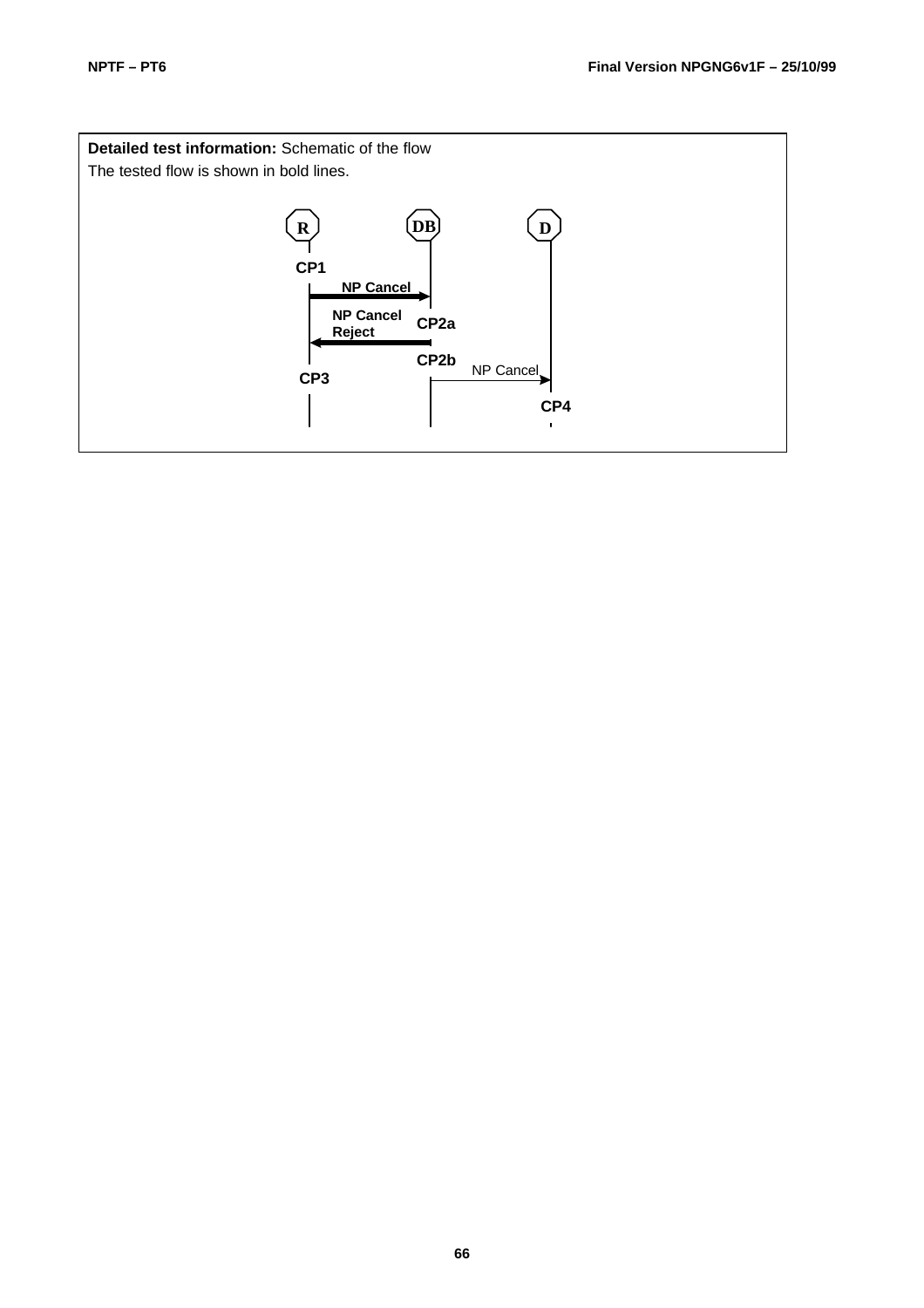**Detailed test information:** Schematic of the flow

The tested flow is shown in bold lines.

R DB D

CP1

NP Cancel

NP Cancel Reject CP2a

CP2b NP Cancel

CP3

CP4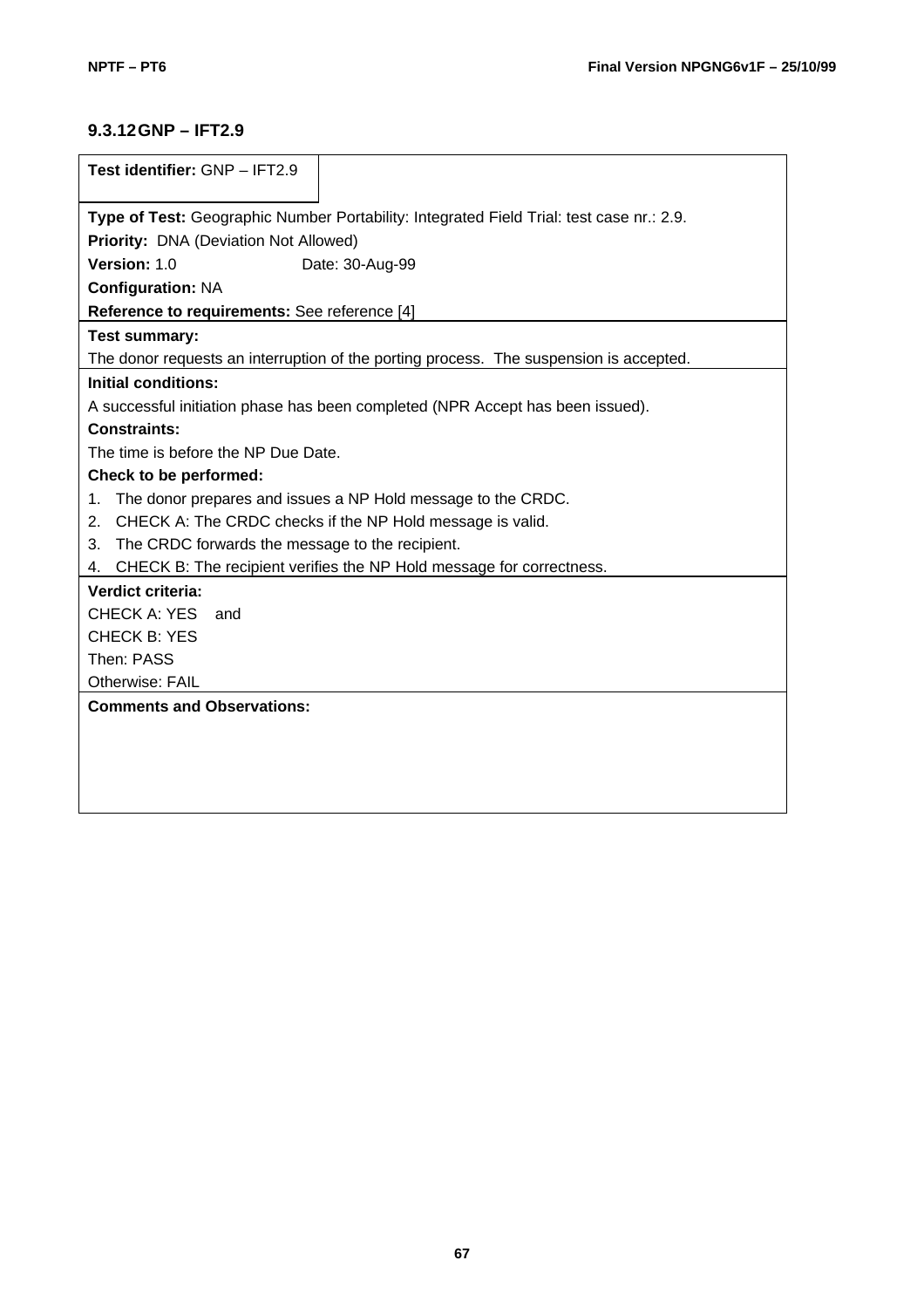### 9.3.12 GNP – IFT2.9

**Test identifier:** GNP – IFT2.9

**Type of Test:** Geographic Number Portability: Integrated Field Trial: test case nr.: 2.9.
**Priority:** DNA (Deviation Not Allowed)
**Version:** 1.0 Date: 30-Aug-99
**Configuration:** NA
**Reference to requirements:** See reference [4]

**Test summary:**
The donor requests an interruption of the porting process. The suspension is accepted.

**Initial conditions:**
A successful initiation phase has been completed (NPR Accept has been issued).

**Constraints:**
The time is before the NP Due Date.

**Check to be performed:**
1. The donor prepares and issues a NP Hold message to the CRDC.
2. CHECK A: The CRDC checks if the NP Hold message is valid.
3. The CRDC forwards the message to the recipient.
4. CHECK B: The recipient verifies the NP Hold message for correctness.

**Verdict criteria:**
CHECK A: YES and
CHECK B: YES
Then: PASS
Otherwise: FAIL

**Comments and Observations:**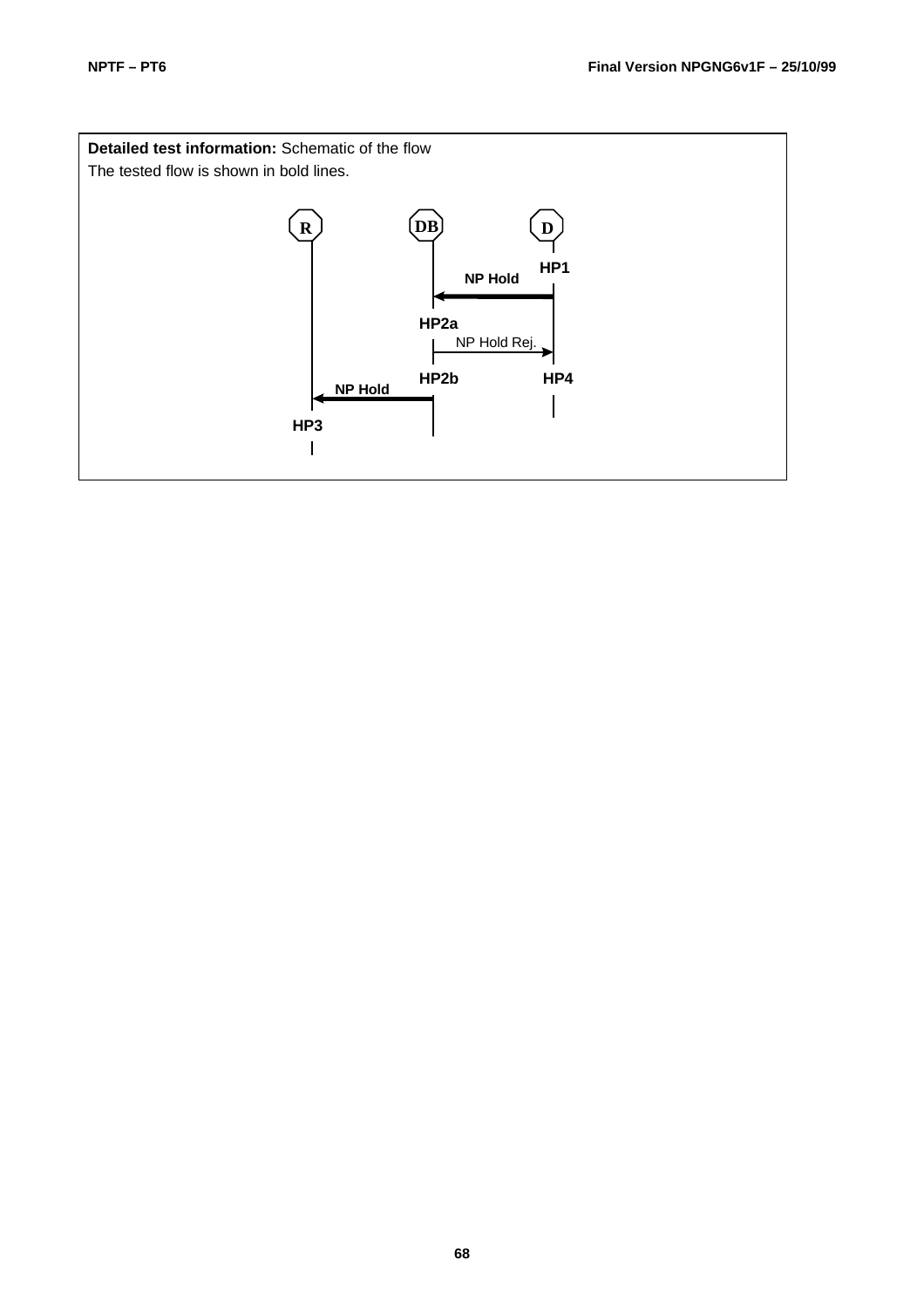**Detailed test information:** Schematic of the flow

The tested flow is shown in bold lines.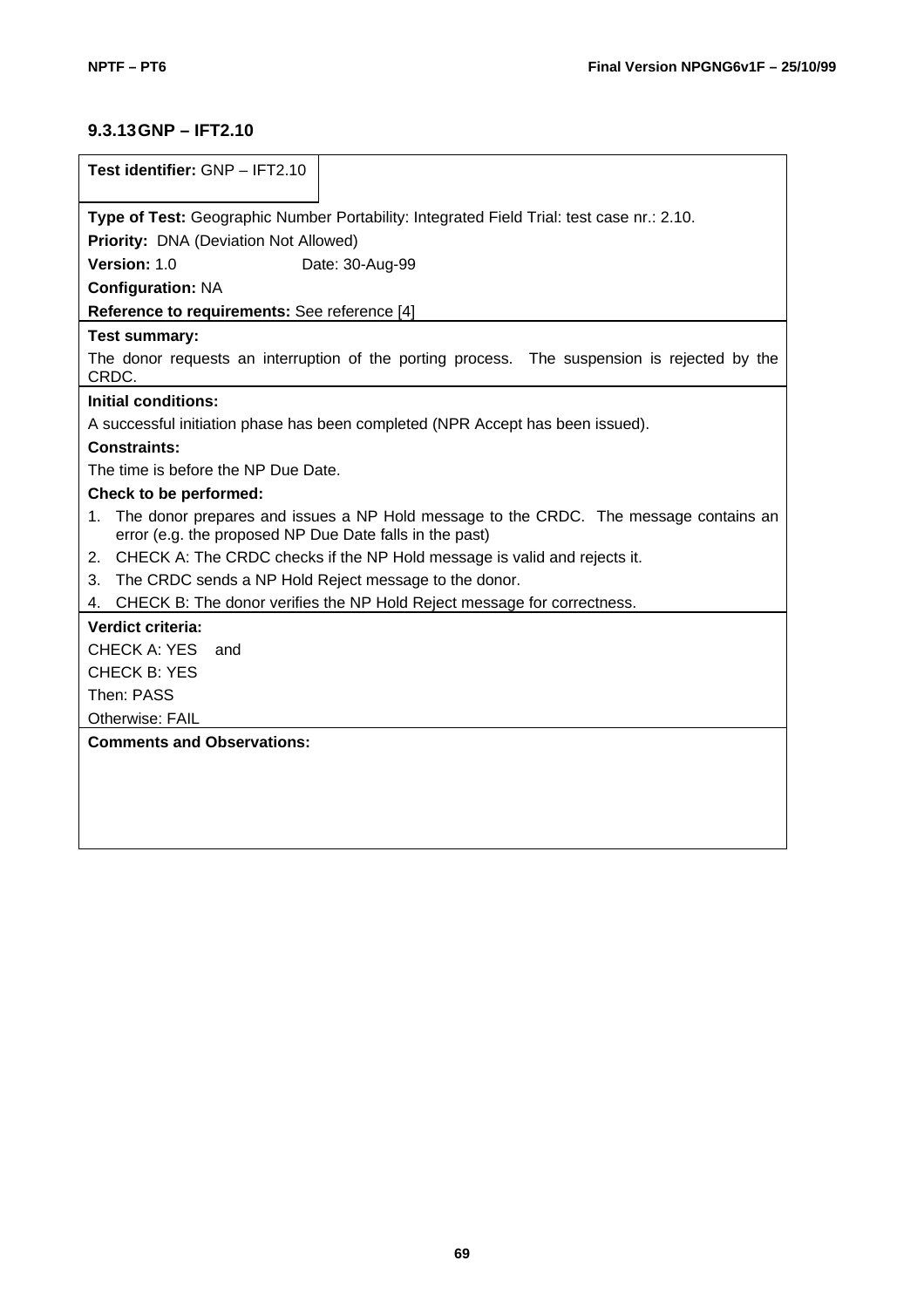### 9.3.13 GNP – IFT2.10

**Test identifier:** GNP – IFT2.10

**Type of Test:** Geographic Number Portability: Integrated Field Trial: test case nr.: 2.10.

**Priority:** DNA (Deviation Not Allowed)

**Version:** 1.0 Date: 30-Aug-99

**Configuration:** NA

**Reference to requirements:** See reference [4]

**Test summary:**

The donor requests an interruption of the porting process. The suspension is rejected by the CRDC.

**Initial conditions:**

A successful initiation phase has been completed (NPR Accept has been issued).

**Constraints:**

The time is before the NP Due Date.

**Check to be performed:**

1. The donor prepares and issues a NP Hold message to the CRDC. The message contains an error (e.g. the proposed NP Due Date falls in the past)
2. CHECK A: The CRDC checks if the NP Hold message is valid and rejects it.
3. The CRDC sends a NP Hold Reject message to the donor.
4. CHECK B: The donor verifies the NP Hold Reject message for correctness.

**Verdict criteria:**

CHECK A: YES and

CHECK B: YES

Then: PASS

Otherwise: FAIL

**Comments and Observations:**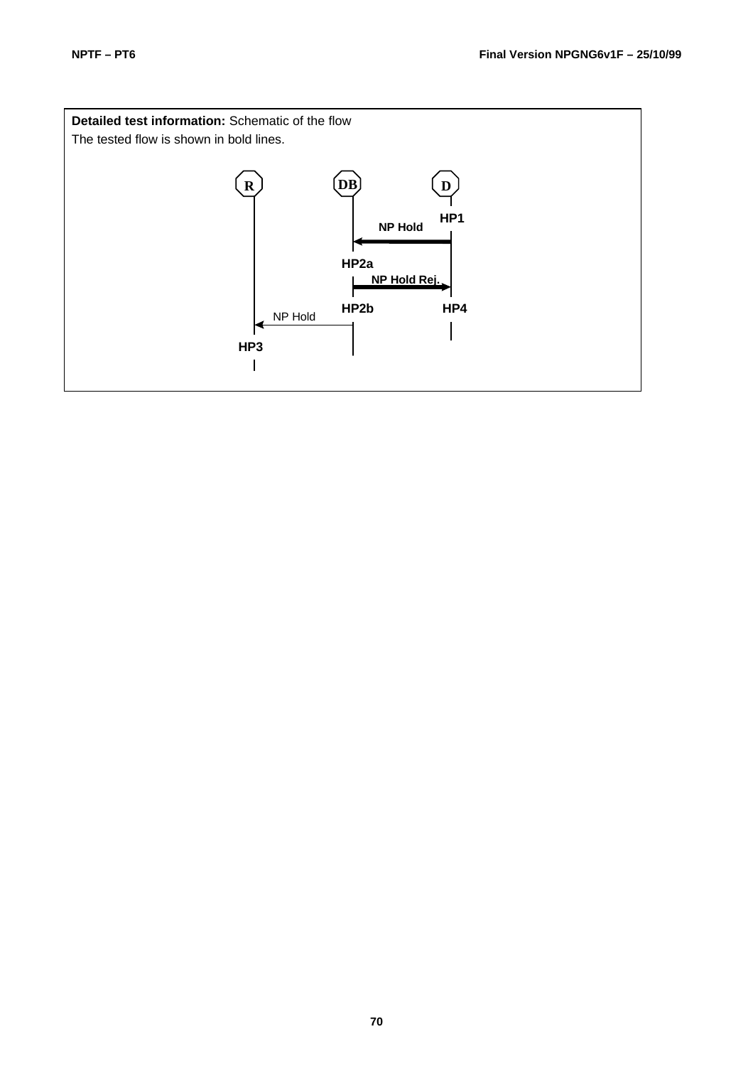**Detailed test information:** Schematic of the flow

The tested flow is shown in bold lines.

R DB D

HP1

NP Hold

HP2a

NP Hold Rej.

HP2b HP4

NP Hold

HP3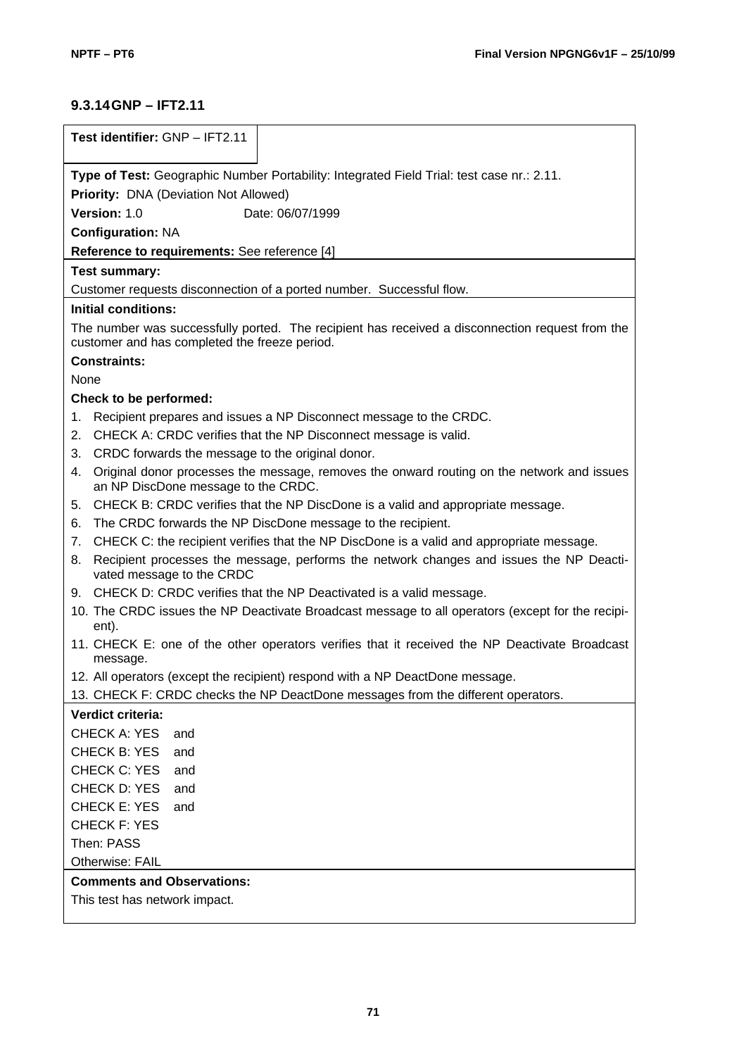### 9.3.14 GNP – IFT2.11

**Test identifier:** GNP – IFT2.11

**Type of Test:** Geographic Number Portability: Integrated Field Trial: test case nr.: 2.11.

**Priority:** DNA (Deviation Not Allowed)

**Version:** 1.0 Date: 06/07/1999

**Configuration:** NA

**Reference to requirements:** See reference [4]

**Test summary:**

Customer requests disconnection of a ported number. Successful flow.

**Initial conditions:**

The number was successfully ported. The recipient has received a disconnection request from the customer and has completed the freeze period.

**Constraints:**

None

**Check to be performed:**

1. Recipient prepares and issues a NP Disconnect message to the CRDC.
2. CHECK A: CRDC verifies that the NP Disconnect message is valid.
3. CRDC forwards the message to the original donor.
4. Original donor processes the message, removes the onward routing on the network and issues an NP DiscDone message to the CRDC.
5. CHECK B: CRDC verifies that the NP DiscDone is a valid and appropriate message.
6. The CRDC forwards the NP DiscDone message to the recipient.
7. CHECK C: the recipient verifies that the NP DiscDone is a valid and appropriate message.
8. Recipient processes the message, performs the network changes and issues the NP Deactivated message to the CRDC
9. CHECK D: CRDC verifies that the NP Deactivated is a valid message.
10. The CRDC issues the NP Deactivate Broadcast message to all operators (except for the recipient).
11. CHECK E: one of the other operators verifies that it received the NP Deactivate Broadcast message.
12. All operators (except the recipient) respond with a NP DeactDone message.
13. CHECK F: CRDC checks the NP DeactDone messages from the different operators.

**Verdict criteria:**

CHECK A: YES and
CHECK B: YES and
CHECK C: YES and
CHECK D: YES and
CHECK E: YES and
CHECK F: YES
Then: PASS
Otherwise: FAIL

**Comments and Observations:**

This test has network impact.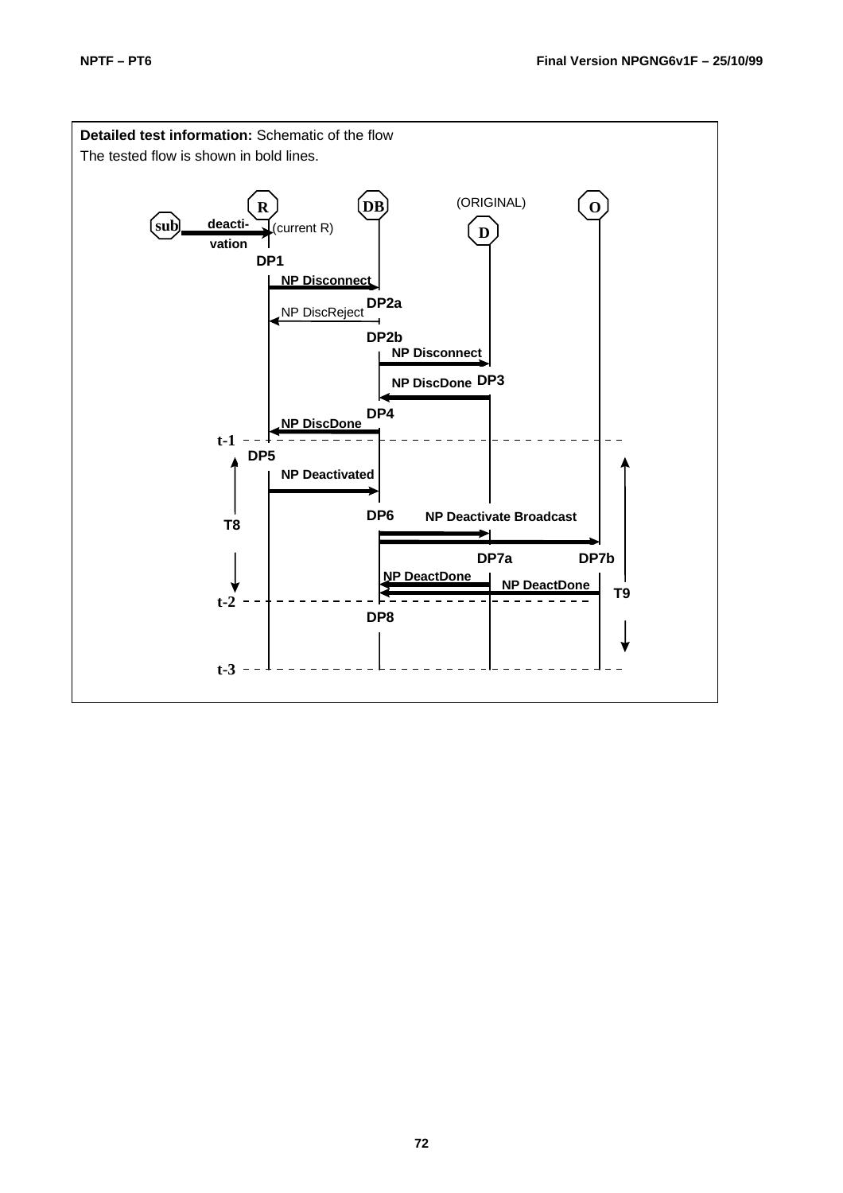**Detailed test information:** Schematic of the flow

The tested flow is shown in bold lines.

R DB (ORIGINAL) O

sub deacti-vation (current R) D

DP1

NP Disconnect

DP2a

NP DiscReject

DP2b

NP Disconnect

NP DiscDone DP3

DP4

NP DiscDone

t-1

DP5

NP Deactivated

T8

DP6 NP Deactivate Broadcast

DP7a DP7b

NP DeactDone

NP DeactDone

T9

t-2

DP8

t-3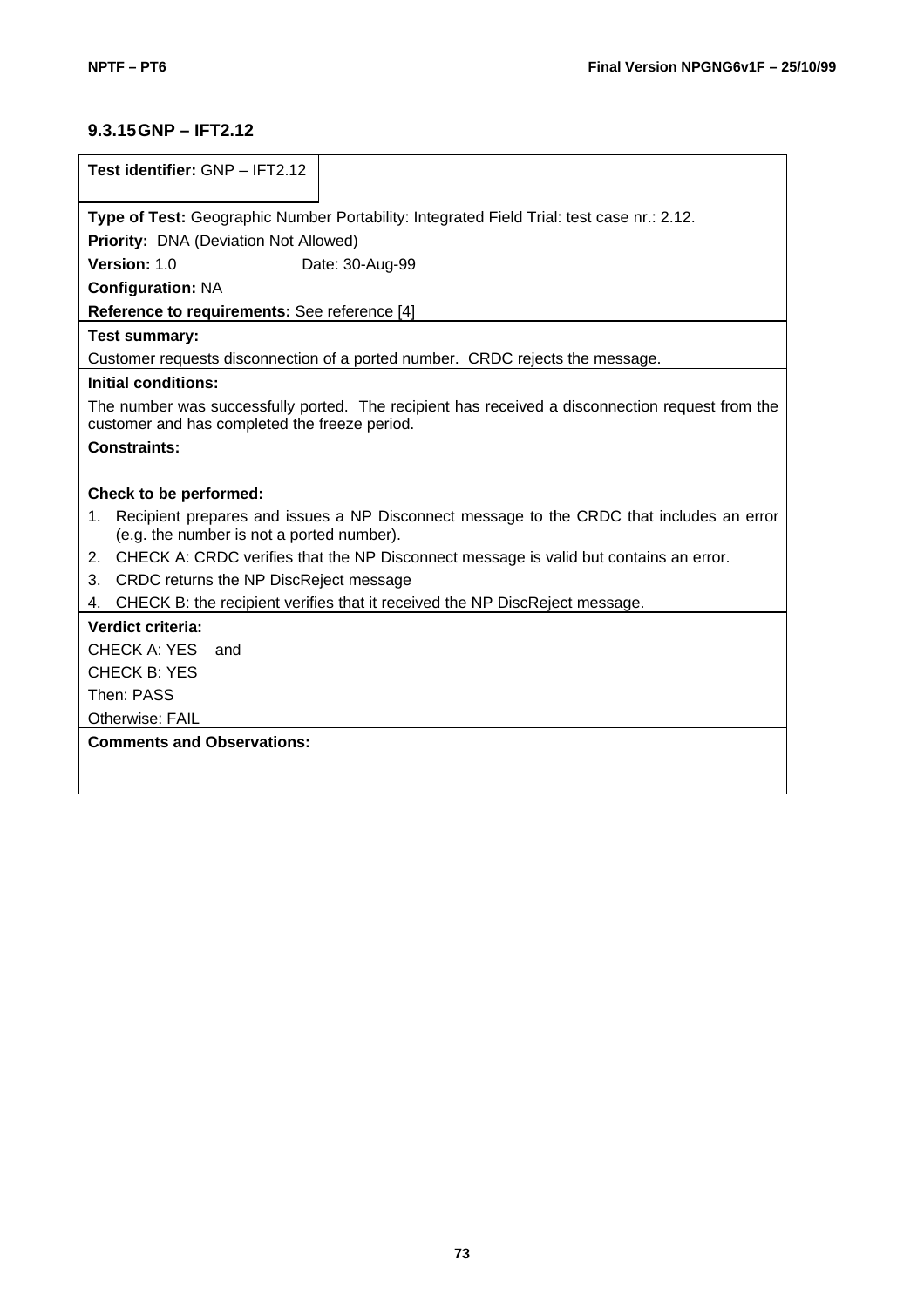### 9.3.15 GNP – IFT2.12

**Test identifier:** GNP – IFT2.12

**Type of Test:** Geographic Number Portability: Integrated Field Trial: test case nr.: 2.12.

**Priority:** DNA (Deviation Not Allowed)

**Version:** 1.0 Date: 30-Aug-99

**Configuration:** NA

**Reference to requirements:** See reference [4]

**Test summary:**

Customer requests disconnection of a ported number. CRDC rejects the message.

**Initial conditions:**

The number was successfully ported. The recipient has received a disconnection request from the customer and has completed the freeze period.

**Constraints:**

**Check to be performed:**

1. Recipient prepares and issues a NP Disconnect message to the CRDC that includes an error (e.g. the number is not a ported number).
2. CHECK A: CRDC verifies that the NP Disconnect message is valid but contains an error.
3. CRDC returns the NP DiscReject message
4. CHECK B: the recipient verifies that it received the NP DiscReject message.

**Verdict criteria:**

CHECK A: YES and

CHECK B: YES

Then: PASS

Otherwise: FAIL

**Comments and Observations:**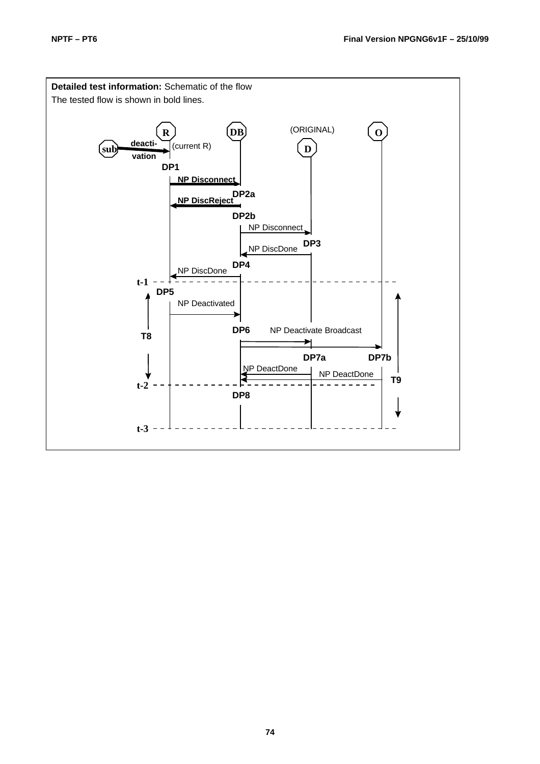**Detailed test information:** Schematic of the flow

The tested flow is shown in bold lines.

R DB (ORIGINAL) O

sub deacti-vation (current R) D

DP1

NP Disconnect

DP2a

NP DiscReject

DP2b

NP Disconnect

DP3

NP DiscDone

DP4

NP DiscDone

t-1

DP5

NP Deactivated

T8

DP6 NP Deactivate Broadcast

DP7a DP7b

NP DeactDone NP DeactDone

T9

t-2

DP8

t-3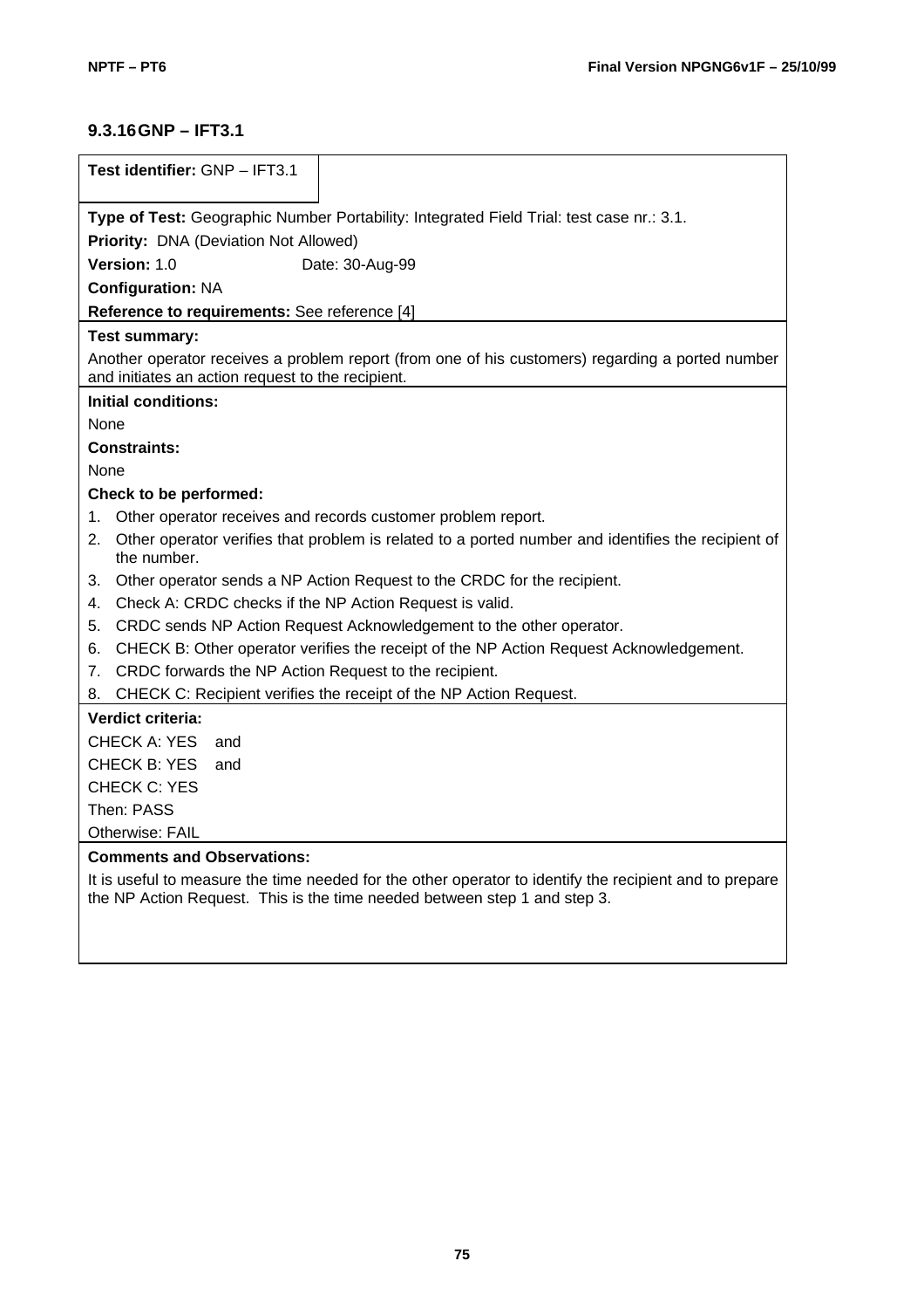### 9.3.16 GNP – IFT3.1

**Test identifier:** GNP – IFT3.1

**Type of Test:** Geographic Number Portability: Integrated Field Trial: test case nr.: 3.1.

**Priority:** DNA (Deviation Not Allowed)

**Version:** 1.0 Date: 30-Aug-99

**Configuration:** NA

**Reference to requirements:** See reference [4]

**Test summary:**

Another operator receives a problem report (from one of his customers) regarding a ported number and initiates an action request to the recipient.

**Initial conditions:**

None

**Constraints:**

None

**Check to be performed:**

1. Other operator receives and records customer problem report.
2. Other operator verifies that problem is related to a ported number and identifies the recipient of the number.
3. Other operator sends a NP Action Request to the CRDC for the recipient.
4. Check A: CRDC checks if the NP Action Request is valid.
5. CRDC sends NP Action Request Acknowledgement to the other operator.
6. CHECK B: Other operator verifies the receipt of the NP Action Request Acknowledgement.
7. CRDC forwards the NP Action Request to the recipient.
8. CHECK C: Recipient verifies the receipt of the NP Action Request.

**Verdict criteria:**

CHECK A: YES and

CHECK B: YES and

CHECK C: YES

Then: PASS

Otherwise: FAIL

**Comments and Observations:**

It is useful to measure the time needed for the other operator to identify the recipient and to prepare the NP Action Request. This is the time needed between step 1 and step 3.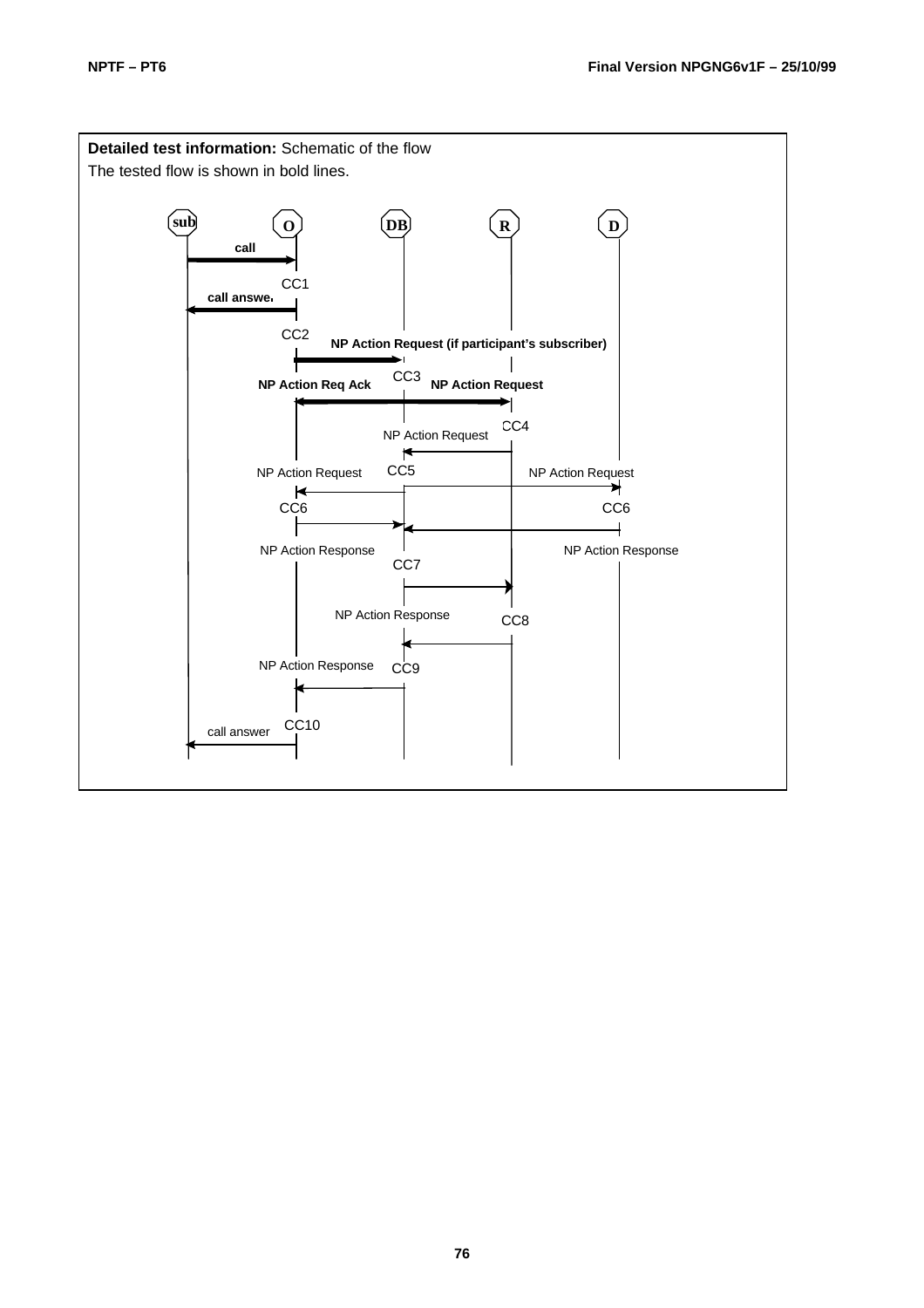**Detailed test information:** Schematic of the flow

The tested flow is shown in bold lines.

sub O DB R D

call

CC1

call answer

CC2

NP Action Request (if participant's subscriber)

CC3

NP Action Req Ack

NP Action Request

CC4

NP Action Request

CC5

NP Action Request

NP Action Request

CC6

CC6

NP Action Response

NP Action Response

CC7

NP Action Response

CC8

NP Action Response

CC9

CC10

call answer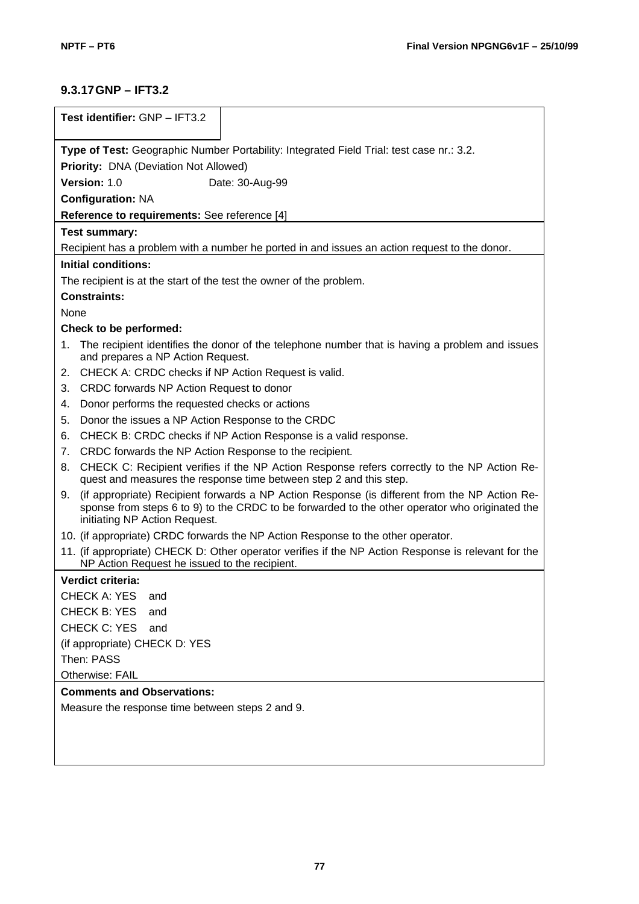### 9.3.17 GNP – IFT3.2

**Test identifier:** GNP – IFT3.2

**Type of Test:** Geographic Number Portability: Integrated Field Trial: test case nr.: 3.2.

**Priority:** DNA (Deviation Not Allowed)

**Version:** 1.0 Date: 30-Aug-99

**Configuration:** NA

**Reference to requirements:** See reference [4]

**Test summary:**

Recipient has a problem with a number he ported in and issues an action request to the donor.

**Initial conditions:**

The recipient is at the start of the test the owner of the problem.

**Constraints:**

None

**Check to be performed:**

1. The recipient identifies the donor of the telephone number that is having a problem and issues and prepares a NP Action Request.
2. CHECK A: CRDC checks if NP Action Request is valid.
3. CRDC forwards NP Action Request to donor
4. Donor performs the requested checks or actions
5. Donor the issues a NP Action Response to the CRDC
6. CHECK B: CRDC checks if NP Action Response is a valid response.
7. CRDC forwards the NP Action Response to the recipient.
8. CHECK C: Recipient verifies if the NP Action Response refers correctly to the NP Action Request and measures the response time between step 2 and this step.
9. (if appropriate) Recipient forwards a NP Action Response (is different from the NP Action Response from steps 6 to 9) to the CRDC to be forwarded to the other operator who originated the initiating NP Action Request.
10. (if appropriate) CRDC forwards the NP Action Response to the other operator.
11. (if appropriate) CHECK D: Other operator verifies if the NP Action Response is relevant for the NP Action Request he issued to the recipient.

**Verdict criteria:**

CHECK A: YES and

CHECK B: YES and

CHECK C: YES and

(if appropriate) CHECK D: YES

Then: PASS

Otherwise: FAIL

**Comments and Observations:**

Measure the response time between steps 2 and 9.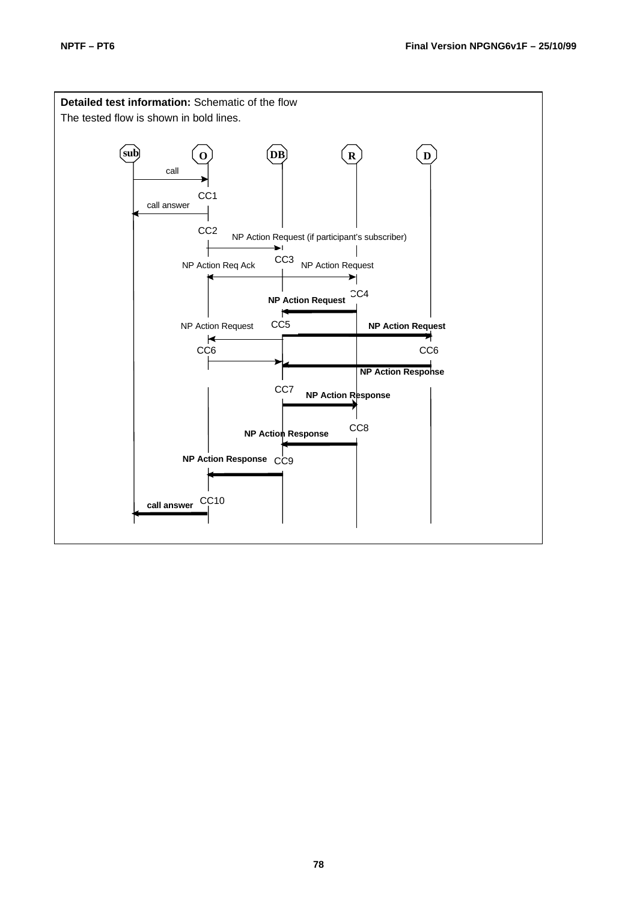**Detailed test information:** Schematic of the flow

The tested flow is shown in bold lines.

sub O DB R D

call

CC1

call answer

CC2 NP Action Request (if participant's subscriber)

CC3

NP Action Req Ack NP Action Request

CC4

**NP Action Request**

NP Action Request CC5 **NP Action Request**

CC6 CC6

**NP Action Response**

CC7 **NP Action Response**

CC8

**NP Action Response**

**NP Action Response** CC9

CC10

**call answer**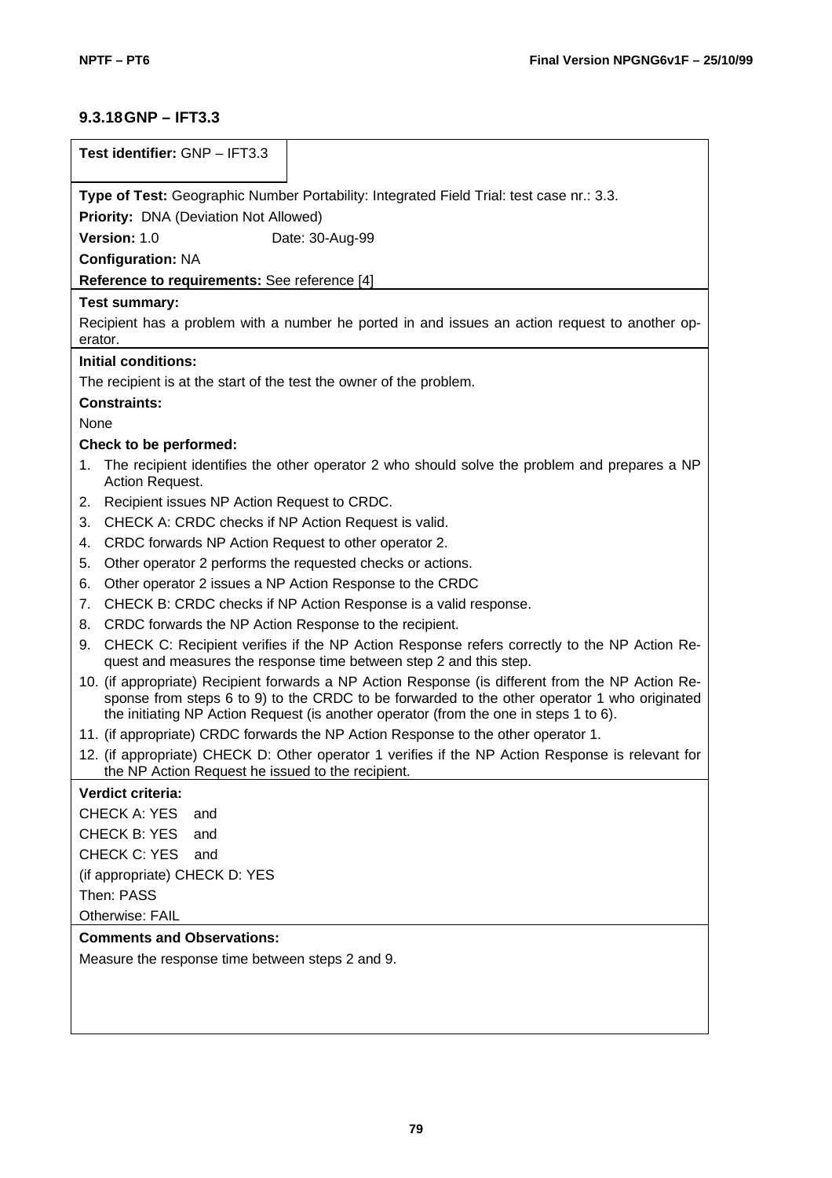### 9.3.18 GNP – IFT3.3

**Test identifier:** GNP – IFT3.3

**Type of Test:** Geographic Number Portability: Integrated Field Trial: test case nr.: 3.3.

**Priority:** DNA (Deviation Not Allowed)

**Version:** 1.0 Date: 30-Aug-99

**Configuration:** NA

**Reference to requirements:** See reference [4]

**Test summary:**

Recipient has a problem with a number he ported in and issues an action request to another operator.

**Initial conditions:**

The recipient is at the start of the test the owner of the problem.

**Constraints:**

None

**Check to be performed:**

1. The recipient identifies the other operator 2 who should solve the problem and prepares a NP Action Request.
2. Recipient issues NP Action Request to CRDC.
3. CHECK A: CRDC checks if NP Action Request is valid.
4. CRDC forwards NP Action Request to other operator 2.
5. Other operator 2 performs the requested checks or actions.
6. Other operator 2 issues a NP Action Response to the CRDC
7. CHECK B: CRDC checks if NP Action Response is a valid response.
8. CRDC forwards the NP Action Response to the recipient.
9. CHECK C: Recipient verifies if the NP Action Response refers correctly to the NP Action Request and measures the response time between step 2 and this step.
10. (if appropriate) Recipient forwards a NP Action Response (is different from the NP Action Response from steps 6 to 9) to the CRDC to be forwarded to the other operator 1 who originated the initiating NP Action Request (is another operator (from the one in steps 1 to 6).
11. (if appropriate) CRDC forwards the NP Action Response to the other operator 1.
12. (if appropriate) CHECK D: Other operator 1 verifies if the NP Action Response is relevant for the NP Action Request he issued to the recipient.

**Verdict criteria:**

CHECK A: YES and

CHECK B: YES and

CHECK C: YES and

(if appropriate) CHECK D: YES

Then: PASS

Otherwise: FAIL

**Comments and Observations:**

Measure the response time between steps 2 and 9.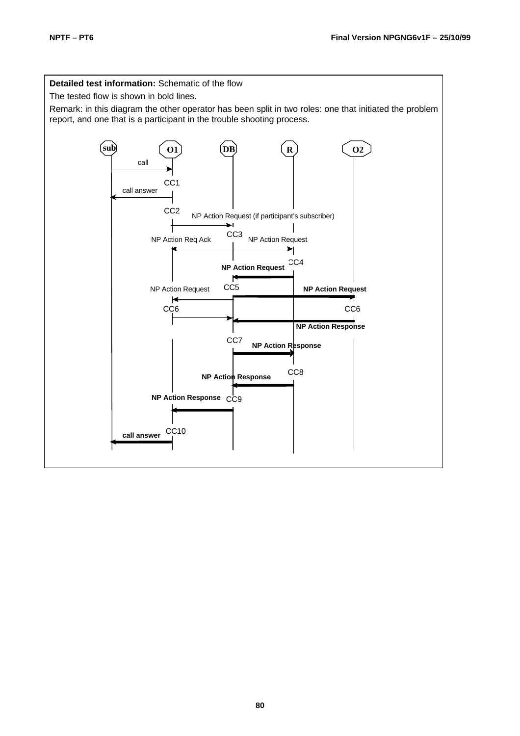**Detailed test information:** Schematic of the flow

The tested flow is shown in bold lines.

Remark: in this diagram the other operator has been split in two roles: one that initiated the problem report, and one that is a participant in the trouble shooting process.

sub O1 DB R O2

call

CC1

call answer

CC2 NP Action Request (if participant's subscriber)

CC3

NP Action Req Ack NP Action Request

CC4

**NP Action Request**

CC5

NP Action Request **NP Action Request**

CC6 CC6

**NP Action Response**

CC7

**NP Action Response**

CC8

**NP Action Response**

**NP Action Response** CC9

CC10

**call answer**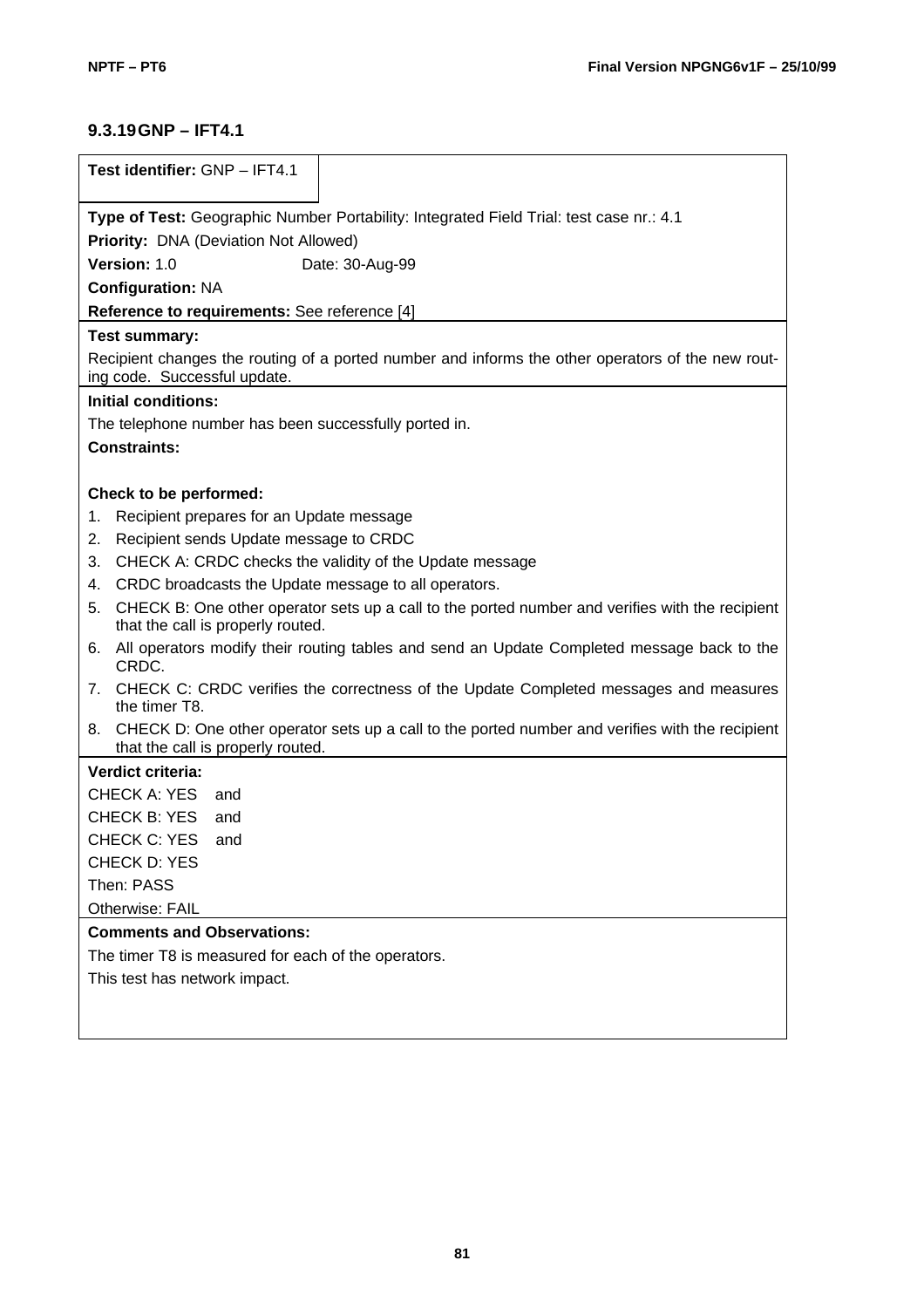### 9.3.19 GNP – IFT4.1

**Test identifier:** GNP – IFT4.1

**Type of Test:** Geographic Number Portability: Integrated Field Trial: test case nr.: 4.1

**Priority:** DNA (Deviation Not Allowed)

**Version:** 1.0 Date: 30-Aug-99

**Configuration:** NA

**Reference to requirements:** See reference [4]

**Test summary:**

Recipient changes the routing of a ported number and informs the other operators of the new routing code. Successful update.

**Initial conditions:**

The telephone number has been successfully ported in.

**Constraints:**

**Check to be performed:**

1. Recipient prepares for an Update message
2. Recipient sends Update message to CRDC
3. CHECK A: CRDC checks the validity of the Update message
4. CRDC broadcasts the Update message to all operators.
5. CHECK B: One other operator sets up a call to the ported number and verifies with the recipient that the call is properly routed.
6. All operators modify their routing tables and send an Update Completed message back to the CRDC.
7. CHECK C: CRDC verifies the correctness of the Update Completed messages and measures the timer T8.
8. CHECK D: One other operator sets up a call to the ported number and verifies with the recipient that the call is properly routed.

**Verdict criteria:**

CHECK A: YES and

CHECK B: YES and

CHECK C: YES and

CHECK D: YES

Then: PASS

Otherwise: FAIL

**Comments and Observations:**

The timer T8 is measured for each of the operators.

This test has network impact.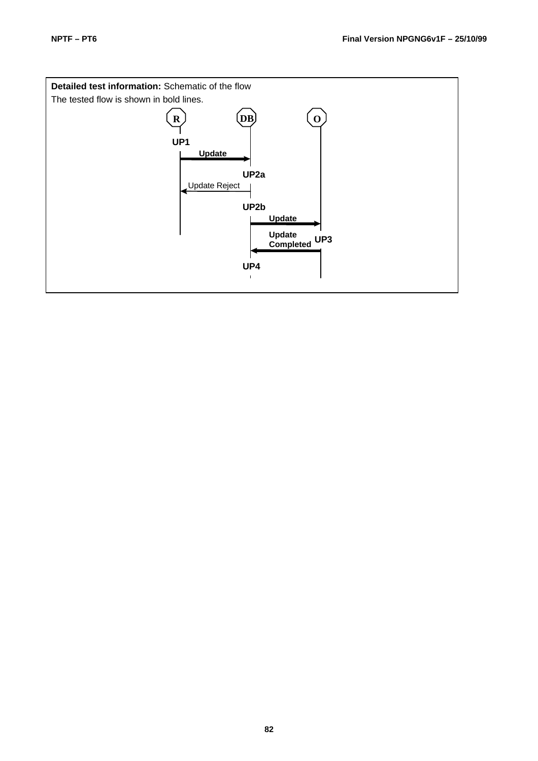**Detailed test information:** Schematic of the flow

The tested flow is shown in bold lines.

R DB O

UP1

Update

UP2a

Update Reject

UP2b

Update

Update Completed UP3

UP4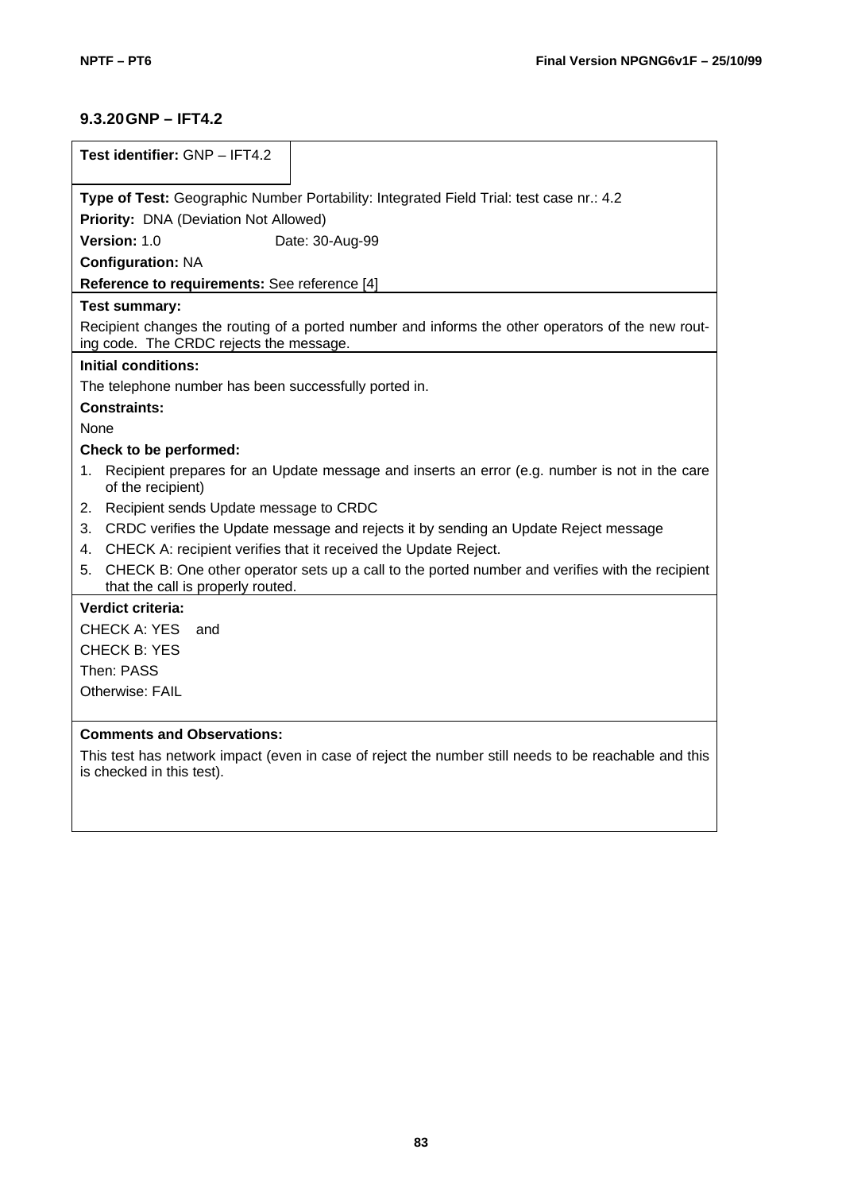### 9.3.20 GNP – IFT4.2

**Test identifier:** GNP – IFT4.2

**Type of Test:** Geographic Number Portability: Integrated Field Trial: test case nr.: 4.2

**Priority:** DNA (Deviation Not Allowed)

**Version:** 1.0 Date: 30-Aug-99

**Configuration:** NA

**Reference to requirements:** See reference [4]

**Test summary:**

Recipient changes the routing of a ported number and informs the other operators of the new routing code. The CRDC rejects the message.

**Initial conditions:**

The telephone number has been successfully ported in.

**Constraints:**

None

**Check to be performed:**

1. Recipient prepares for an Update message and inserts an error (e.g. number is not in the care of the recipient)
2. Recipient sends Update message to CRDC
3. CRDC verifies the Update message and rejects it by sending an Update Reject message
4. CHECK A: recipient verifies that it received the Update Reject.
5. CHECK B: One other operator sets up a call to the ported number and verifies with the recipient that the call is properly routed.

**Verdict criteria:**

CHECK A: YES and

CHECK B: YES

Then: PASS

Otherwise: FAIL

**Comments and Observations:**

This test has network impact (even in case of reject the number still needs to be reachable and this is checked in this test).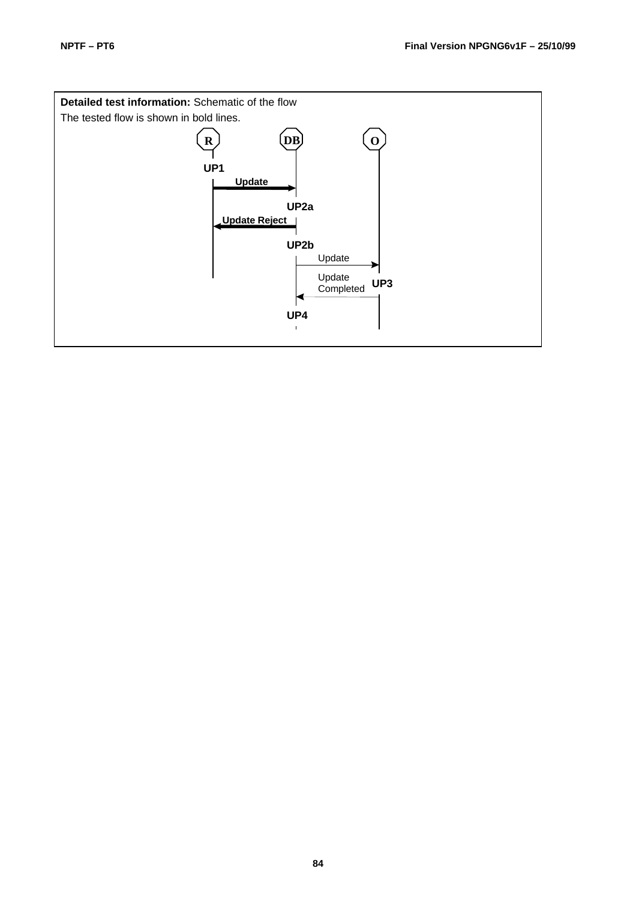**Detailed test information:** Schematic of the flow

The tested flow is shown in bold lines.

R DB O

UP1

Update

UP2a

Update Reject

UP2b

Update

Update Completed UP3

UP4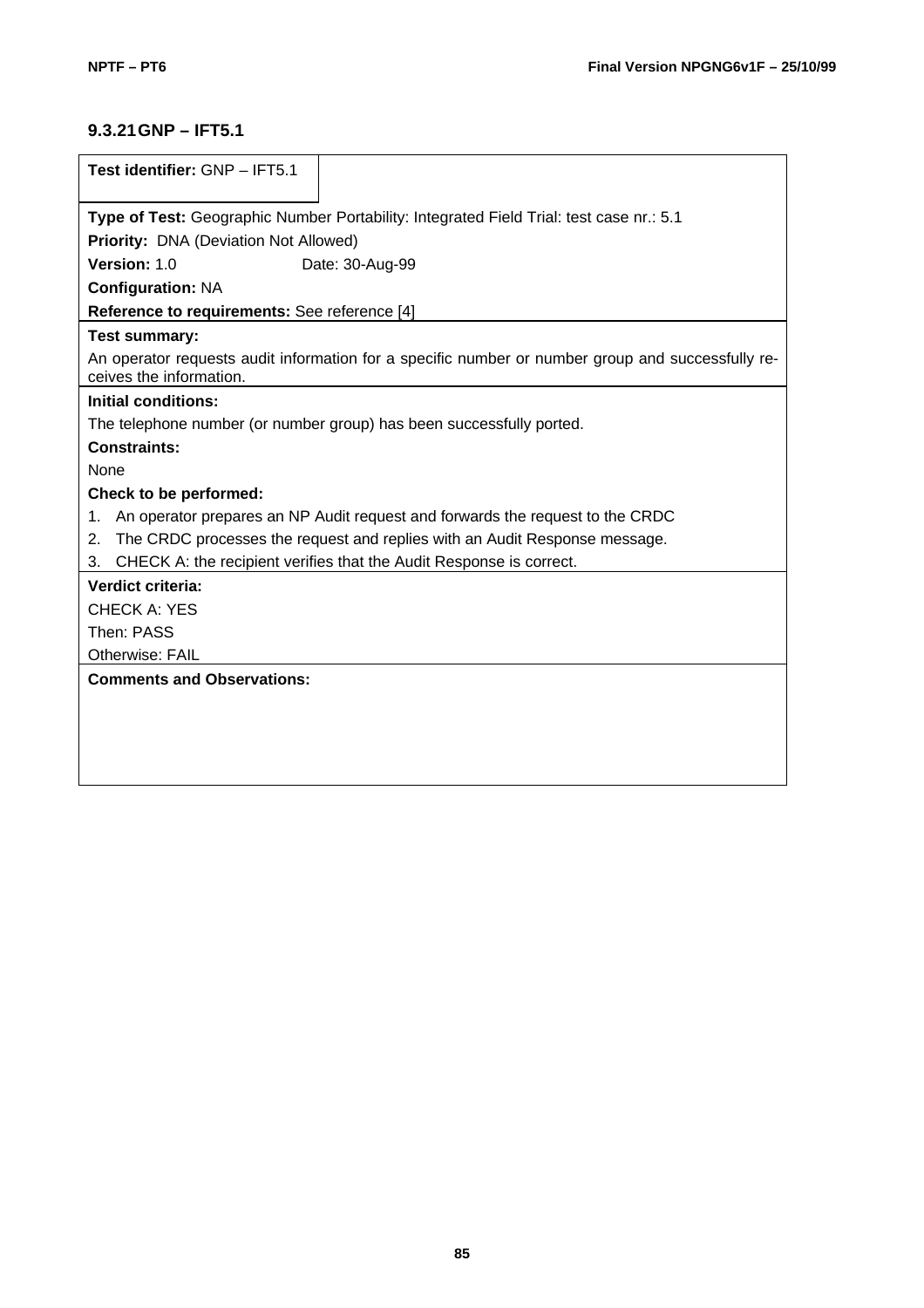### 9.3.21 GNP – IFT5.1

**Test identifier:** GNP – IFT5.1

**Type of Test:** Geographic Number Portability: Integrated Field Trial: test case nr.: 5.1

**Priority:** DNA (Deviation Not Allowed)

**Version:** 1.0 Date: 30-Aug-99

**Configuration:** NA

**Reference to requirements:** See reference [4]

**Test summary:**

An operator requests audit information for a specific number or number group and successfully receives the information.

**Initial conditions:**

The telephone number (or number group) has been successfully ported.

**Constraints:**

None

**Check to be performed:**

1. An operator prepares an NP Audit request and forwards the request to the CRDC
2. The CRDC processes the request and replies with an Audit Response message.
3. CHECK A: the recipient verifies that the Audit Response is correct.

**Verdict criteria:**

CHECK A: YES

Then: PASS

Otherwise: FAIL

**Comments and Observations:**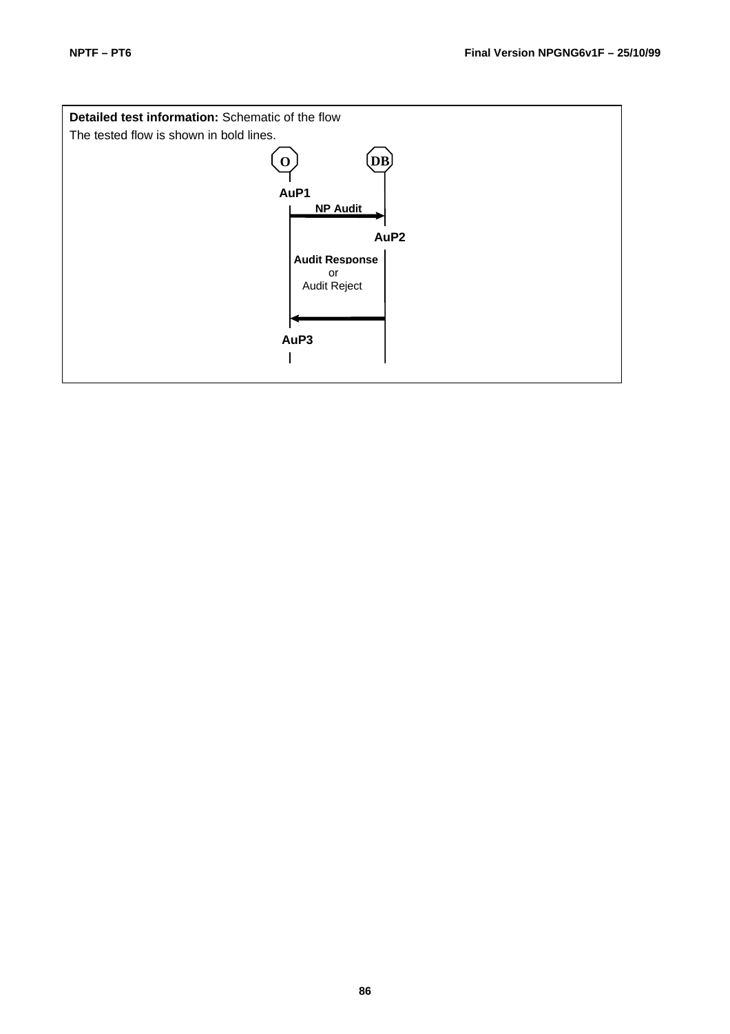**Detailed test information:** Schematic of the flow

The tested flow is shown in bold lines.

O

DB

AuP1

NP Audit

AuP2

Audit Response
or
Audit Reject

AuP3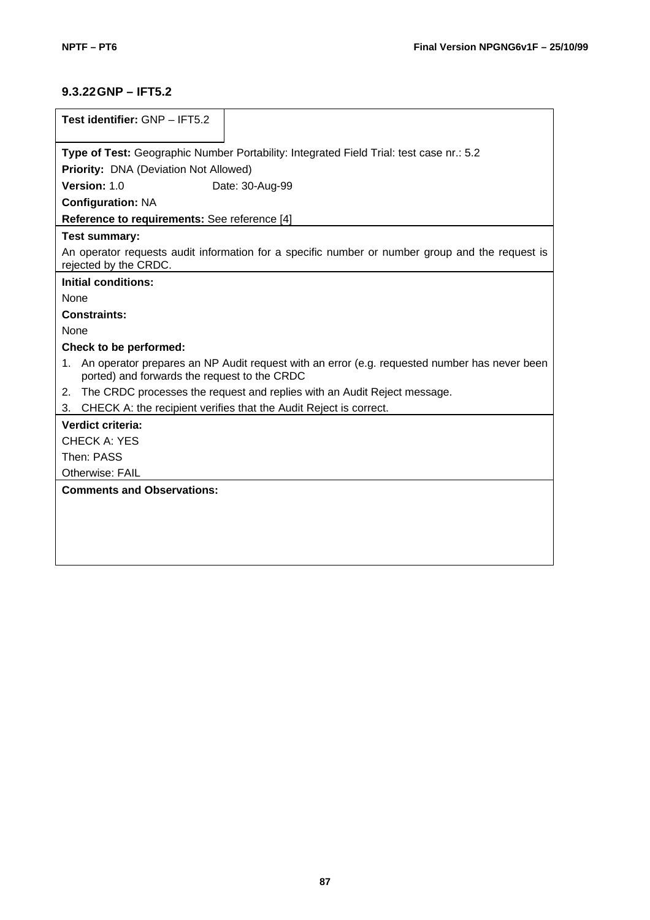### 9.3.22 GNP – IFT5.2

**Test identifier:** GNP – IFT5.2

**Type of Test:** Geographic Number Portability: Integrated Field Trial: test case nr.: 5.2

**Priority:** DNA (Deviation Not Allowed)

**Version:** 1.0 Date: 30-Aug-99

**Configuration:** NA

**Reference to requirements:** See reference [4]

**Test summary:**

An operator requests audit information for a specific number or number group and the request is rejected by the CRDC.

**Initial conditions:**

None

**Constraints:**

None

**Check to be performed:**

1. An operator prepares an NP Audit request with an error (e.g. requested number has never been ported) and forwards the request to the CRDC
2. The CRDC processes the request and replies with an Audit Reject message.
3. CHECK A: the recipient verifies that the Audit Reject is correct.

**Verdict criteria:**

CHECK A: YES

Then: PASS

Otherwise: FAIL

**Comments and Observations:**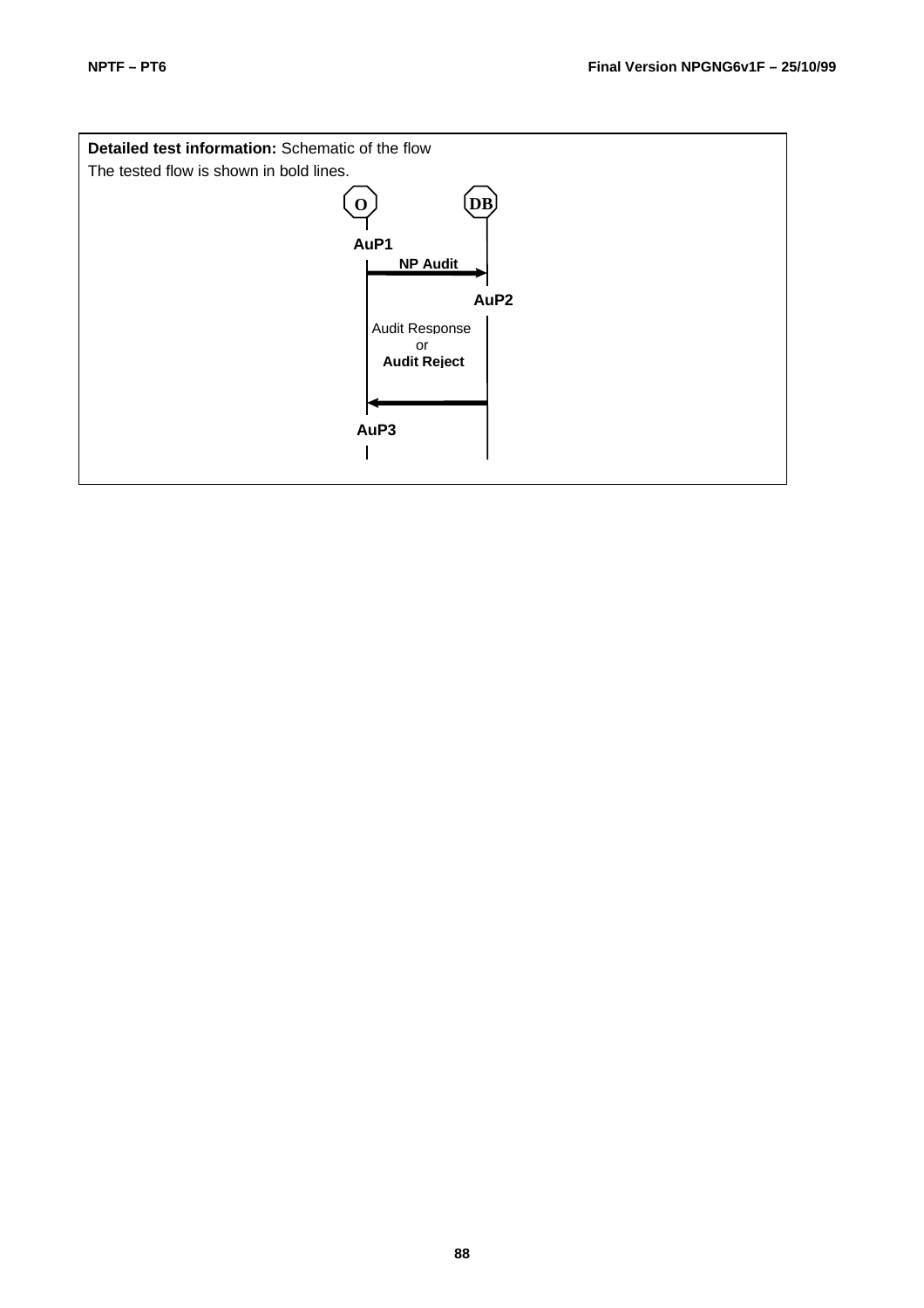**Detailed test information:** Schematic of the flow

The tested flow is shown in bold lines.

O

DB

AuP1

**NP Audit**

AuP2

Audit Response

or

**Audit Reject**

AuP3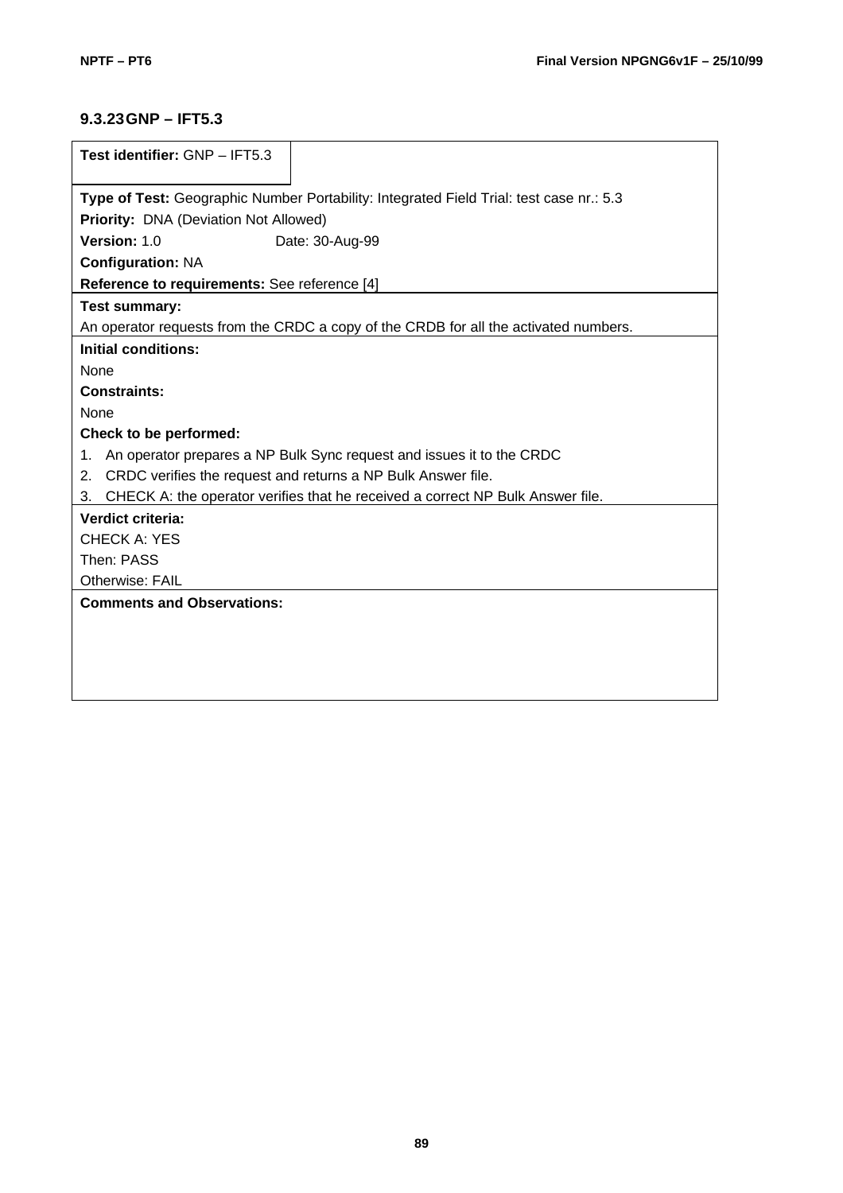### 9.3.23 GNP – IFT5.3

**Test identifier:** GNP – IFT5.3

**Type of Test:** Geographic Number Portability: Integrated Field Trial: test case nr.: 5.3

**Priority:** DNA (Deviation Not Allowed)

**Version:** 1.0 Date: 30-Aug-99

**Configuration:** NA

**Reference to requirements:** See reference [4]

**Test summary:**

An operator requests from the CRDC a copy of the CRDB for all the activated numbers.

**Initial conditions:**

None

**Constraints:**

None

**Check to be performed:**

1. An operator prepares a NP Bulk Sync request and issues it to the CRDC
2. CRDC verifies the request and returns a NP Bulk Answer file.
3. CHECK A: the operator verifies that he received a correct NP Bulk Answer file.

**Verdict criteria:**

CHECK A: YES

Then: PASS

Otherwise: FAIL

**Comments and Observations:**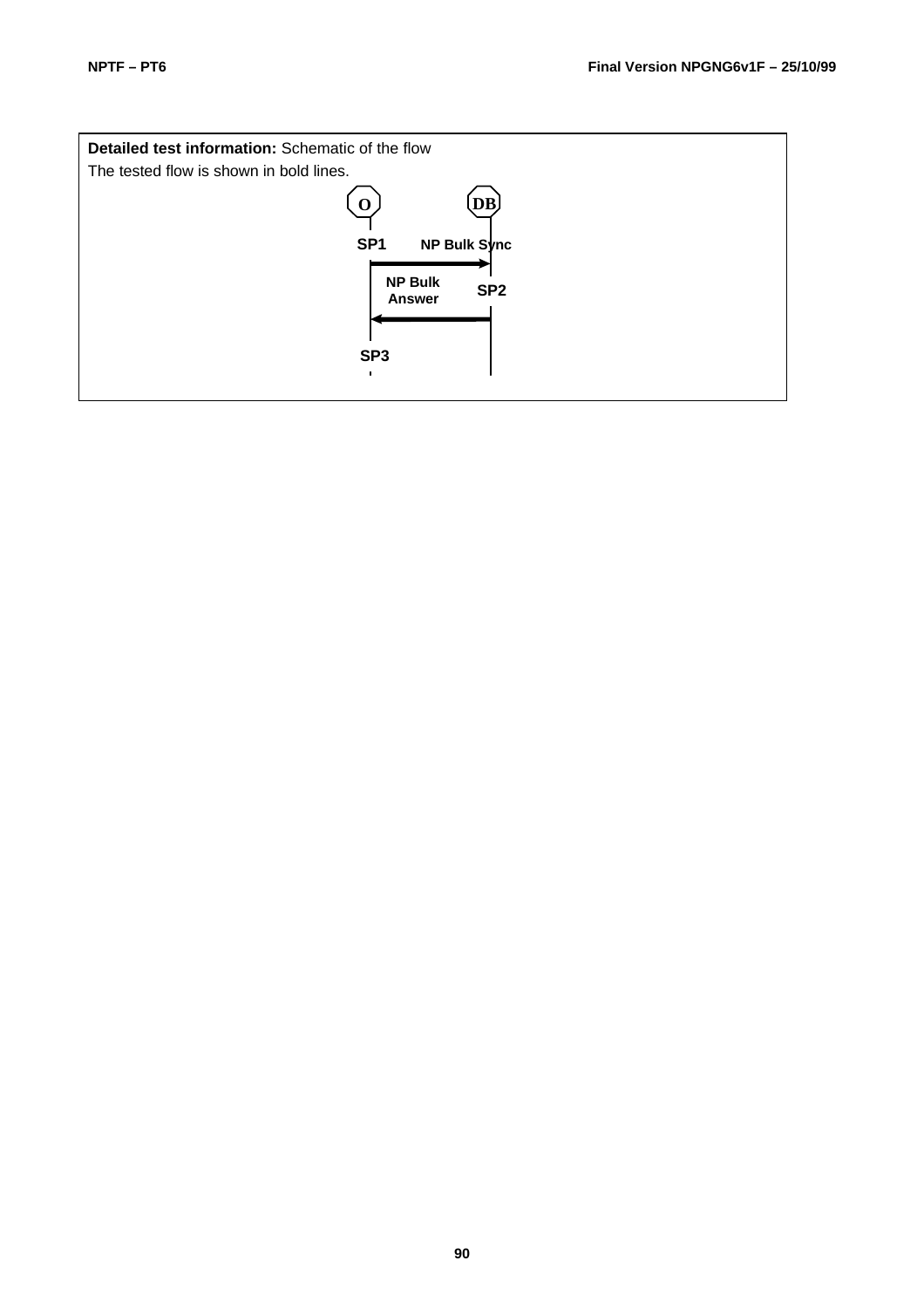**Detailed test information:** Schematic of the flow

The tested flow is shown in bold lines.

O — DB

SP1 — NP Bulk Sync → DB

SP2 — NP Bulk Answer → O

SP3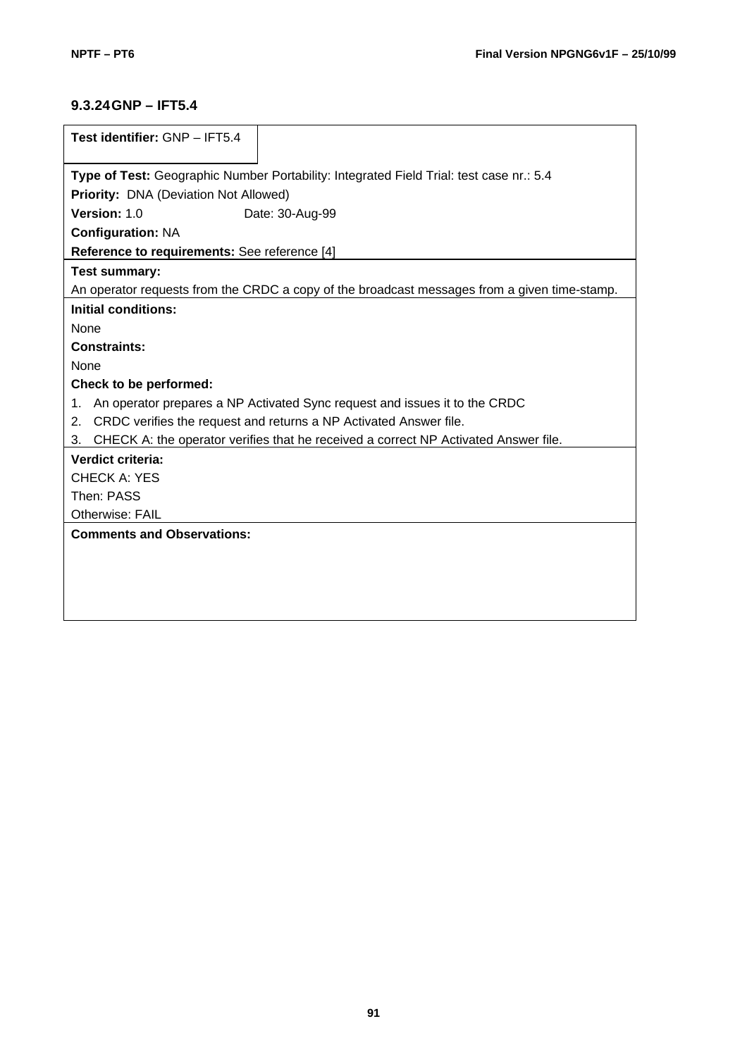### 9.3.24 GNP – IFT5.4

**Test identifier:** GNP – IFT5.4

**Type of Test:** Geographic Number Portability: Integrated Field Trial: test case nr.: 5.4

**Priority:** DNA (Deviation Not Allowed)

**Version:** 1.0 Date: 30-Aug-99

**Configuration:** NA

**Reference to requirements:** See reference [4]

**Test summary:**

An operator requests from the CRDC a copy of the broadcast messages from a given time-stamp.

**Initial conditions:**

None

**Constraints:**

None

**Check to be performed:**

1. An operator prepares a NP Activated Sync request and issues it to the CRDC
2. CRDC verifies the request and returns a NP Activated Answer file.
3. CHECK A: the operator verifies that he received a correct NP Activated Answer file.

**Verdict criteria:**

CHECK A: YES

Then: PASS

Otherwise: FAIL

**Comments and Observations:**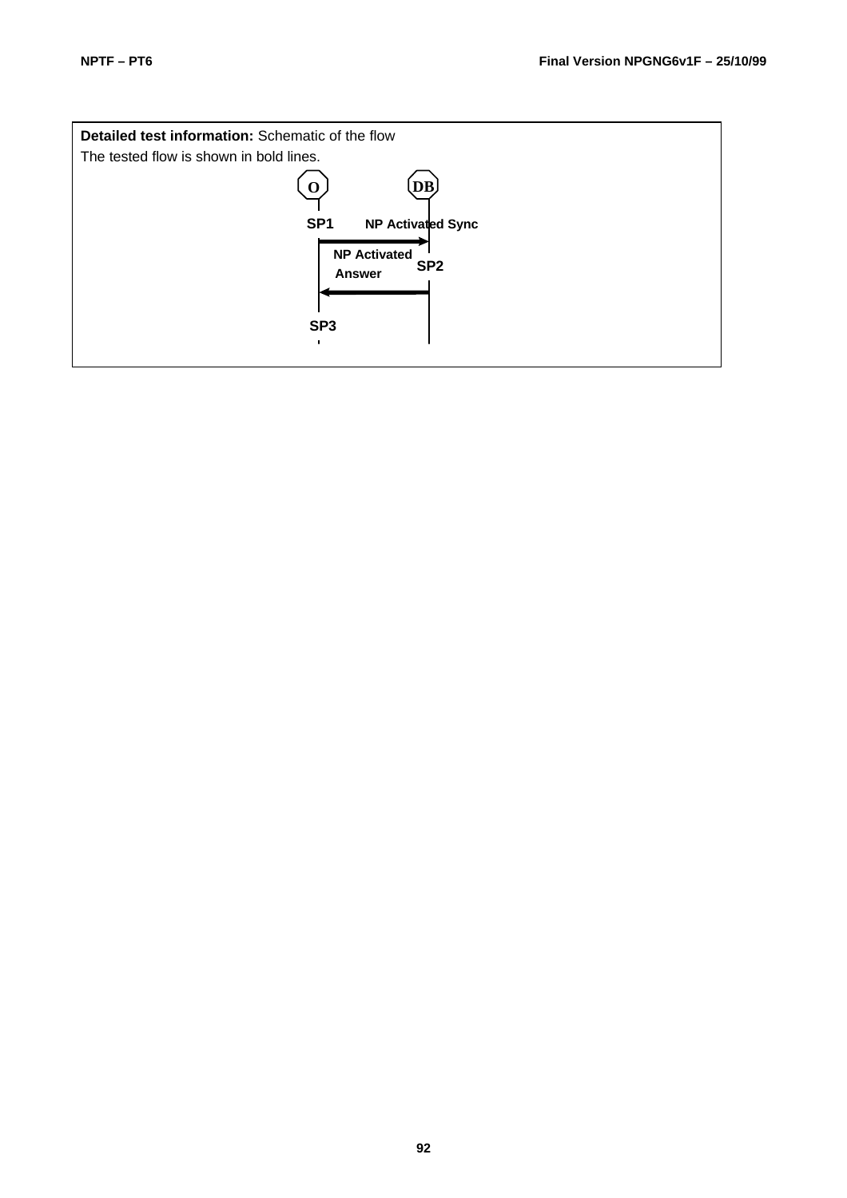**Detailed test information:** Schematic of the flow

The tested flow is shown in bold lines.

O — DB

SP1 — NP Activated Sync → SP2

NP Activated Answer ← SP2

SP3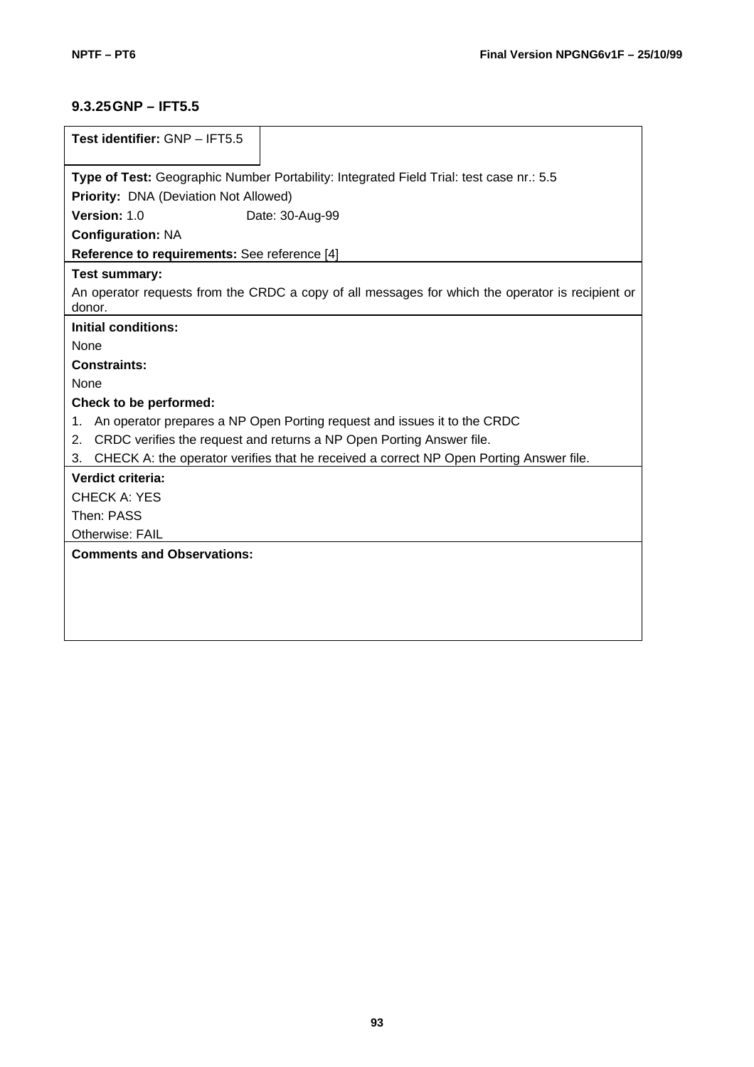### 9.3.25 GNP – IFT5.5

**Test identifier:** GNP – IFT5.5

**Type of Test:** Geographic Number Portability: Integrated Field Trial: test case nr.: 5.5

**Priority:** DNA (Deviation Not Allowed)

**Version:** 1.0 Date: 30-Aug-99

**Configuration:** NA

**Reference to requirements:** See reference [4]

**Test summary:**

An operator requests from the CRDC a copy of all messages for which the operator is recipient or donor.

**Initial conditions:**

None

**Constraints:**

None

**Check to be performed:**

1. An operator prepares a NP Open Porting request and issues it to the CRDC
2. CRDC verifies the request and returns a NP Open Porting Answer file.
3. CHECK A: the operator verifies that he received a correct NP Open Porting Answer file.

**Verdict criteria:**

CHECK A: YES

Then: PASS

Otherwise: FAIL

**Comments and Observations:**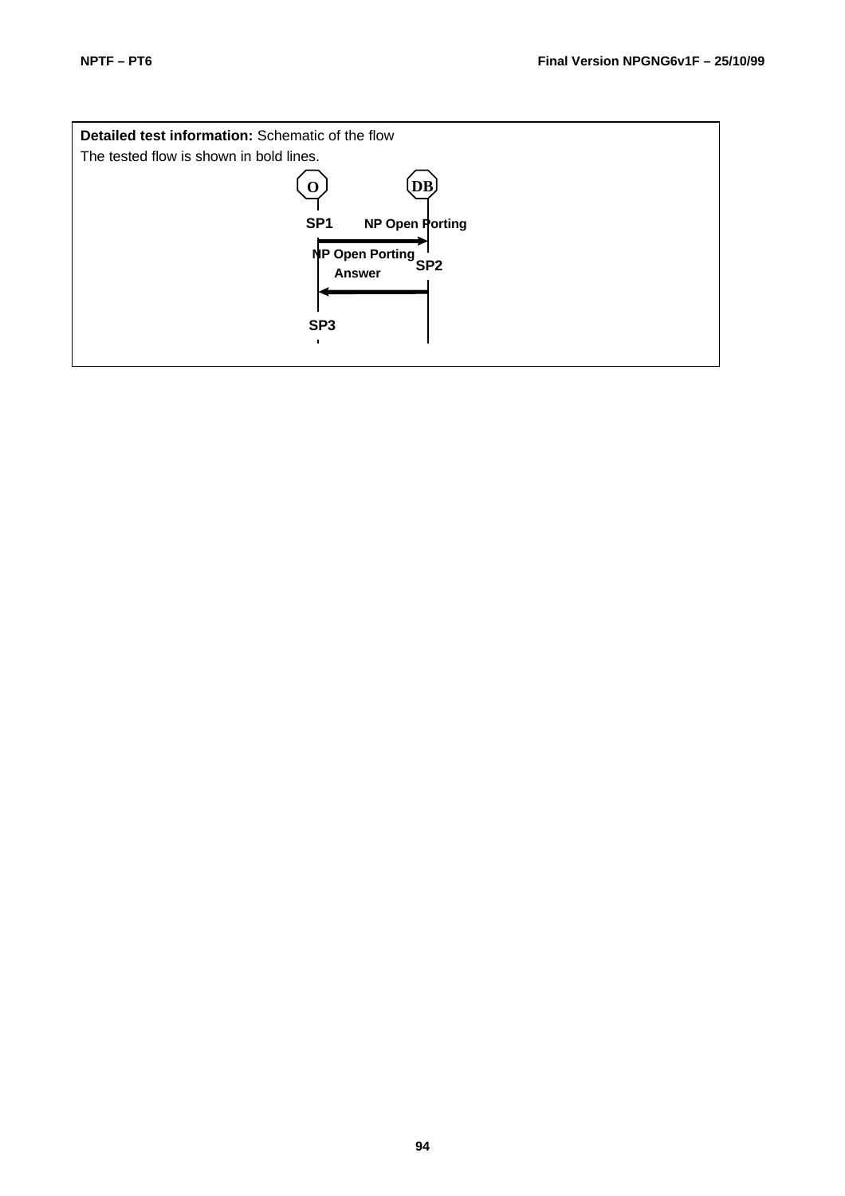**Detailed test information:** Schematic of the flow

The tested flow is shown in bold lines.

O — DB

SP1 — NP Open Porting → 

NP Open Porting Answer ← SP2

SP3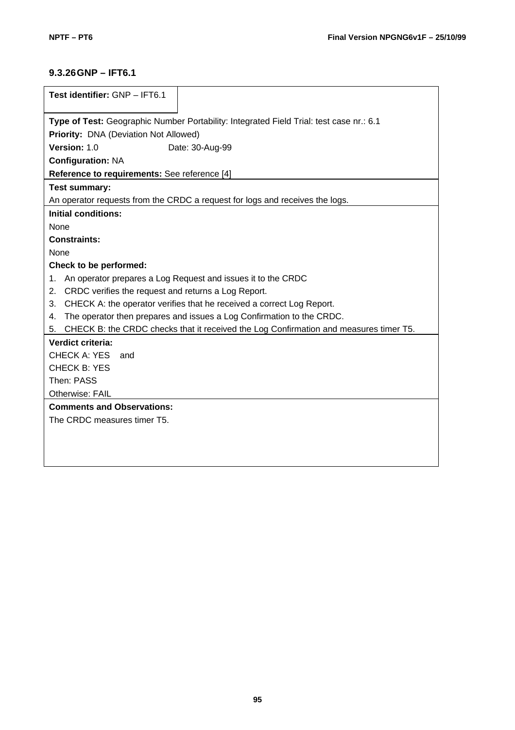### 9.3.26 GNP – IFT6.1

**Test identifier:** GNP – IFT6.1

**Type of Test:** Geographic Number Portability: Integrated Field Trial: test case nr.: 6.1

**Priority:** DNA (Deviation Not Allowed)

**Version:** 1.0 Date: 30-Aug-99

**Configuration:** NA

**Reference to requirements:** See reference [4]

**Test summary:**

An operator requests from the CRDC a request for logs and receives the logs.

**Initial conditions:**

None

**Constraints:**

None

**Check to be performed:**

1. An operator prepares a Log Request and issues it to the CRDC
2. CRDC verifies the request and returns a Log Report.
3. CHECK A: the operator verifies that he received a correct Log Report.
4. The operator then prepares and issues a Log Confirmation to the CRDC.
5. CHECK B: the CRDC checks that it received the Log Confirmation and measures timer T5.

**Verdict criteria:**

CHECK A: YES and

CHECK B: YES

Then: PASS

Otherwise: FAIL

**Comments and Observations:**

The CRDC measures timer T5.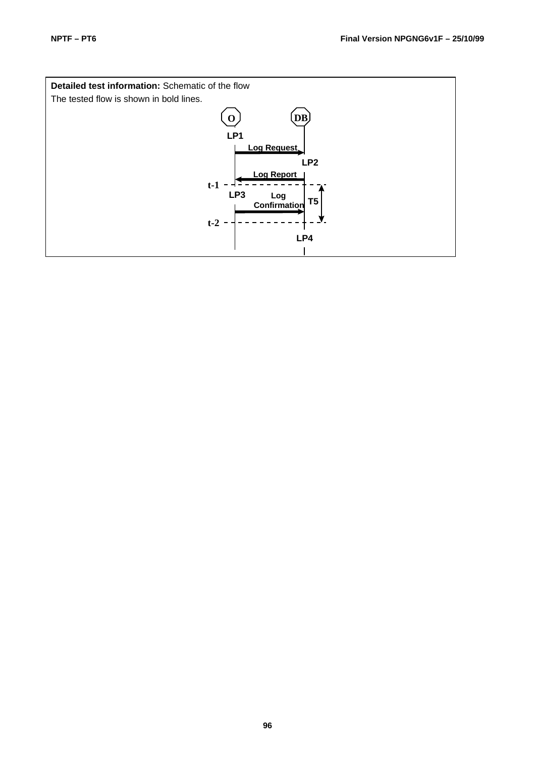**Detailed test information:** Schematic of the flow

The tested flow is shown in bold lines.

O DB

LP1

Log Request

LP2

Log Report

t-1

LP3 Log Confirmation T5

t-2

LP4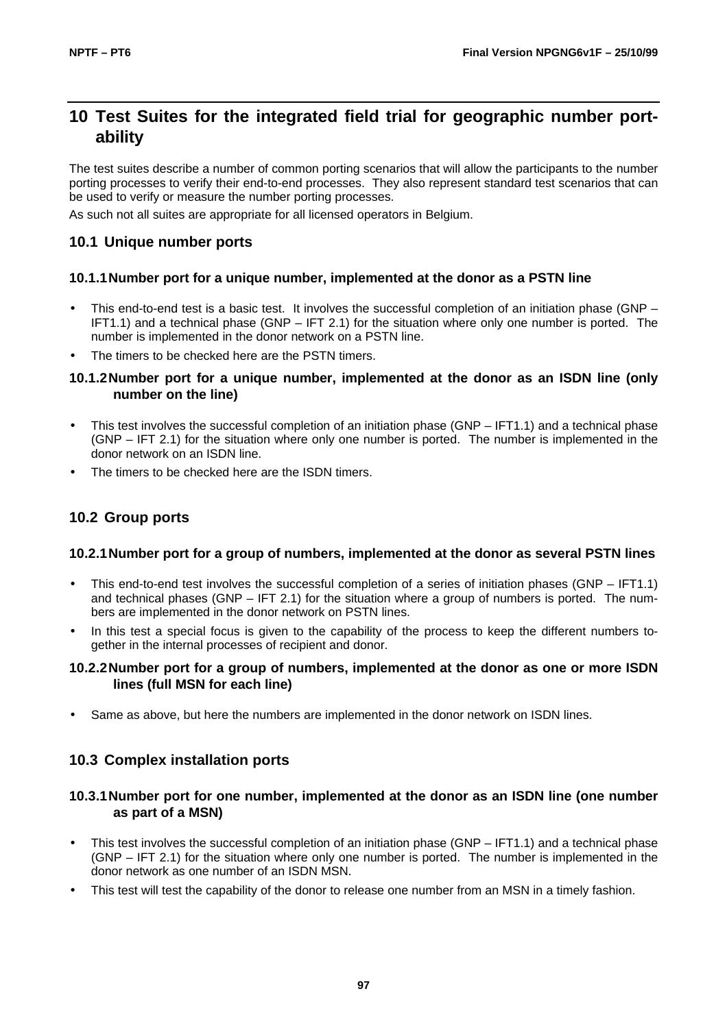# 10 Test Suites for the integrated field trial for geographic number portability

The test suites describe a number of common porting scenarios that will allow the participants to the number porting processes to verify their end-to-end processes. They also represent standard test scenarios that can be used to verify or measure the number porting processes.

As such not all suites are appropriate for all licensed operators in Belgium.

## 10.1 Unique number ports

### 10.1.1 Number port for a unique number, implemented at the donor as a PSTN line

- This end-to-end test is a basic test. It involves the successful completion of an initiation phase (GNP – IFT1.1) and a technical phase (GNP – IFT 2.1) for the situation where only one number is ported. The number is implemented in the donor network on a PSTN line.
- The timers to be checked here are the PSTN timers.

### 10.1.2 Number port for a unique number, implemented at the donor as an ISDN line (only number on the line)

- This test involves the successful completion of an initiation phase (GNP – IFT1.1) and a technical phase (GNP – IFT 2.1) for the situation where only one number is ported. The number is implemented in the donor network on an ISDN line.
- The timers to be checked here are the ISDN timers.

## 10.2 Group ports

### 10.2.1 Number port for a group of numbers, implemented at the donor as several PSTN lines

- This end-to-end test involves the successful completion of a series of initiation phases (GNP – IFT1.1) and technical phases (GNP – IFT 2.1) for the situation where a group of numbers is ported. The numbers are implemented in the donor network on PSTN lines.
- In this test a special focus is given to the capability of the process to keep the different numbers together in the internal processes of recipient and donor.

### 10.2.2 Number port for a group of numbers, implemented at the donor as one or more ISDN lines (full MSN for each line)

- Same as above, but here the numbers are implemented in the donor network on ISDN lines.

## 10.3 Complex installation ports

### 10.3.1 Number port for one number, implemented at the donor as an ISDN line (one number as part of a MSN)

- This test involves the successful completion of an initiation phase (GNP – IFT1.1) and a technical phase (GNP – IFT 2.1) for the situation where only one number is ported. The number is implemented in the donor network as one number of an ISDN MSN.
- This test will test the capability of the donor to release one number from an MSN in a timely fashion.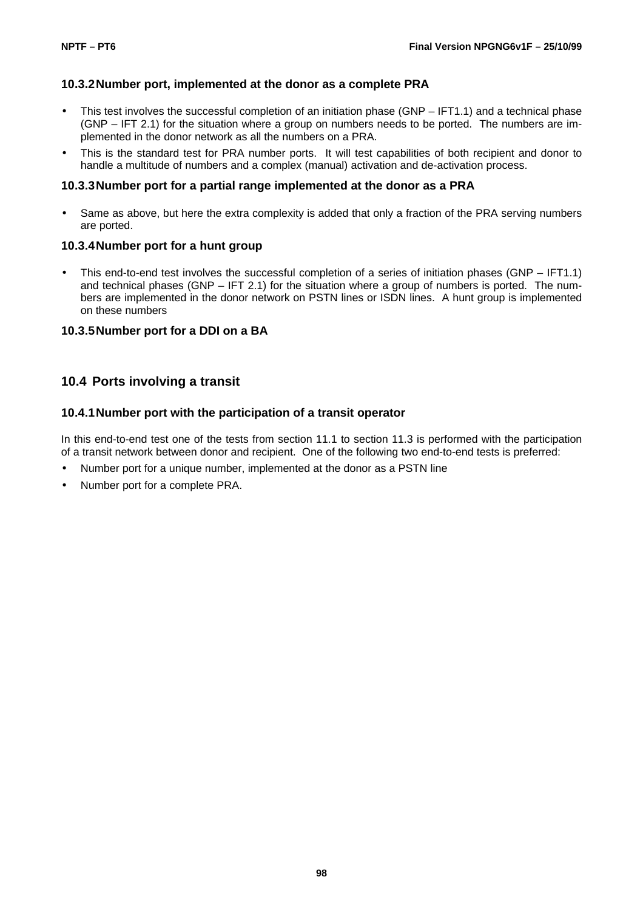### 10.3.2 Number port, implemented at the donor as a complete PRA

- This test involves the successful completion of an initiation phase (GNP – IFT1.1) and a technical phase (GNP – IFT 2.1) for the situation where a group on numbers needs to be ported. The numbers are implemented in the donor network as all the numbers on a PRA.
- This is the standard test for PRA number ports. It will test capabilities of both recipient and donor to handle a multitude of numbers and a complex (manual) activation and de-activation process.

### 10.3.3 Number port for a partial range implemented at the donor as a PRA

- Same as above, but here the extra complexity is added that only a fraction of the PRA serving numbers are ported.

### 10.3.4 Number port for a hunt group

- This end-to-end test involves the successful completion of a series of initiation phases (GNP – IFT1.1) and technical phases (GNP – IFT 2.1) for the situation where a group of numbers is ported. The numbers are implemented in the donor network on PSTN lines or ISDN lines. A hunt group is implemented on these numbers

### 10.3.5 Number port for a DDI on a BA

## 10.4 Ports involving a transit

### 10.4.1 Number port with the participation of a transit operator

In this end-to-end test one of the tests from section 11.1 to section 11.3 is performed with the participation of a transit network between donor and recipient. One of the following two end-to-end tests is preferred:

- Number port for a unique number, implemented at the donor as a PSTN line
- Number port for a complete PRA.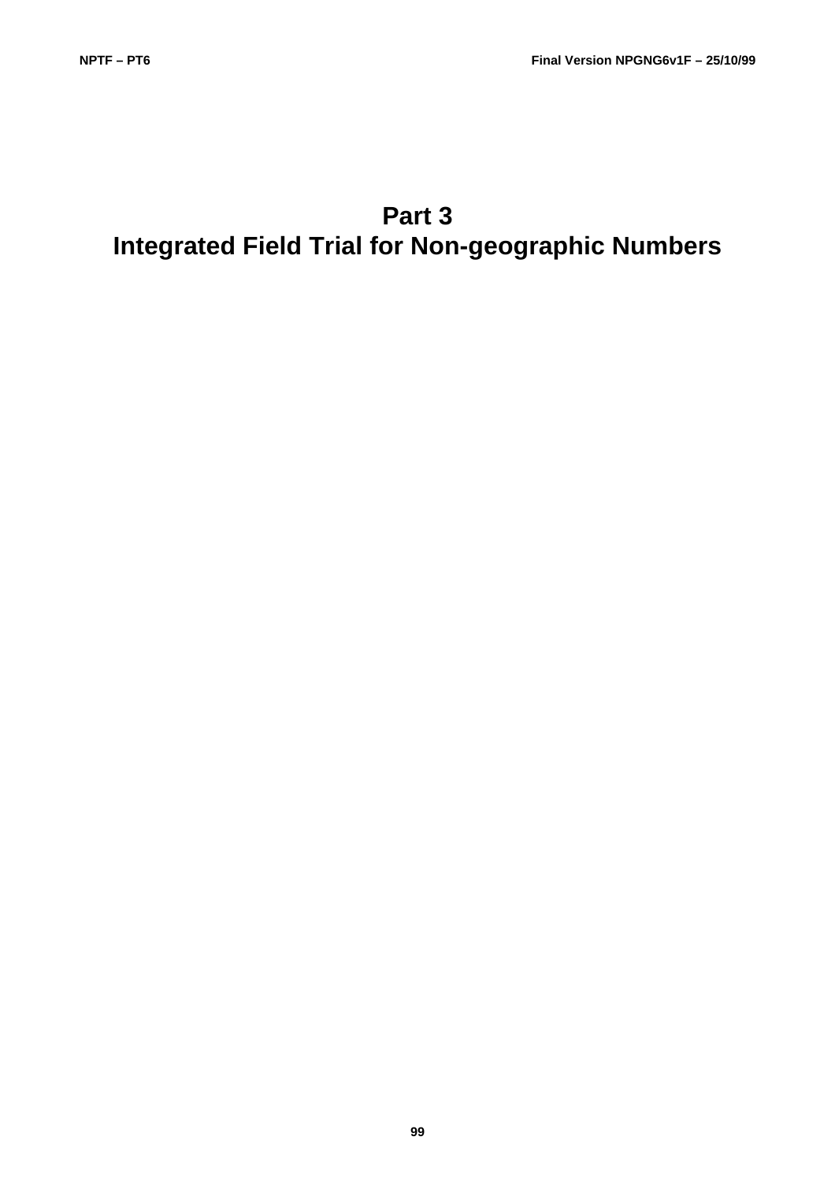# Part 3
# Integrated Field Trial for Non-geographic Numbers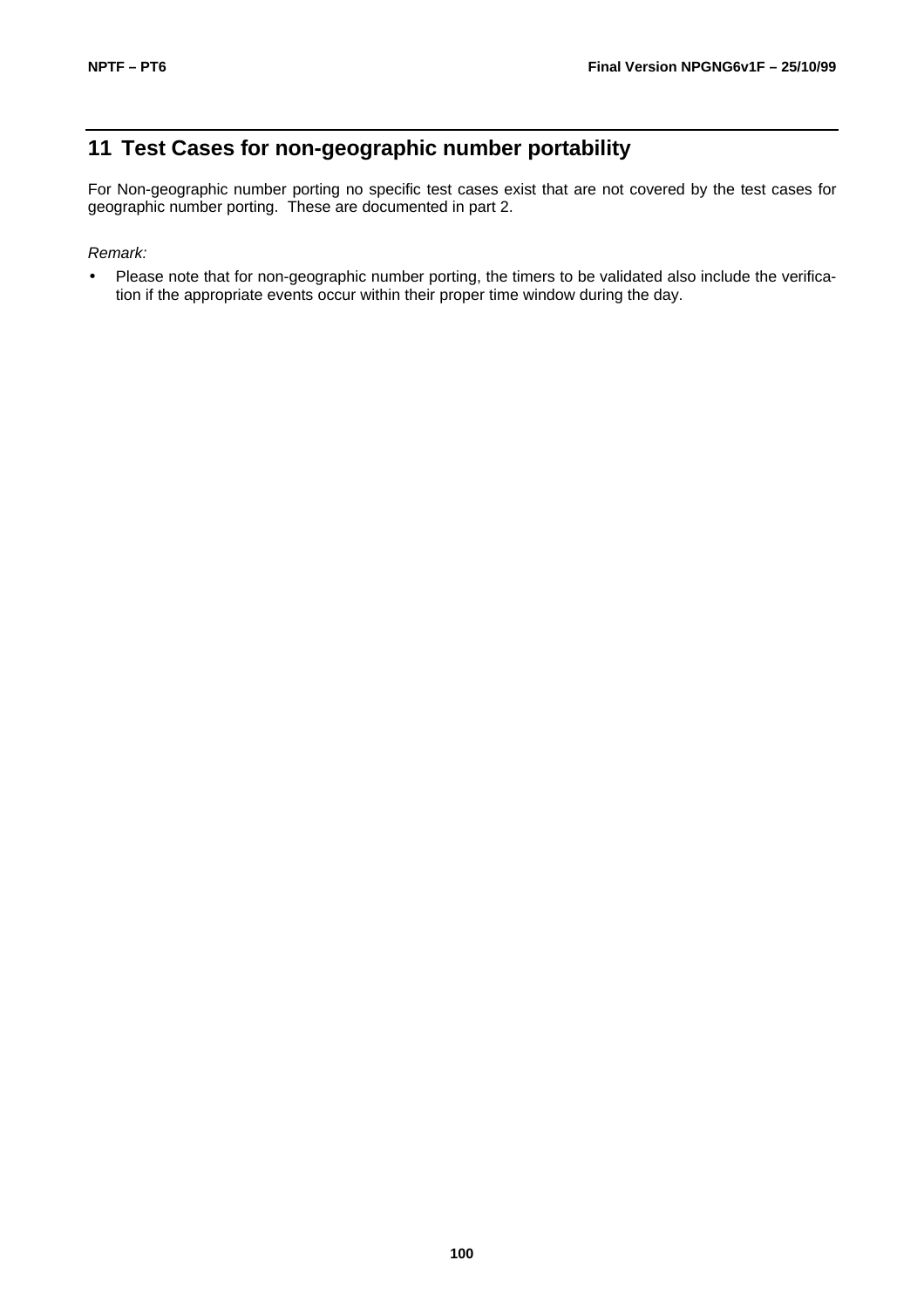# 11 Test Cases for non-geographic number portability

For Non-geographic number porting no specific test cases exist that are not covered by the test cases for geographic number porting. These are documented in part 2.

*Remark:*

- Please note that for non-geographic number porting, the timers to be validated also include the verification if the appropriate events occur within their proper time window during the day.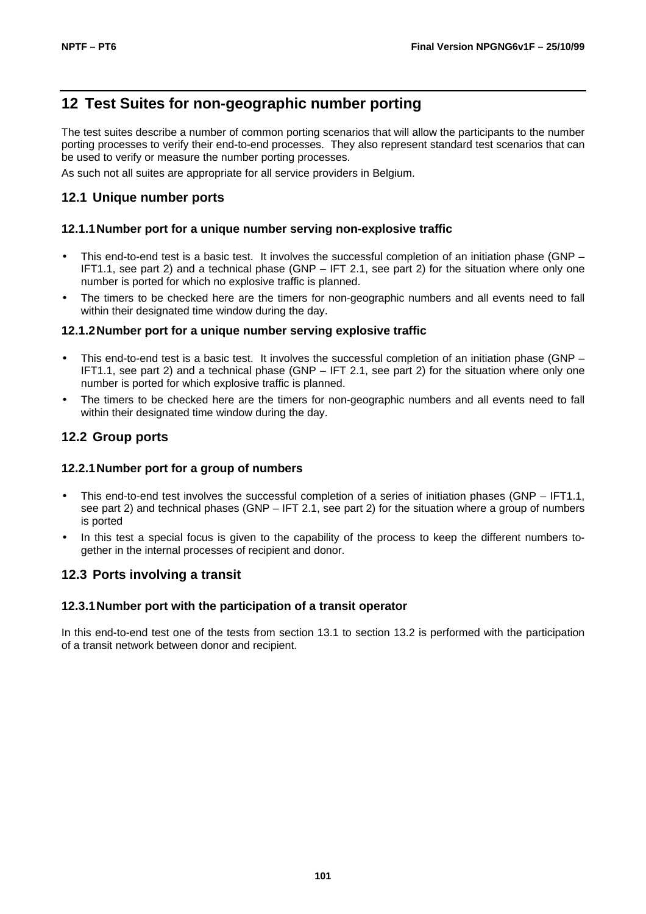# 12 Test Suites for non-geographic number porting

The test suites describe a number of common porting scenarios that will allow the participants to the number porting processes to verify their end-to-end processes. They also represent standard test scenarios that can be used to verify or measure the number porting processes.

As such not all suites are appropriate for all service providers in Belgium.

## 12.1 Unique number ports

### 12.1.1 Number port for a unique number serving non-explosive traffic

- This end-to-end test is a basic test. It involves the successful completion of an initiation phase (GNP – IFT1.1, see part 2) and a technical phase (GNP – IFT 2.1, see part 2) for the situation where only one number is ported for which no explosive traffic is planned.
- The timers to be checked here are the timers for non-geographic numbers and all events need to fall within their designated time window during the day.

### 12.1.2 Number port for a unique number serving explosive traffic

- This end-to-end test is a basic test. It involves the successful completion of an initiation phase (GNP – IFT1.1, see part 2) and a technical phase (GNP – IFT 2.1, see part 2) for the situation where only one number is ported for which explosive traffic is planned.
- The timers to be checked here are the timers for non-geographic numbers and all events need to fall within their designated time window during the day.

## 12.2 Group ports

### 12.2.1 Number port for a group of numbers

- This end-to-end test involves the successful completion of a series of initiation phases (GNP – IFT1.1, see part 2) and technical phases (GNP – IFT 2.1, see part 2) for the situation where a group of numbers is ported
- In this test a special focus is given to the capability of the process to keep the different numbers together in the internal processes of recipient and donor.

## 12.3 Ports involving a transit

### 12.3.1 Number port with the participation of a transit operator

In this end-to-end test one of the tests from section 13.1 to section 13.2 is performed with the participation of a transit network between donor and recipient.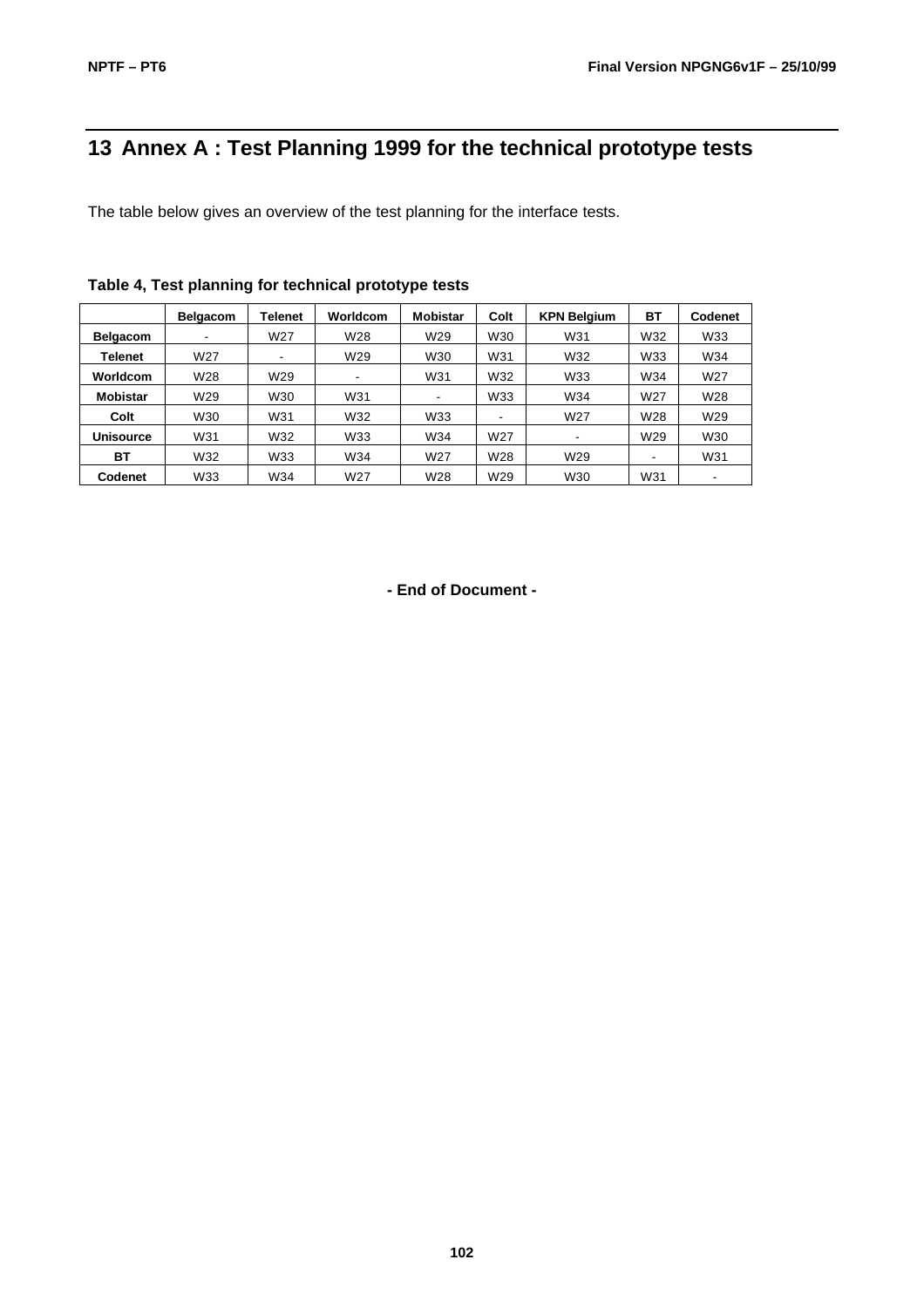# 13 Annex A : Test Planning 1999 for the technical prototype tests

The table below gives an overview of the test planning for the interface tests.

**Table 4, Test planning for technical prototype tests**

| | Belgacom | Telenet | Worldcom | Mobistar | Colt | KPN Belgium | BT | Codenet |
|---|---|---|---|---|---|---|---|---|
| **Belgacom** | - | W27 | W28 | W29 | W30 | W31 | W32 | W33 |
| **Telenet** | W27 | - | W29 | W30 | W31 | W32 | W33 | W34 |
| **Worldcom** | W28 | W29 | - | W31 | W32 | W33 | W34 | W27 |
| **Mobistar** | W29 | W30 | W31 | - | W33 | W34 | W27 | W28 |
| **Colt** | W30 | W31 | W32 | W33 | - | W27 | W28 | W29 |
| **Unisource** | W31 | W32 | W33 | W34 | W27 | - | W29 | W30 |
| **BT** | W32 | W33 | W34 | W27 | W28 | W29 | - | W31 |
| **Codenet** | W33 | W34 | W27 | W28 | W29 | W30 | W31 | - |

**- End of Document -**